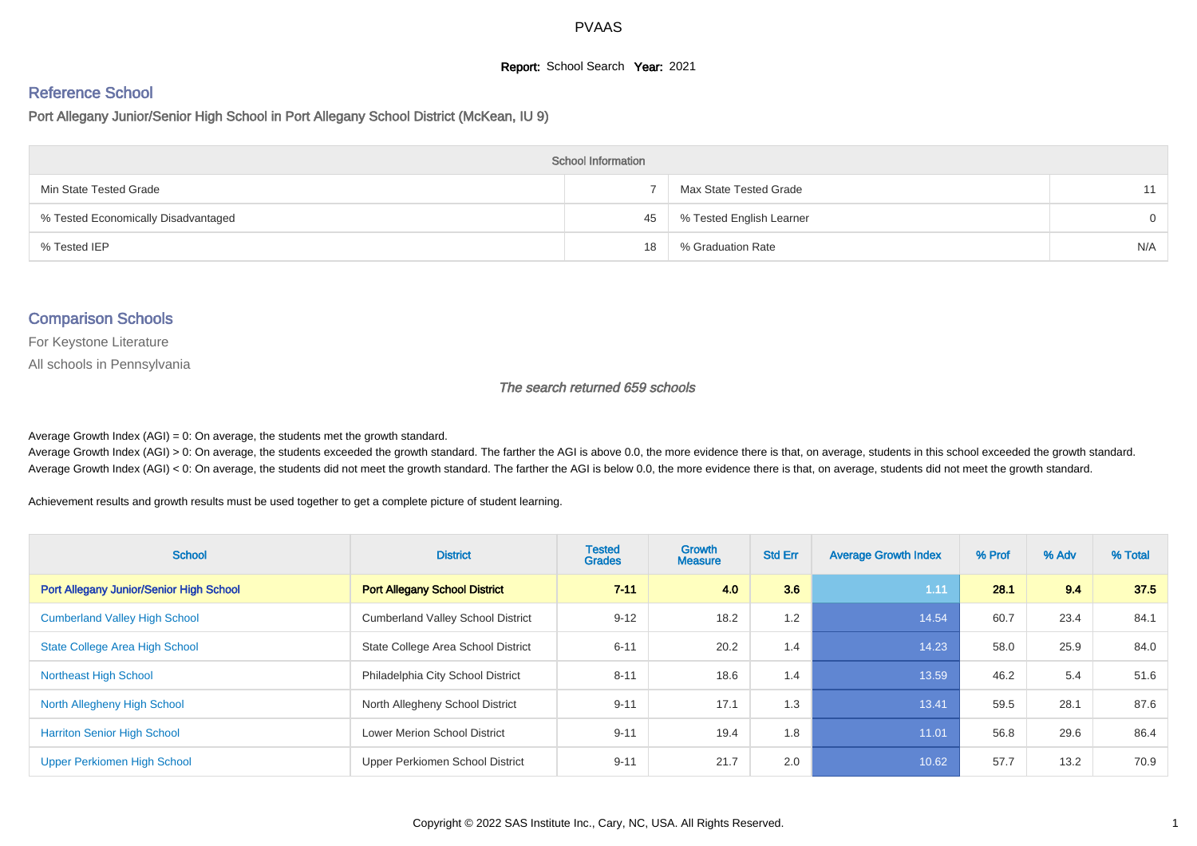PVAAS

**Report:** School Search **Year:** 2021

## Reference School

Port Allegany Junior/Senior High School in Port Allegany School District (McKean, IU 9)

| School Information | | | |
|---|---|---|---|
| Min State Tested Grade | 7 | Max State Tested Grade | 11 |
| % Tested Economically Disadvantaged | 45 | % Tested English Learner | 0 |
| % Tested IEP | 18 | % Graduation Rate | N/A |

## Comparison Schools

For Keystone Literature

All schools in Pennsylvania

*The search returned 659 schools*

Average Growth Index (AGI) = 0: On average, the students met the growth standard.
Average Growth Index (AGI) > 0: On average, the students exceeded the growth standard. The farther the AGI is above 0.0, the more evidence there is that, on average, students in this school exceeded the growth standard.
Average Growth Index (AGI) < 0: On average, the students did not meet the growth standard. The farther the AGI is below 0.0, the more evidence there is that, on average, students did not meet the growth standard.

Achievement results and growth results must be used together to get a complete picture of student learning.

| School | District | Tested Grades | Growth Measure | Std Err | Average Growth Index | % Prof | % Adv | % Total |
|---|---|---|---|---|---|---|---|---|
| **Port Allegany Junior/Senior High School** | **Port Allegany School District** | **7-11** | **4.0** | **3.6** | 1.11 | **28.1** | **9.4** | **37.5** |
| Cumberland Valley High School | Cumberland Valley School District | 9-12 | 18.2 | 1.2 | 14.54 | 60.7 | 23.4 | 84.1 |
| State College Area High School | State College Area School District | 6-11 | 20.2 | 1.4 | 14.23 | 58.0 | 25.9 | 84.0 |
| Northeast High School | Philadelphia City School District | 8-11 | 18.6 | 1.4 | 13.59 | 46.2 | 5.4 | 51.6 |
| North Allegheny High School | North Allegheny School District | 9-11 | 17.1 | 1.3 | 13.41 | 59.5 | 28.1 | 87.6 |
| Harriton Senior High School | Lower Merion School District | 9-11 | 19.4 | 1.8 | 11.01 | 56.8 | 29.6 | 86.4 |
| Upper Perkiomen High School | Upper Perkiomen School District | 9-11 | 21.7 | 2.0 | 10.62 | 57.7 | 13.2 | 70.9 |

Copyright © 2022 SAS Institute Inc., Cary, NC, USA. All Rights Reserved.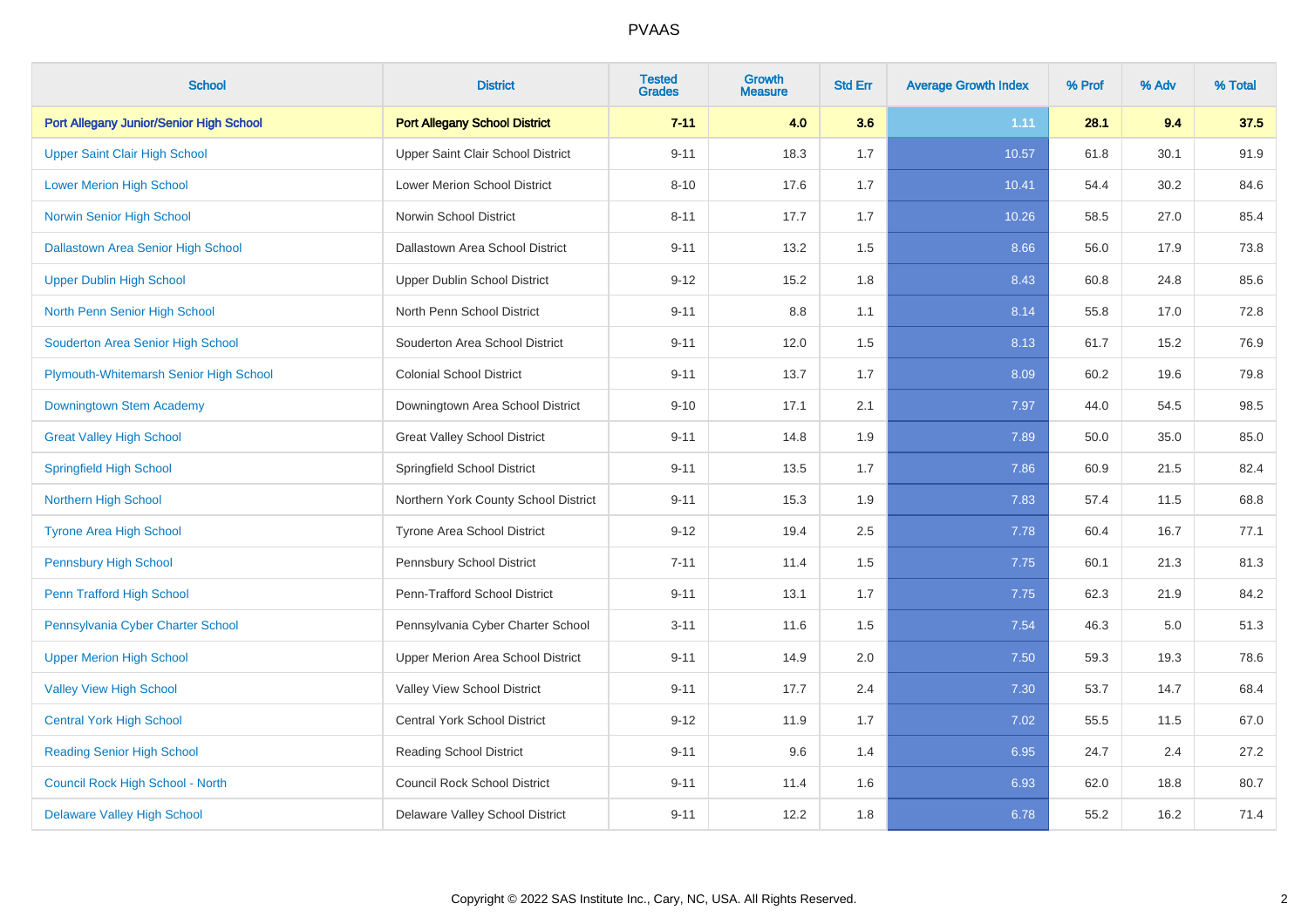| School | District | Tested Grades | Growth Measure | Std Err | Average Growth Index | % Prof | % Adv | % Total |
|---|---|---|---|---|---|---|---|---|
| **Port Allegany Junior/Senior High School** | **Port Allegany School District** | **7-11** | **4.0** | **3.6** | **1.11** | **28.1** | **9.4** | **37.5** |
| Upper Saint Clair High School | Upper Saint Clair School District | 9-11 | 18.3 | 1.7 | 10.57 | 61.8 | 30.1 | 91.9 |
| Lower Merion High School | Lower Merion School District | 8-10 | 17.6 | 1.7 | 10.41 | 54.4 | 30.2 | 84.6 |
| Norwin Senior High School | Norwin School District | 8-11 | 17.7 | 1.7 | 10.26 | 58.5 | 27.0 | 85.4 |
| Dallastown Area Senior High School | Dallastown Area School District | 9-11 | 13.2 | 1.5 | 8.66 | 56.0 | 17.9 | 73.8 |
| Upper Dublin High School | Upper Dublin School District | 9-12 | 15.2 | 1.8 | 8.43 | 60.8 | 24.8 | 85.6 |
| North Penn Senior High School | North Penn School District | 9-11 | 8.8 | 1.1 | 8.14 | 55.8 | 17.0 | 72.8 |
| Souderton Area Senior High School | Souderton Area School District | 9-11 | 12.0 | 1.5 | 8.13 | 61.7 | 15.2 | 76.9 |
| Plymouth-Whitemarsh Senior High School | Colonial School District | 9-11 | 13.7 | 1.7 | 8.09 | 60.2 | 19.6 | 79.8 |
| Downingtown Stem Academy | Downingtown Area School District | 9-10 | 17.1 | 2.1 | 7.97 | 44.0 | 54.5 | 98.5 |
| Great Valley High School | Great Valley School District | 9-11 | 14.8 | 1.9 | 7.89 | 50.0 | 35.0 | 85.0 |
| Springfield High School | Springfield School District | 9-11 | 13.5 | 1.7 | 7.86 | 60.9 | 21.5 | 82.4 |
| Northern High School | Northern York County School District | 9-11 | 15.3 | 1.9 | 7.83 | 57.4 | 11.5 | 68.8 |
| Tyrone Area High School | Tyrone Area School District | 9-12 | 19.4 | 2.5 | 7.78 | 60.4 | 16.7 | 77.1 |
| Pennsbury High School | Pennsbury School District | 7-11 | 11.4 | 1.5 | 7.75 | 60.1 | 21.3 | 81.3 |
| Penn Trafford High School | Penn-Trafford School District | 9-11 | 13.1 | 1.7 | 7.75 | 62.3 | 21.9 | 84.2 |
| Pennsylvania Cyber Charter School | Pennsylvania Cyber Charter School | 3-11 | 11.6 | 1.5 | 7.54 | 46.3 | 5.0 | 51.3 |
| Upper Merion High School | Upper Merion Area School District | 9-11 | 14.9 | 2.0 | 7.50 | 59.3 | 19.3 | 78.6 |
| Valley View High School | Valley View School District | 9-11 | 17.7 | 2.4 | 7.30 | 53.7 | 14.7 | 68.4 |
| Central York High School | Central York School District | 9-12 | 11.9 | 1.7 | 7.02 | 55.5 | 11.5 | 67.0 |
| Reading Senior High School | Reading School District | 9-11 | 9.6 | 1.4 | 6.95 | 24.7 | 2.4 | 27.2 |
| Council Rock High School - North | Council Rock School District | 9-11 | 11.4 | 1.6 | 6.93 | 62.0 | 18.8 | 80.7 |
| Delaware Valley High School | Delaware Valley School District | 9-11 | 12.2 | 1.8 | 6.78 | 55.2 | 16.2 | 71.4 |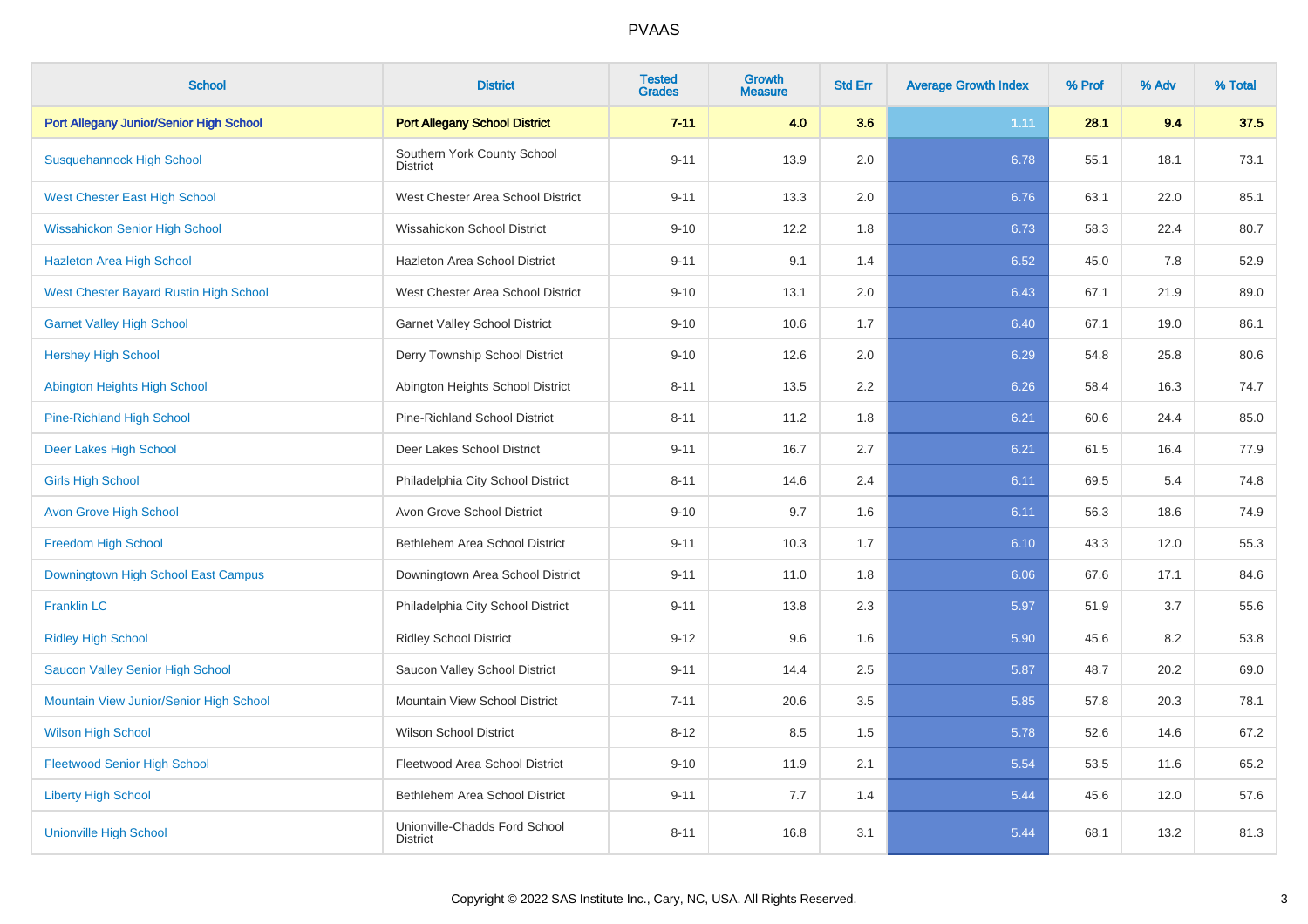# PVAAS

| School | District | Tested Grades | Growth Measure | Std Err | Average Growth Index | % Prof | % Adv | % Total |
|---|---|---|---|---|---|---|---|---|
| **Port Allegany Junior/Senior High School** | **Port Allegany School District** | **7-11** | **4.0** | **3.6** | **1.11** | **28.1** | **9.4** | **37.5** |
| Susquehannock High School | Southern York County School District | 9-11 | 13.9 | 2.0 | 6.78 | 55.1 | 18.1 | 73.1 |
| West Chester East High School | West Chester Area School District | 9-11 | 13.3 | 2.0 | 6.76 | 63.1 | 22.0 | 85.1 |
| Wissahickon Senior High School | Wissahickon School District | 9-10 | 12.2 | 1.8 | 6.73 | 58.3 | 22.4 | 80.7 |
| Hazleton Area High School | Hazleton Area School District | 9-11 | 9.1 | 1.4 | 6.52 | 45.0 | 7.8 | 52.9 |
| West Chester Bayard Rustin High School | West Chester Area School District | 9-10 | 13.1 | 2.0 | 6.43 | 67.1 | 21.9 | 89.0 |
| Garnet Valley High School | Garnet Valley School District | 9-10 | 10.6 | 1.7 | 6.40 | 67.1 | 19.0 | 86.1 |
| Hershey High School | Derry Township School District | 9-10 | 12.6 | 2.0 | 6.29 | 54.8 | 25.8 | 80.6 |
| Abington Heights High School | Abington Heights School District | 8-11 | 13.5 | 2.2 | 6.26 | 58.4 | 16.3 | 74.7 |
| Pine-Richland High School | Pine-Richland School District | 8-11 | 11.2 | 1.8 | 6.21 | 60.6 | 24.4 | 85.0 |
| Deer Lakes High School | Deer Lakes School District | 9-11 | 16.7 | 2.7 | 6.21 | 61.5 | 16.4 | 77.9 |
| Girls High School | Philadelphia City School District | 8-11 | 14.6 | 2.4 | 6.11 | 69.5 | 5.4 | 74.8 |
| Avon Grove High School | Avon Grove School District | 9-10 | 9.7 | 1.6 | 6.11 | 56.3 | 18.6 | 74.9 |
| Freedom High School | Bethlehem Area School District | 9-11 | 10.3 | 1.7 | 6.10 | 43.3 | 12.0 | 55.3 |
| Downingtown High School East Campus | Downingtown Area School District | 9-11 | 11.0 | 1.8 | 6.06 | 67.6 | 17.1 | 84.6 |
| Franklin LC | Philadelphia City School District | 9-11 | 13.8 | 2.3 | 5.97 | 51.9 | 3.7 | 55.6 |
| Ridley High School | Ridley School District | 9-12 | 9.6 | 1.6 | 5.90 | 45.6 | 8.2 | 53.8 |
| Saucon Valley Senior High School | Saucon Valley School District | 9-11 | 14.4 | 2.5 | 5.87 | 48.7 | 20.2 | 69.0 |
| Mountain View Junior/Senior High School | Mountain View School District | 7-11 | 20.6 | 3.5 | 5.85 | 57.8 | 20.3 | 78.1 |
| Wilson High School | Wilson School District | 8-12 | 8.5 | 1.5 | 5.78 | 52.6 | 14.6 | 67.2 |
| Fleetwood Senior High School | Fleetwood Area School District | 9-10 | 11.9 | 2.1 | 5.54 | 53.5 | 11.6 | 65.2 |
| Liberty High School | Bethlehem Area School District | 9-11 | 7.7 | 1.4 | 5.44 | 45.6 | 12.0 | 57.6 |
| Unionville High School | Unionville-Chadds Ford School District | 8-11 | 16.8 | 3.1 | 5.44 | 68.1 | 13.2 | 81.3 |

Copyright © 2022 SAS Institute Inc., Cary, NC, USA. All Rights Reserved.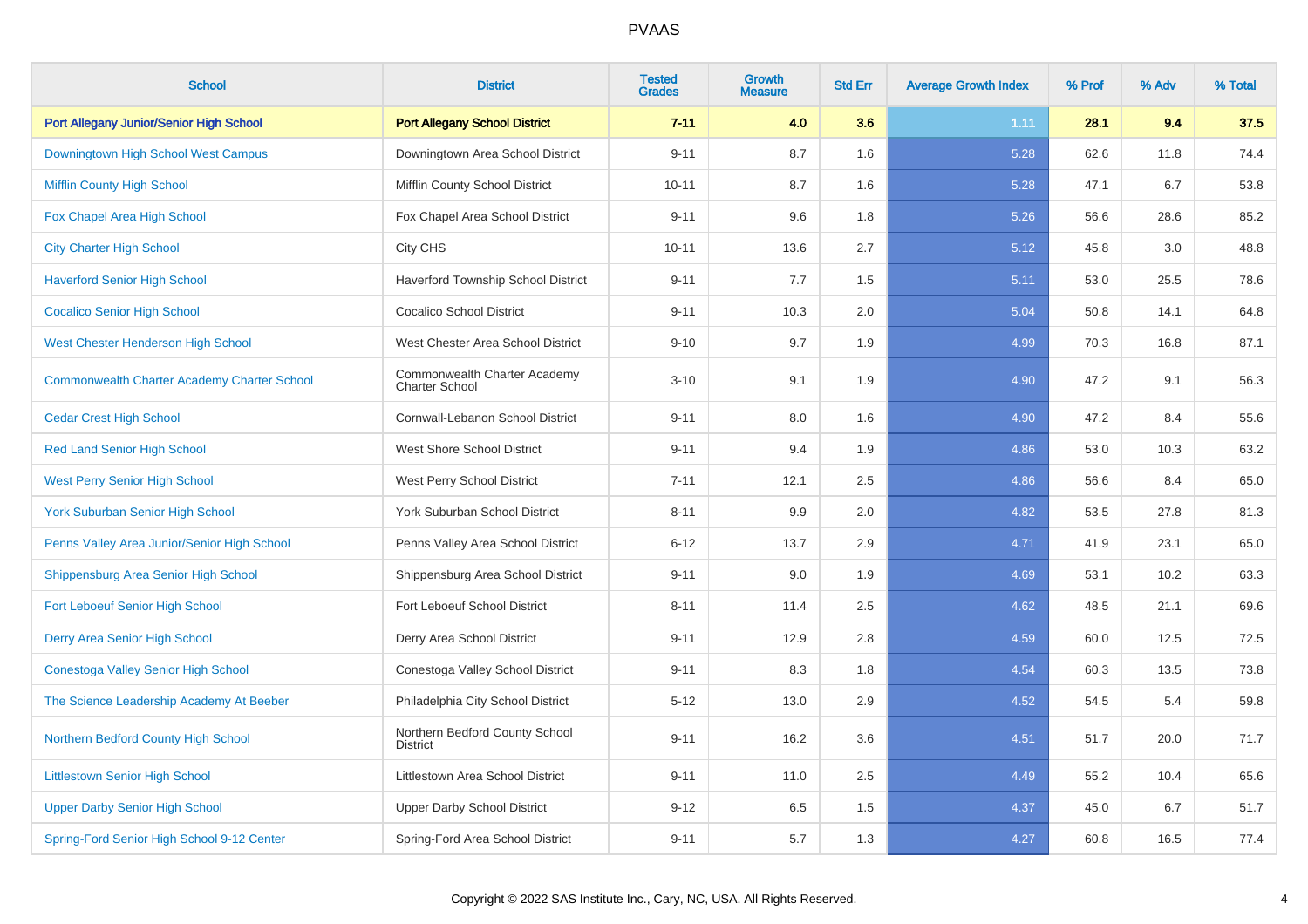| School | District | Tested Grades | Growth Measure | Std Err | Average Growth Index | % Prof | % Adv | % Total |
|---|---|---|---|---|---|---|---|---|
| **Port Allegany Junior/Senior High School** | **Port Allegany School District** | **7-11** | **4.0** | **3.6** | **1.11** | **28.1** | **9.4** | **37.5** |
| Downingtown High School West Campus | Downingtown Area School District | 9-11 | 8.7 | 1.6 | 5.28 | 62.6 | 11.8 | 74.4 |
| Mifflin County High School | Mifflin County School District | 10-11 | 8.7 | 1.6 | 5.28 | 47.1 | 6.7 | 53.8 |
| Fox Chapel Area High School | Fox Chapel Area School District | 9-11 | 9.6 | 1.8 | 5.26 | 56.6 | 28.6 | 85.2 |
| City Charter High School | City CHS | 10-11 | 13.6 | 2.7 | 5.12 | 45.8 | 3.0 | 48.8 |
| Haverford Senior High School | Haverford Township School District | 9-11 | 7.7 | 1.5 | 5.11 | 53.0 | 25.5 | 78.6 |
| Cocalico Senior High School | Cocalico School District | 9-11 | 10.3 | 2.0 | 5.04 | 50.8 | 14.1 | 64.8 |
| West Chester Henderson High School | West Chester Area School District | 9-10 | 9.7 | 1.9 | 4.99 | 70.3 | 16.8 | 87.1 |
| Commonwealth Charter Academy Charter School | Commonwealth Charter Academy Charter School | 3-10 | 9.1 | 1.9 | 4.90 | 47.2 | 9.1 | 56.3 |
| Cedar Crest High School | Cornwall-Lebanon School District | 9-11 | 8.0 | 1.6 | 4.90 | 47.2 | 8.4 | 55.6 |
| Red Land Senior High School | West Shore School District | 9-11 | 9.4 | 1.9 | 4.86 | 53.0 | 10.3 | 63.2 |
| West Perry Senior High School | West Perry School District | 7-11 | 12.1 | 2.5 | 4.86 | 56.6 | 8.4 | 65.0 |
| York Suburban Senior High School | York Suburban School District | 8-11 | 9.9 | 2.0 | 4.82 | 53.5 | 27.8 | 81.3 |
| Penns Valley Area Junior/Senior High School | Penns Valley Area School District | 6-12 | 13.7 | 2.9 | 4.71 | 41.9 | 23.1 | 65.0 |
| Shippensburg Area Senior High School | Shippensburg Area School District | 9-11 | 9.0 | 1.9 | 4.69 | 53.1 | 10.2 | 63.3 |
| Fort Leboeuf Senior High School | Fort Leboeuf School District | 8-11 | 11.4 | 2.5 | 4.62 | 48.5 | 21.1 | 69.6 |
| Derry Area Senior High School | Derry Area School District | 9-11 | 12.9 | 2.8 | 4.59 | 60.0 | 12.5 | 72.5 |
| Conestoga Valley Senior High School | Conestoga Valley School District | 9-11 | 8.3 | 1.8 | 4.54 | 60.3 | 13.5 | 73.8 |
| The Science Leadership Academy At Beeber | Philadelphia City School District | 5-12 | 13.0 | 2.9 | 4.52 | 54.5 | 5.4 | 59.8 |
| Northern Bedford County High School | Northern Bedford County School District | 9-11 | 16.2 | 3.6 | 4.51 | 51.7 | 20.0 | 71.7 |
| Littlestown Senior High School | Littlestown Area School District | 9-11 | 11.0 | 2.5 | 4.49 | 55.2 | 10.4 | 65.6 |
| Upper Darby Senior High School | Upper Darby School District | 9-12 | 6.5 | 1.5 | 4.37 | 45.0 | 6.7 | 51.7 |
| Spring-Ford Senior High School 9-12 Center | Spring-Ford Area School District | 9-11 | 5.7 | 1.3 | 4.27 | 60.8 | 16.5 | 77.4 |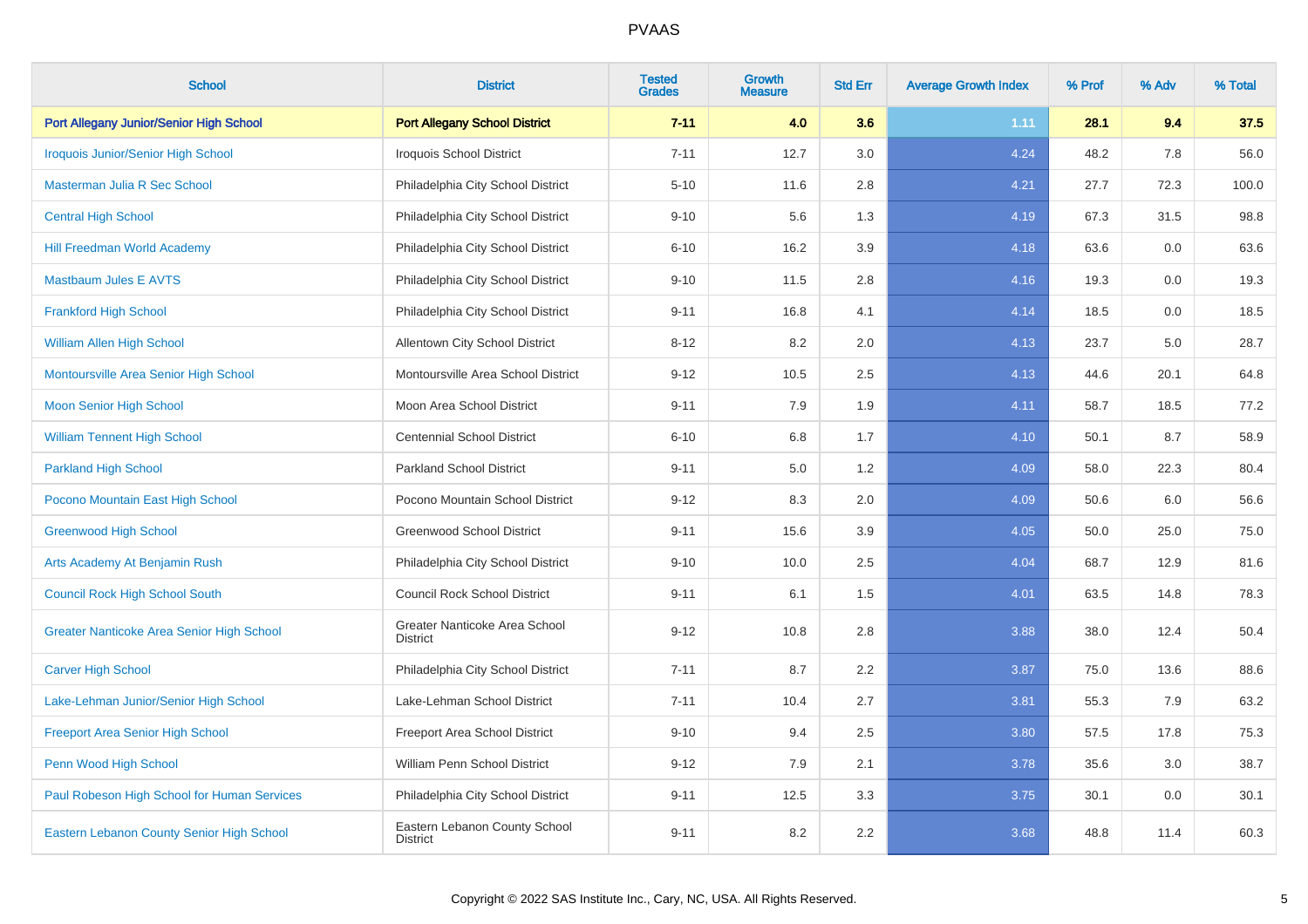| School | District | Tested Grades | Growth Measure | Std Err | Average Growth Index | % Prof | % Adv | % Total |
|---|---|---|---|---|---|---|---|---|
| **Port Allegany Junior/Senior High School** | **Port Allegany School District** | **7-11** | **4.0** | **3.6** | **1.11** | **28.1** | **9.4** | **37.5** |
| Iroquois Junior/Senior High School | Iroquois School District | 7-11 | 12.7 | 3.0 | 4.24 | 48.2 | 7.8 | 56.0 |
| Masterman Julia R Sec School | Philadelphia City School District | 5-10 | 11.6 | 2.8 | 4.21 | 27.7 | 72.3 | 100.0 |
| Central High School | Philadelphia City School District | 9-10 | 5.6 | 1.3 | 4.19 | 67.3 | 31.5 | 98.8 |
| Hill Freedman World Academy | Philadelphia City School District | 6-10 | 16.2 | 3.9 | 4.18 | 63.6 | 0.0 | 63.6 |
| Mastbaum Jules E AVTS | Philadelphia City School District | 9-10 | 11.5 | 2.8 | 4.16 | 19.3 | 0.0 | 19.3 |
| Frankford High School | Philadelphia City School District | 9-11 | 16.8 | 4.1 | 4.14 | 18.5 | 0.0 | 18.5 |
| William Allen High School | Allentown City School District | 8-12 | 8.2 | 2.0 | 4.13 | 23.7 | 5.0 | 28.7 |
| Montoursville Area Senior High School | Montoursville Area School District | 9-12 | 10.5 | 2.5 | 4.13 | 44.6 | 20.1 | 64.8 |
| Moon Senior High School | Moon Area School District | 9-11 | 7.9 | 1.9 | 4.11 | 58.7 | 18.5 | 77.2 |
| William Tennent High School | Centennial School District | 6-10 | 6.8 | 1.7 | 4.10 | 50.1 | 8.7 | 58.9 |
| Parkland High School | Parkland School District | 9-11 | 5.0 | 1.2 | 4.09 | 58.0 | 22.3 | 80.4 |
| Pocono Mountain East High School | Pocono Mountain School District | 9-12 | 8.3 | 2.0 | 4.09 | 50.6 | 6.0 | 56.6 |
| Greenwood High School | Greenwood School District | 9-11 | 15.6 | 3.9 | 4.05 | 50.0 | 25.0 | 75.0 |
| Arts Academy At Benjamin Rush | Philadelphia City School District | 9-10 | 10.0 | 2.5 | 4.04 | 68.7 | 12.9 | 81.6 |
| Council Rock High School South | Council Rock School District | 9-11 | 6.1 | 1.5 | 4.01 | 63.5 | 14.8 | 78.3 |
| Greater Nanticoke Area Senior High School | Greater Nanticoke Area School District | 9-12 | 10.8 | 2.8 | 3.88 | 38.0 | 12.4 | 50.4 |
| Carver High School | Philadelphia City School District | 7-11 | 8.7 | 2.2 | 3.87 | 75.0 | 13.6 | 88.6 |
| Lake-Lehman Junior/Senior High School | Lake-Lehman School District | 7-11 | 10.4 | 2.7 | 3.81 | 55.3 | 7.9 | 63.2 |
| Freeport Area Senior High School | Freeport Area School District | 9-10 | 9.4 | 2.5 | 3.80 | 57.5 | 17.8 | 75.3 |
| Penn Wood High School | William Penn School District | 9-12 | 7.9 | 2.1 | 3.78 | 35.6 | 3.0 | 38.7 |
| Paul Robeson High School for Human Services | Philadelphia City School District | 9-11 | 12.5 | 3.3 | 3.75 | 30.1 | 0.0 | 30.1 |
| Eastern Lebanon County Senior High School | Eastern Lebanon County School District | 9-11 | 8.2 | 2.2 | 3.68 | 48.8 | 11.4 | 60.3 |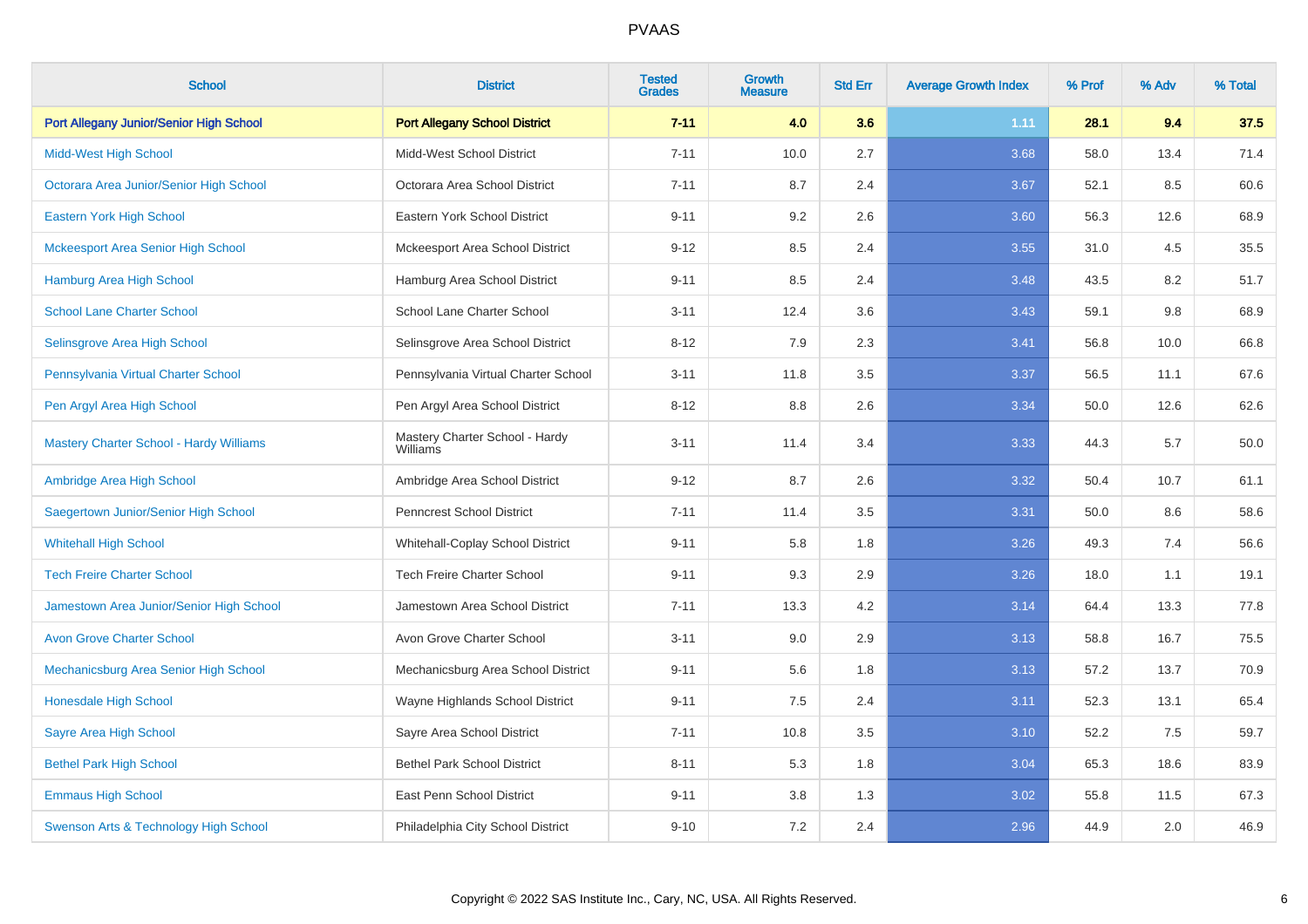| School | District | Tested Grades | Growth Measure | Std Err | Average Growth Index | % Prof | % Adv | % Total |
|---|---|---|---|---|---|---|---|---|
| **Port Allegany Junior/Senior High School** | **Port Allegany School District** | **7-11** | **4.0** | **3.6** | **1.11** | **28.1** | **9.4** | **37.5** |
| Midd-West High School | Midd-West School District | 7-11 | 10.0 | 2.7 | 3.68 | 58.0 | 13.4 | 71.4 |
| Octorara Area Junior/Senior High School | Octorara Area School District | 7-11 | 8.7 | 2.4 | 3.67 | 52.1 | 8.5 | 60.6 |
| Eastern York High School | Eastern York School District | 9-11 | 9.2 | 2.6 | 3.60 | 56.3 | 12.6 | 68.9 |
| Mckeesport Area Senior High School | Mckeesport Area School District | 9-12 | 8.5 | 2.4 | 3.55 | 31.0 | 4.5 | 35.5 |
| Hamburg Area High School | Hamburg Area School District | 9-11 | 8.5 | 2.4 | 3.48 | 43.5 | 8.2 | 51.7 |
| School Lane Charter School | School Lane Charter School | 3-11 | 12.4 | 3.6 | 3.43 | 59.1 | 9.8 | 68.9 |
| Selinsgrove Area High School | Selinsgrove Area School District | 8-12 | 7.9 | 2.3 | 3.41 | 56.8 | 10.0 | 66.8 |
| Pennsylvania Virtual Charter School | Pennsylvania Virtual Charter School | 3-11 | 11.8 | 3.5 | 3.37 | 56.5 | 11.1 | 67.6 |
| Pen Argyl Area High School | Pen Argyl Area School District | 8-12 | 8.8 | 2.6 | 3.34 | 50.0 | 12.6 | 62.6 |
| Mastery Charter School - Hardy Williams | Mastery Charter School - Hardy Williams | 3-11 | 11.4 | 3.4 | 3.33 | 44.3 | 5.7 | 50.0 |
| Ambridge Area High School | Ambridge Area School District | 9-12 | 8.7 | 2.6 | 3.32 | 50.4 | 10.7 | 61.1 |
| Saegertown Junior/Senior High School | Penncrest School District | 7-11 | 11.4 | 3.5 | 3.31 | 50.0 | 8.6 | 58.6 |
| Whitehall High School | Whitehall-Coplay School District | 9-11 | 5.8 | 1.8 | 3.26 | 49.3 | 7.4 | 56.6 |
| Tech Freire Charter School | Tech Freire Charter School | 9-11 | 9.3 | 2.9 | 3.26 | 18.0 | 1.1 | 19.1 |
| Jamestown Area Junior/Senior High School | Jamestown Area School District | 7-11 | 13.3 | 4.2 | 3.14 | 64.4 | 13.3 | 77.8 |
| Avon Grove Charter School | Avon Grove Charter School | 3-11 | 9.0 | 2.9 | 3.13 | 58.8 | 16.7 | 75.5 |
| Mechanicsburg Area Senior High School | Mechanicsburg Area School District | 9-11 | 5.6 | 1.8 | 3.13 | 57.2 | 13.7 | 70.9 |
| Honesdale High School | Wayne Highlands School District | 9-11 | 7.5 | 2.4 | 3.11 | 52.3 | 13.1 | 65.4 |
| Sayre Area High School | Sayre Area School District | 7-11 | 10.8 | 3.5 | 3.10 | 52.2 | 7.5 | 59.7 |
| Bethel Park High School | Bethel Park School District | 8-11 | 5.3 | 1.8 | 3.04 | 65.3 | 18.6 | 83.9 |
| Emmaus High School | East Penn School District | 9-11 | 3.8 | 1.3 | 3.02 | 55.8 | 11.5 | 67.3 |
| Swenson Arts & Technology High School | Philadelphia City School District | 9-10 | 7.2 | 2.4 | 2.96 | 44.9 | 2.0 | 46.9 |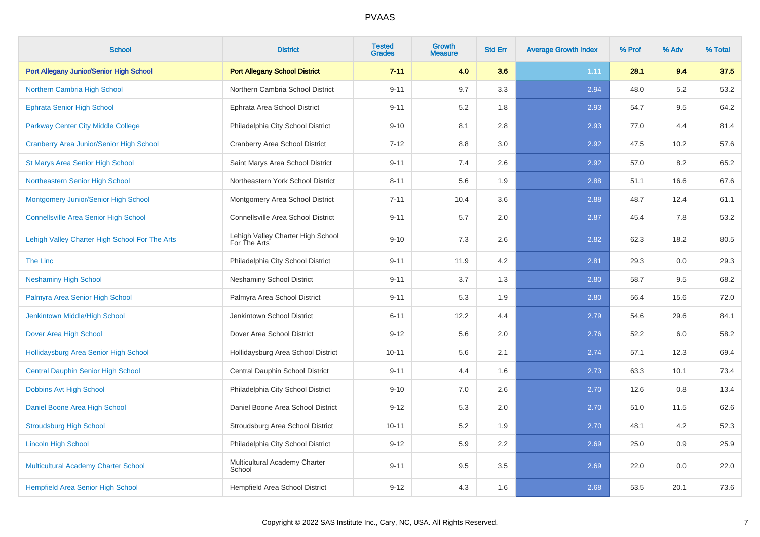| School | District | Tested Grades | Growth Measure | Std Err | Average Growth Index | % Prof | % Adv | % Total |
|---|---|---|---|---|---|---|---|---|
| **Port Allegany Junior/Senior High School** | **Port Allegany School District** | **7-11** | **4.0** | **3.6** | **1.11** | **28.1** | **9.4** | **37.5** |
| Northern Cambria High School | Northern Cambria School District | 9-11 | 9.7 | 3.3 | 2.94 | 48.0 | 5.2 | 53.2 |
| Ephrata Senior High School | Ephrata Area School District | 9-11 | 5.2 | 1.8 | 2.93 | 54.7 | 9.5 | 64.2 |
| Parkway Center City Middle College | Philadelphia City School District | 9-10 | 8.1 | 2.8 | 2.93 | 77.0 | 4.4 | 81.4 |
| Cranberry Area Junior/Senior High School | Cranberry Area School District | 7-12 | 8.8 | 3.0 | 2.92 | 47.5 | 10.2 | 57.6 |
| St Marys Area Senior High School | Saint Marys Area School District | 9-11 | 7.4 | 2.6 | 2.92 | 57.0 | 8.2 | 65.2 |
| Northeastern Senior High School | Northeastern York School District | 8-11 | 5.6 | 1.9 | 2.88 | 51.1 | 16.6 | 67.6 |
| Montgomery Junior/Senior High School | Montgomery Area School District | 7-11 | 10.4 | 3.6 | 2.88 | 48.7 | 12.4 | 61.1 |
| Connellsville Area Senior High School | Connellsville Area School District | 9-11 | 5.7 | 2.0 | 2.87 | 45.4 | 7.8 | 53.2 |
| Lehigh Valley Charter High School For The Arts | Lehigh Valley Charter High School For The Arts | 9-10 | 7.3 | 2.6 | 2.82 | 62.3 | 18.2 | 80.5 |
| The Linc | Philadelphia City School District | 9-11 | 11.9 | 4.2 | 2.81 | 29.3 | 0.0 | 29.3 |
| Neshaminy High School | Neshaminy School District | 9-11 | 3.7 | 1.3 | 2.80 | 58.7 | 9.5 | 68.2 |
| Palmyra Area Senior High School | Palmyra Area School District | 9-11 | 5.3 | 1.9 | 2.80 | 56.4 | 15.6 | 72.0 |
| Jenkintown Middle/High School | Jenkintown School District | 6-11 | 12.2 | 4.4 | 2.79 | 54.6 | 29.6 | 84.1 |
| Dover Area High School | Dover Area School District | 9-12 | 5.6 | 2.0 | 2.76 | 52.2 | 6.0 | 58.2 |
| Hollidaysburg Area Senior High School | Hollidaysburg Area School District | 10-11 | 5.6 | 2.1 | 2.74 | 57.1 | 12.3 | 69.4 |
| Central Dauphin Senior High School | Central Dauphin School District | 9-11 | 4.4 | 1.6 | 2.73 | 63.3 | 10.1 | 73.4 |
| Dobbins Avt High School | Philadelphia City School District | 9-10 | 7.0 | 2.6 | 2.70 | 12.6 | 0.8 | 13.4 |
| Daniel Boone Area High School | Daniel Boone Area School District | 9-12 | 5.3 | 2.0 | 2.70 | 51.0 | 11.5 | 62.6 |
| Stroudsburg High School | Stroudsburg Area School District | 10-11 | 5.2 | 1.9 | 2.70 | 48.1 | 4.2 | 52.3 |
| Lincoln High School | Philadelphia City School District | 9-12 | 5.9 | 2.2 | 2.69 | 25.0 | 0.9 | 25.9 |
| Multicultural Academy Charter School | Multicultural Academy Charter School | 9-11 | 9.5 | 3.5 | 2.69 | 22.0 | 0.0 | 22.0 |
| Hempfield Area Senior High School | Hempfield Area School District | 9-12 | 4.3 | 1.6 | 2.68 | 53.5 | 20.1 | 73.6 |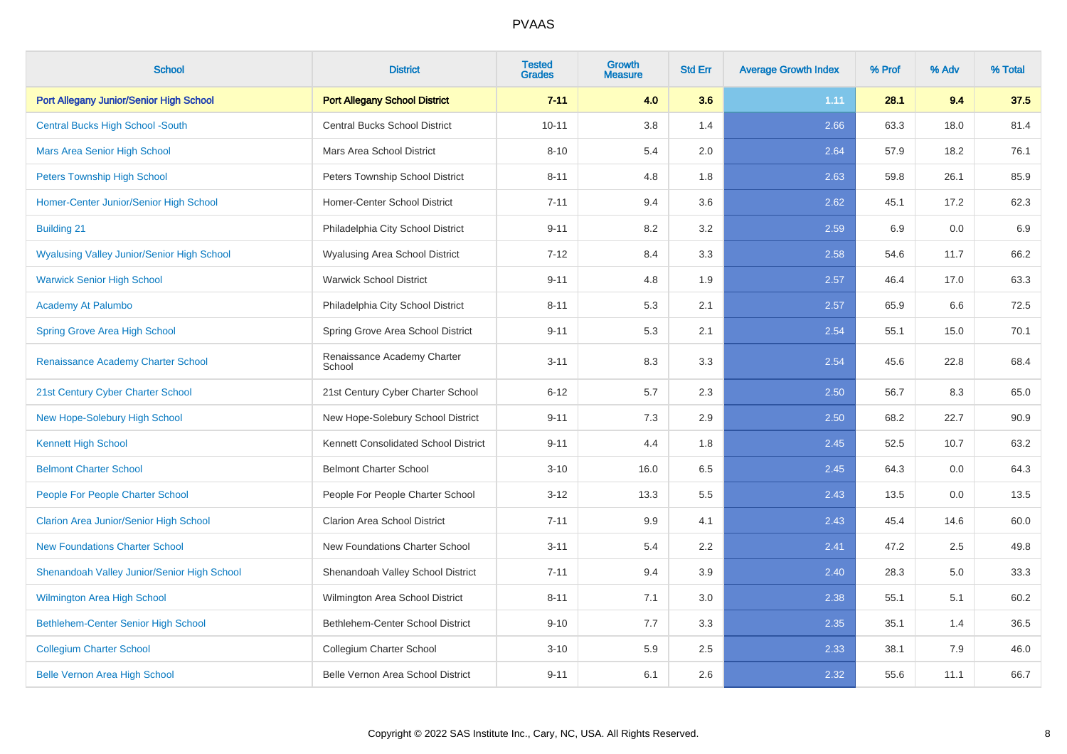# PVAAS

| School | District | Tested Grades | Growth Measure | Std Err | Average Growth Index | % Prof | % Adv | % Total |
|---|---|---|---|---|---|---|---|---|
| **Port Allegany Junior/Senior High School** | **Port Allegany School District** | **7-11** | **4.0** | **3.6** | **1.11** | **28.1** | **9.4** | **37.5** |
| Central Bucks High School -South | Central Bucks School District | 10-11 | 3.8 | 1.4 | 2.66 | 63.3 | 18.0 | 81.4 |
| Mars Area Senior High School | Mars Area School District | 8-10 | 5.4 | 2.0 | 2.64 | 57.9 | 18.2 | 76.1 |
| Peters Township High School | Peters Township School District | 8-11 | 4.8 | 1.8 | 2.63 | 59.8 | 26.1 | 85.9 |
| Homer-Center Junior/Senior High School | Homer-Center School District | 7-11 | 9.4 | 3.6 | 2.62 | 45.1 | 17.2 | 62.3 |
| Building 21 | Philadelphia City School District | 9-11 | 8.2 | 3.2 | 2.59 | 6.9 | 0.0 | 6.9 |
| Wyalusing Valley Junior/Senior High School | Wyalusing Area School District | 7-12 | 8.4 | 3.3 | 2.58 | 54.6 | 11.7 | 66.2 |
| Warwick Senior High School | Warwick School District | 9-11 | 4.8 | 1.9 | 2.57 | 46.4 | 17.0 | 63.3 |
| Academy At Palumbo | Philadelphia City School District | 8-11 | 5.3 | 2.1 | 2.57 | 65.9 | 6.6 | 72.5 |
| Spring Grove Area High School | Spring Grove Area School District | 9-11 | 5.3 | 2.1 | 2.54 | 55.1 | 15.0 | 70.1 |
| Renaissance Academy Charter School | Renaissance Academy Charter School | 3-11 | 8.3 | 3.3 | 2.54 | 45.6 | 22.8 | 68.4 |
| 21st Century Cyber Charter School | 21st Century Cyber Charter School | 6-12 | 5.7 | 2.3 | 2.50 | 56.7 | 8.3 | 65.0 |
| New Hope-Solebury High School | New Hope-Solebury School District | 9-11 | 7.3 | 2.9 | 2.50 | 68.2 | 22.7 | 90.9 |
| Kennett High School | Kennett Consolidated School District | 9-11 | 4.4 | 1.8 | 2.45 | 52.5 | 10.7 | 63.2 |
| Belmont Charter School | Belmont Charter School | 3-10 | 16.0 | 6.5 | 2.45 | 64.3 | 0.0 | 64.3 |
| People For People Charter School | People For People Charter School | 3-12 | 13.3 | 5.5 | 2.43 | 13.5 | 0.0 | 13.5 |
| Clarion Area Junior/Senior High School | Clarion Area School District | 7-11 | 9.9 | 4.1 | 2.43 | 45.4 | 14.6 | 60.0 |
| New Foundations Charter School | New Foundations Charter School | 3-11 | 5.4 | 2.2 | 2.41 | 47.2 | 2.5 | 49.8 |
| Shenandoah Valley Junior/Senior High School | Shenandoah Valley School District | 7-11 | 9.4 | 3.9 | 2.40 | 28.3 | 5.0 | 33.3 |
| Wilmington Area High School | Wilmington Area School District | 8-11 | 7.1 | 3.0 | 2.38 | 55.1 | 5.1 | 60.2 |
| Bethlehem-Center Senior High School | Bethlehem-Center School District | 9-10 | 7.7 | 3.3 | 2.35 | 35.1 | 1.4 | 36.5 |
| Collegium Charter School | Collegium Charter School | 3-10 | 5.9 | 2.5 | 2.33 | 38.1 | 7.9 | 46.0 |
| Belle Vernon Area High School | Belle Vernon Area School District | 9-11 | 6.1 | 2.6 | 2.32 | 55.6 | 11.1 | 66.7 |

Copyright © 2022 SAS Institute Inc., Cary, NC, USA. All Rights Reserved.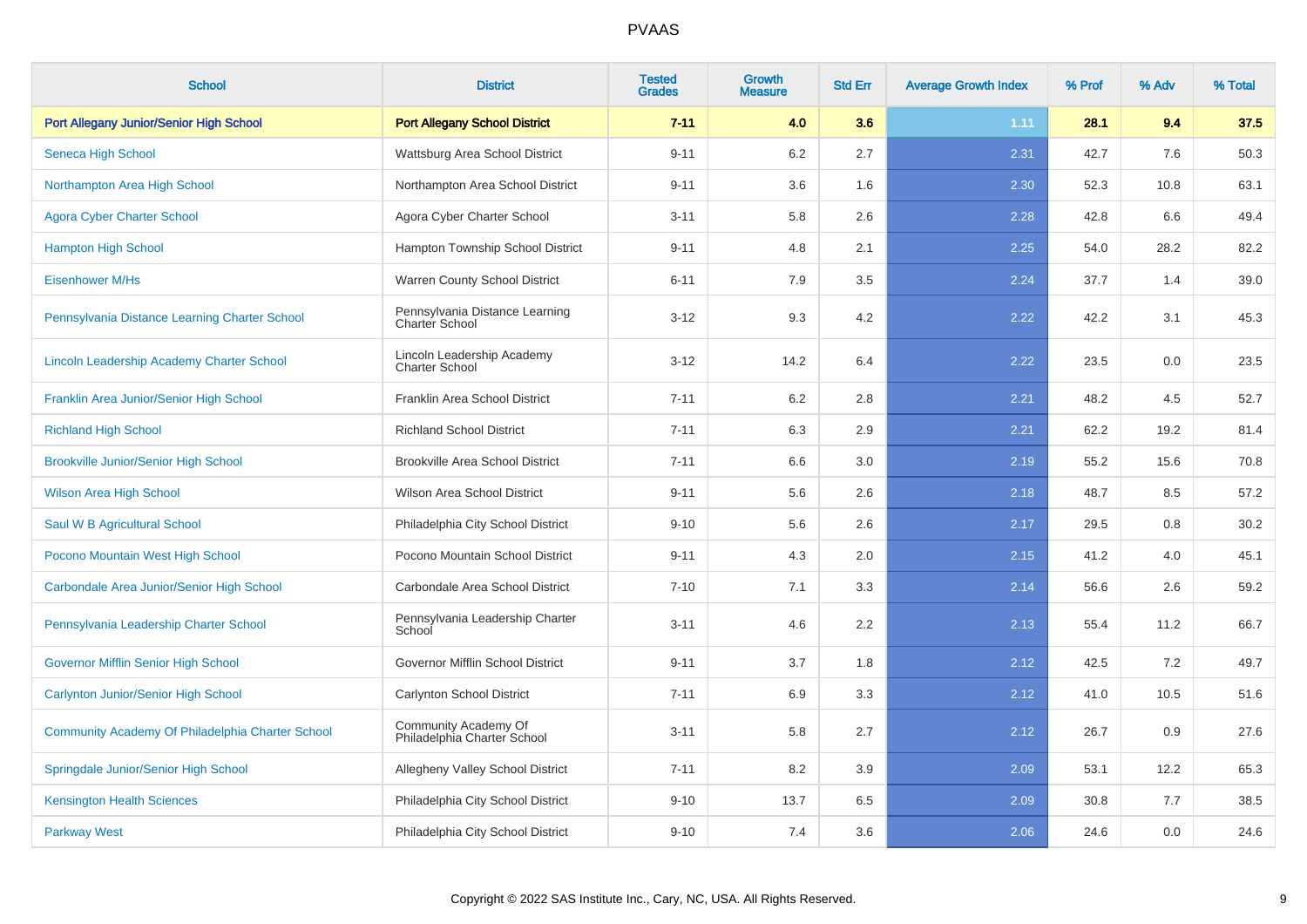# PVAAS

| School | District | Tested Grades | Growth Measure | Std Err | Average Growth Index | % Prof | % Adv | % Total |
|---|---|---|---|---|---|---|---|---|
| **Port Allegany Junior/Senior High School** | **Port Allegany School District** | **7-11** | **4.0** | **3.6** | **1.11** | **28.1** | **9.4** | **37.5** |
| Seneca High School | Wattsburg Area School District | 9-11 | 6.2 | 2.7 | 2.31 | 42.7 | 7.6 | 50.3 |
| Northampton Area High School | Northampton Area School District | 9-11 | 3.6 | 1.6 | 2.30 | 52.3 | 10.8 | 63.1 |
| Agora Cyber Charter School | Agora Cyber Charter School | 3-11 | 5.8 | 2.6 | 2.28 | 42.8 | 6.6 | 49.4 |
| Hampton High School | Hampton Township School District | 9-11 | 4.8 | 2.1 | 2.25 | 54.0 | 28.2 | 82.2 |
| Eisenhower M/Hs | Warren County School District | 6-11 | 7.9 | 3.5 | 2.24 | 37.7 | 1.4 | 39.0 |
| Pennsylvania Distance Learning Charter School | Pennsylvania Distance Learning Charter School | 3-12 | 9.3 | 4.2 | 2.22 | 42.2 | 3.1 | 45.3 |
| Lincoln Leadership Academy Charter School | Lincoln Leadership Academy Charter School | 3-12 | 14.2 | 6.4 | 2.22 | 23.5 | 0.0 | 23.5 |
| Franklin Area Junior/Senior High School | Franklin Area School District | 7-11 | 6.2 | 2.8 | 2.21 | 48.2 | 4.5 | 52.7 |
| Richland High School | Richland School District | 7-11 | 6.3 | 2.9 | 2.21 | 62.2 | 19.2 | 81.4 |
| Brookville Junior/Senior High School | Brookville Area School District | 7-11 | 6.6 | 3.0 | 2.19 | 55.2 | 15.6 | 70.8 |
| Wilson Area High School | Wilson Area School District | 9-11 | 5.6 | 2.6 | 2.18 | 48.7 | 8.5 | 57.2 |
| Saul W B Agricultural School | Philadelphia City School District | 9-10 | 5.6 | 2.6 | 2.17 | 29.5 | 0.8 | 30.2 |
| Pocono Mountain West High School | Pocono Mountain School District | 9-11 | 4.3 | 2.0 | 2.15 | 41.2 | 4.0 | 45.1 |
| Carbondale Area Junior/Senior High School | Carbondale Area School District | 7-10 | 7.1 | 3.3 | 2.14 | 56.6 | 2.6 | 59.2 |
| Pennsylvania Leadership Charter School | Pennsylvania Leadership Charter School | 3-11 | 4.6 | 2.2 | 2.13 | 55.4 | 11.2 | 66.7 |
| Governor Mifflin Senior High School | Governor Mifflin School District | 9-11 | 3.7 | 1.8 | 2.12 | 42.5 | 7.2 | 49.7 |
| Carlynton Junior/Senior High School | Carlynton School District | 7-11 | 6.9 | 3.3 | 2.12 | 41.0 | 10.5 | 51.6 |
| Community Academy Of Philadelphia Charter School | Community Academy Of Philadelphia Charter School | 3-11 | 5.8 | 2.7 | 2.12 | 26.7 | 0.9 | 27.6 |
| Springdale Junior/Senior High School | Allegheny Valley School District | 7-11 | 8.2 | 3.9 | 2.09 | 53.1 | 12.2 | 65.3 |
| Kensington Health Sciences | Philadelphia City School District | 9-10 | 13.7 | 6.5 | 2.09 | 30.8 | 7.7 | 38.5 |
| Parkway West | Philadelphia City School District | 9-10 | 7.4 | 3.6 | 2.06 | 24.6 | 0.0 | 24.6 |

Copyright © 2022 SAS Institute Inc., Cary, NC, USA. All Rights Reserved.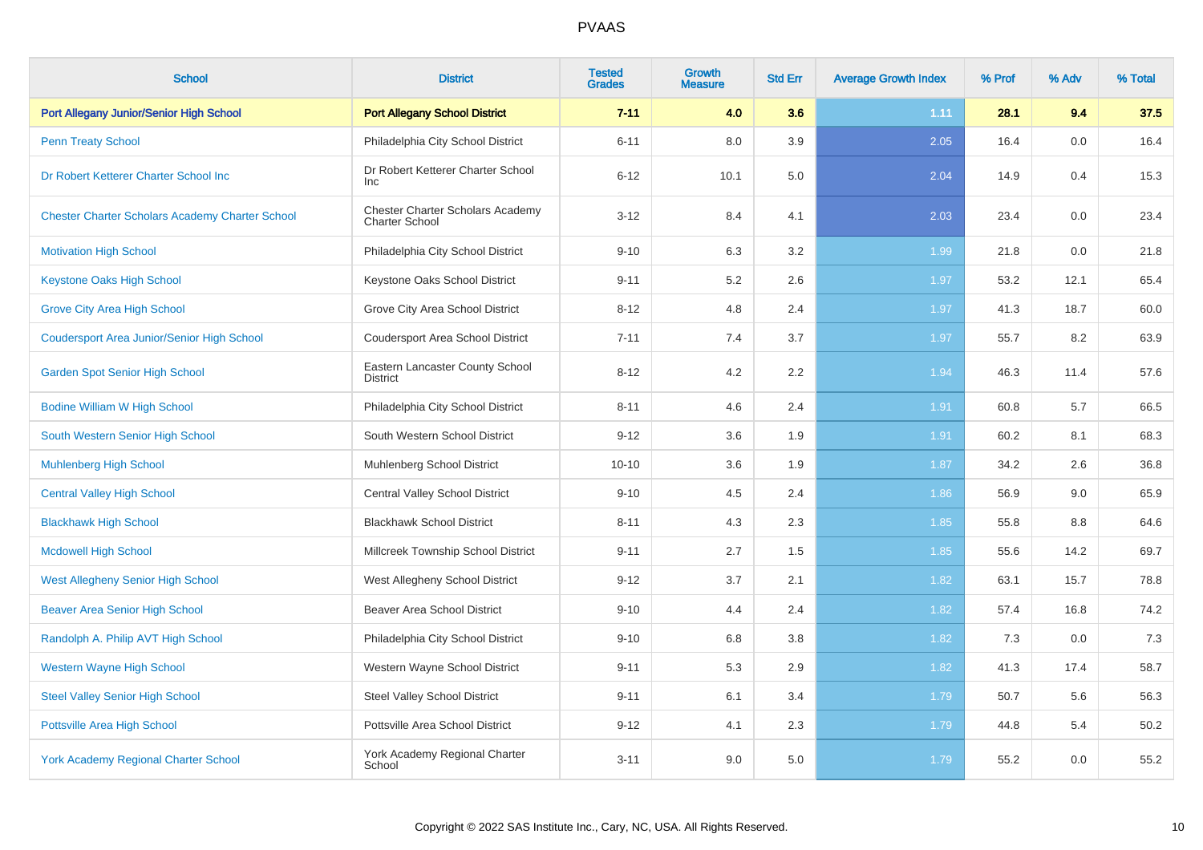# PVAAS

| School | District | Tested Grades | Growth Measure | Std Err | Average Growth Index | % Prof | % Adv | % Total |
|---|---|---|---|---|---|---|---|---|
| **Port Allegany Junior/Senior High School** | **Port Allegany School District** | **7-11** | **4.0** | **3.6** | **1.11** | **28.1** | **9.4** | **37.5** |
| Penn Treaty School | Philadelphia City School District | 6-11 | 8.0 | 3.9 | 2.05 | 16.4 | 0.0 | 16.4 |
| Dr Robert Ketterer Charter School Inc | Dr Robert Ketterer Charter School Inc | 6-12 | 10.1 | 5.0 | 2.04 | 14.9 | 0.4 | 15.3 |
| Chester Charter Scholars Academy Charter School | Chester Charter Scholars Academy Charter School | 3-12 | 8.4 | 4.1 | 2.03 | 23.4 | 0.0 | 23.4 |
| Motivation High School | Philadelphia City School District | 9-10 | 6.3 | 3.2 | 1.99 | 21.8 | 0.0 | 21.8 |
| Keystone Oaks High School | Keystone Oaks School District | 9-11 | 5.2 | 2.6 | 1.97 | 53.2 | 12.1 | 65.4 |
| Grove City Area High School | Grove City Area School District | 8-12 | 4.8 | 2.4 | 1.97 | 41.3 | 18.7 | 60.0 |
| Coudersport Area Junior/Senior High School | Coudersport Area School District | 7-11 | 7.4 | 3.7 | 1.97 | 55.7 | 8.2 | 63.9 |
| Garden Spot Senior High School | Eastern Lancaster County School District | 8-12 | 4.2 | 2.2 | 1.94 | 46.3 | 11.4 | 57.6 |
| Bodine William W High School | Philadelphia City School District | 8-11 | 4.6 | 2.4 | 1.91 | 60.8 | 5.7 | 66.5 |
| South Western Senior High School | South Western School District | 9-12 | 3.6 | 1.9 | 1.91 | 60.2 | 8.1 | 68.3 |
| Muhlenberg High School | Muhlenberg School District | 10-10 | 3.6 | 1.9 | 1.87 | 34.2 | 2.6 | 36.8 |
| Central Valley High School | Central Valley School District | 9-10 | 4.5 | 2.4 | 1.86 | 56.9 | 9.0 | 65.9 |
| Blackhawk High School | Blackhawk School District | 8-11 | 4.3 | 2.3 | 1.85 | 55.8 | 8.8 | 64.6 |
| Mcdowell High School | Millcreek Township School District | 9-11 | 2.7 | 1.5 | 1.85 | 55.6 | 14.2 | 69.7 |
| West Allegheny Senior High School | West Allegheny School District | 9-12 | 3.7 | 2.1 | 1.82 | 63.1 | 15.7 | 78.8 |
| Beaver Area Senior High School | Beaver Area School District | 9-10 | 4.4 | 2.4 | 1.82 | 57.4 | 16.8 | 74.2 |
| Randolph A. Philip AVT High School | Philadelphia City School District | 9-10 | 6.8 | 3.8 | 1.82 | 7.3 | 0.0 | 7.3 |
| Western Wayne High School | Western Wayne School District | 9-11 | 5.3 | 2.9 | 1.82 | 41.3 | 17.4 | 58.7 |
| Steel Valley Senior High School | Steel Valley School District | 9-11 | 6.1 | 3.4 | 1.79 | 50.7 | 5.6 | 56.3 |
| Pottsville Area High School | Pottsville Area School District | 9-12 | 4.1 | 2.3 | 1.79 | 44.8 | 5.4 | 50.2 |
| York Academy Regional Charter School | York Academy Regional Charter School | 3-11 | 9.0 | 5.0 | 1.79 | 55.2 | 0.0 | 55.2 |

Copyright © 2022 SAS Institute Inc., Cary, NC, USA. All Rights Reserved.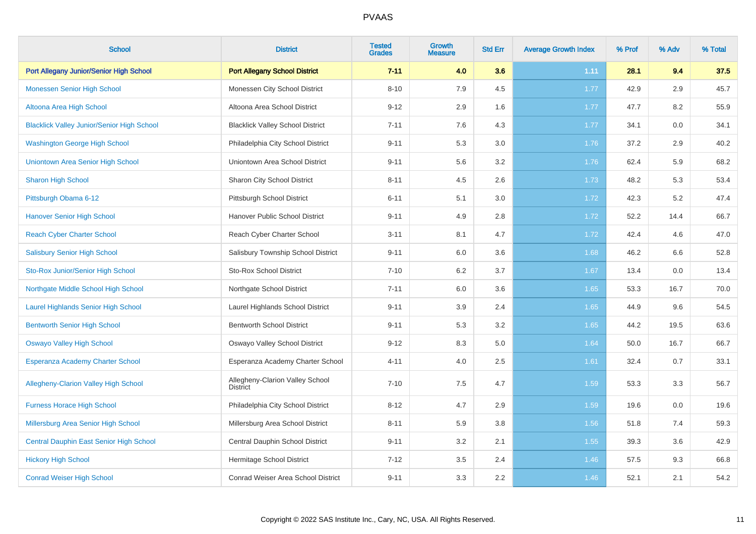| School | District | Tested Grades | Growth Measure | Std Err | Average Growth Index | % Prof | % Adv | % Total |
|---|---|---|---|---|---|---|---|---|
| **Port Allegany Junior/Senior High School** | **Port Allegany School District** | **7-11** | **4.0** | **3.6** | **1.11** | **28.1** | **9.4** | **37.5** |
| Monessen Senior High School | Monessen City School District | 8-10 | 7.9 | 4.5 | 1.77 | 42.9 | 2.9 | 45.7 |
| Altoona Area High School | Altoona Area School District | 9-12 | 2.9 | 1.6 | 1.77 | 47.7 | 8.2 | 55.9 |
| Blacklick Valley Junior/Senior High School | Blacklick Valley School District | 7-11 | 7.6 | 4.3 | 1.77 | 34.1 | 0.0 | 34.1 |
| Washington George High School | Philadelphia City School District | 9-11 | 5.3 | 3.0 | 1.76 | 37.2 | 2.9 | 40.2 |
| Uniontown Area Senior High School | Uniontown Area School District | 9-11 | 5.6 | 3.2 | 1.76 | 62.4 | 5.9 | 68.2 |
| Sharon High School | Sharon City School District | 8-11 | 4.5 | 2.6 | 1.73 | 48.2 | 5.3 | 53.4 |
| Pittsburgh Obama 6-12 | Pittsburgh School District | 6-11 | 5.1 | 3.0 | 1.72 | 42.3 | 5.2 | 47.4 |
| Hanover Senior High School | Hanover Public School District | 9-11 | 4.9 | 2.8 | 1.72 | 52.2 | 14.4 | 66.7 |
| Reach Cyber Charter School | Reach Cyber Charter School | 3-11 | 8.1 | 4.7 | 1.72 | 42.4 | 4.6 | 47.0 |
| Salisbury Senior High School | Salisbury Township School District | 9-11 | 6.0 | 3.6 | 1.68 | 46.2 | 6.6 | 52.8 |
| Sto-Rox Junior/Senior High School | Sto-Rox School District | 7-10 | 6.2 | 3.7 | 1.67 | 13.4 | 0.0 | 13.4 |
| Northgate Middle School High School | Northgate School District | 7-11 | 6.0 | 3.6 | 1.65 | 53.3 | 16.7 | 70.0 |
| Laurel Highlands Senior High School | Laurel Highlands School District | 9-11 | 3.9 | 2.4 | 1.65 | 44.9 | 9.6 | 54.5 |
| Bentworth Senior High School | Bentworth School District | 9-11 | 5.3 | 3.2 | 1.65 | 44.2 | 19.5 | 63.6 |
| Oswayo Valley High School | Oswayo Valley School District | 9-12 | 8.3 | 5.0 | 1.64 | 50.0 | 16.7 | 66.7 |
| Esperanza Academy Charter School | Esperanza Academy Charter School | 4-11 | 4.0 | 2.5 | 1.61 | 32.4 | 0.7 | 33.1 |
| Allegheny-Clarion Valley High School | Allegheny-Clarion Valley School District | 7-10 | 7.5 | 4.7 | 1.59 | 53.3 | 3.3 | 56.7 |
| Furness Horace High School | Philadelphia City School District | 8-12 | 4.7 | 2.9 | 1.59 | 19.6 | 0.0 | 19.6 |
| Millersburg Area Senior High School | Millersburg Area School District | 8-11 | 5.9 | 3.8 | 1.56 | 51.8 | 7.4 | 59.3 |
| Central Dauphin East Senior High School | Central Dauphin School District | 9-11 | 3.2 | 2.1 | 1.55 | 39.3 | 3.6 | 42.9 |
| Hickory High School | Hermitage School District | 7-12 | 3.5 | 2.4 | 1.46 | 57.5 | 9.3 | 66.8 |
| Conrad Weiser High School | Conrad Weiser Area School District | 9-11 | 3.3 | 2.2 | 1.46 | 52.1 | 2.1 | 54.2 |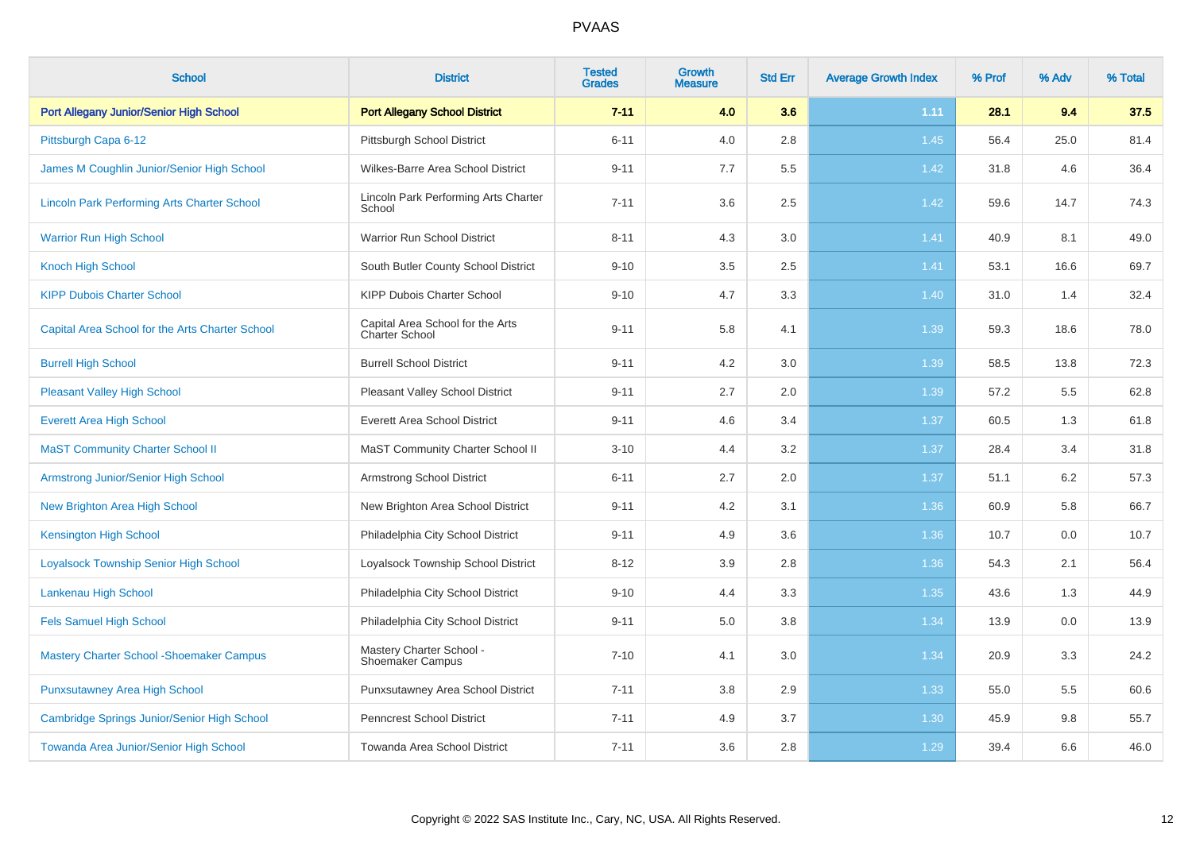# PVAAS

| School | District | Tested Grades | Growth Measure | Std Err | Average Growth Index | % Prof | % Adv | % Total |
|---|---|---|---|---|---|---|---|---|
| **Port Allegany Junior/Senior High School** | **Port Allegany School District** | **7-11** | **4.0** | **3.6** | **1.11** | **28.1** | **9.4** | **37.5** |
| Pittsburgh Capa 6-12 | Pittsburgh School District | 6-11 | 4.0 | 2.8 | 1.45 | 56.4 | 25.0 | 81.4 |
| James M Coughlin Junior/Senior High School | Wilkes-Barre Area School District | 9-11 | 7.7 | 5.5 | 1.42 | 31.8 | 4.6 | 36.4 |
| Lincoln Park Performing Arts Charter School | Lincoln Park Performing Arts Charter School | 7-11 | 3.6 | 2.5 | 1.42 | 59.6 | 14.7 | 74.3 |
| Warrior Run High School | Warrior Run School District | 8-11 | 4.3 | 3.0 | 1.41 | 40.9 | 8.1 | 49.0 |
| Knoch High School | South Butler County School District | 9-10 | 3.5 | 2.5 | 1.41 | 53.1 | 16.6 | 69.7 |
| KIPP Dubois Charter School | KIPP Dubois Charter School | 9-10 | 4.7 | 3.3 | 1.40 | 31.0 | 1.4 | 32.4 |
| Capital Area School for the Arts Charter School | Capital Area School for the Arts Charter School | 9-11 | 5.8 | 4.1 | 1.39 | 59.3 | 18.6 | 78.0 |
| Burrell High School | Burrell School District | 9-11 | 4.2 | 3.0 | 1.39 | 58.5 | 13.8 | 72.3 |
| Pleasant Valley High School | Pleasant Valley School District | 9-11 | 2.7 | 2.0 | 1.39 | 57.2 | 5.5 | 62.8 |
| Everett Area High School | Everett Area School District | 9-11 | 4.6 | 3.4 | 1.37 | 60.5 | 1.3 | 61.8 |
| MaST Community Charter School II | MaST Community Charter School II | 3-10 | 4.4 | 3.2 | 1.37 | 28.4 | 3.4 | 31.8 |
| Armstrong Junior/Senior High School | Armstrong School District | 6-11 | 2.7 | 2.0 | 1.37 | 51.1 | 6.2 | 57.3 |
| New Brighton Area High School | New Brighton Area School District | 9-11 | 4.2 | 3.1 | 1.36 | 60.9 | 5.8 | 66.7 |
| Kensington High School | Philadelphia City School District | 9-11 | 4.9 | 3.6 | 1.36 | 10.7 | 0.0 | 10.7 |
| Loyalsock Township Senior High School | Loyalsock Township School District | 8-12 | 3.9 | 2.8 | 1.36 | 54.3 | 2.1 | 56.4 |
| Lankenau High School | Philadelphia City School District | 9-10 | 4.4 | 3.3 | 1.35 | 43.6 | 1.3 | 44.9 |
| Fels Samuel High School | Philadelphia City School District | 9-11 | 5.0 | 3.8 | 1.34 | 13.9 | 0.0 | 13.9 |
| Mastery Charter School -Shoemaker Campus | Mastery Charter School - Shoemaker Campus | 7-10 | 4.1 | 3.0 | 1.34 | 20.9 | 3.3 | 24.2 |
| Punxsutawney Area High School | Punxsutawney Area School District | 7-11 | 3.8 | 2.9 | 1.33 | 55.0 | 5.5 | 60.6 |
| Cambridge Springs Junior/Senior High School | Penncrest School District | 7-11 | 4.9 | 3.7 | 1.30 | 45.9 | 9.8 | 55.7 |
| Towanda Area Junior/Senior High School | Towanda Area School District | 7-11 | 3.6 | 2.8 | 1.29 | 39.4 | 6.6 | 46.0 |

Copyright © 2022 SAS Institute Inc., Cary, NC, USA. All Rights Reserved.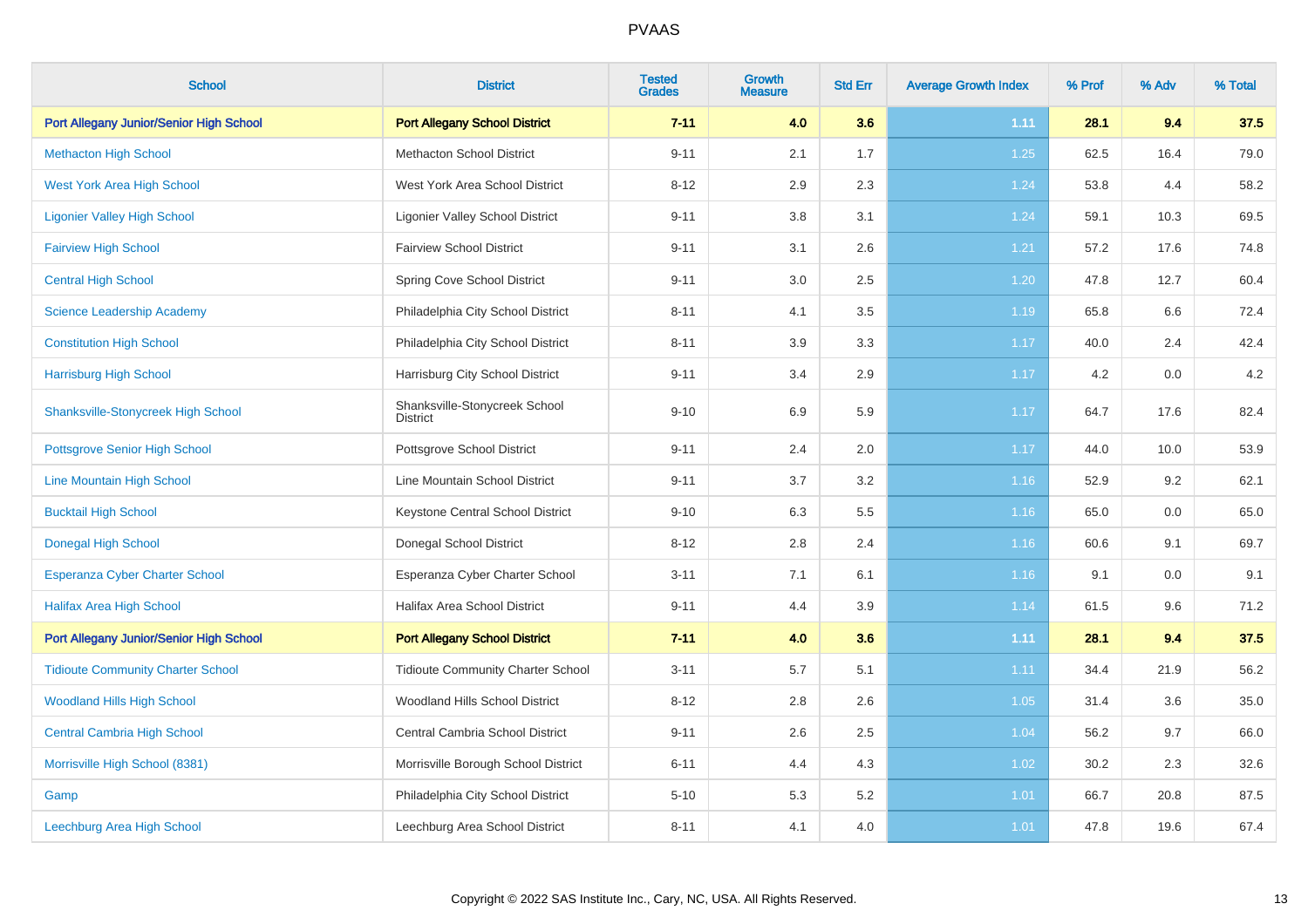# PVAAS

| School | District | Tested Grades | Growth Measure | Std Err | Average Growth Index | % Prof | % Adv | % Total |
|---|---|---|---|---|---|---|---|---|
| **Port Allegany Junior/Senior High School** | **Port Allegany School District** | **7-11** | **4.0** | **3.6** | **1.11** | **28.1** | **9.4** | **37.5** |
| Methacton High School | Methacton School District | 9-11 | 2.1 | 1.7 | 1.25 | 62.5 | 16.4 | 79.0 |
| West York Area High School | West York Area School District | 8-12 | 2.9 | 2.3 | 1.24 | 53.8 | 4.4 | 58.2 |
| Ligonier Valley High School | Ligonier Valley School District | 9-11 | 3.8 | 3.1 | 1.24 | 59.1 | 10.3 | 69.5 |
| Fairview High School | Fairview School District | 9-11 | 3.1 | 2.6 | 1.21 | 57.2 | 17.6 | 74.8 |
| Central High School | Spring Cove School District | 9-11 | 3.0 | 2.5 | 1.20 | 47.8 | 12.7 | 60.4 |
| Science Leadership Academy | Philadelphia City School District | 8-11 | 4.1 | 3.5 | 1.19 | 65.8 | 6.6 | 72.4 |
| Constitution High School | Philadelphia City School District | 8-11 | 3.9 | 3.3 | 1.17 | 40.0 | 2.4 | 42.4 |
| Harrisburg High School | Harrisburg City School District | 9-11 | 3.4 | 2.9 | 1.17 | 4.2 | 0.0 | 4.2 |
| Shanksville-Stonycreek High School | Shanksville-Stonycreek School District | 9-10 | 6.9 | 5.9 | 1.17 | 64.7 | 17.6 | 82.4 |
| Pottsgrove Senior High School | Pottsgrove School District | 9-11 | 2.4 | 2.0 | 1.17 | 44.0 | 10.0 | 53.9 |
| Line Mountain High School | Line Mountain School District | 9-11 | 3.7 | 3.2 | 1.16 | 52.9 | 9.2 | 62.1 |
| Bucktail High School | Keystone Central School District | 9-10 | 6.3 | 5.5 | 1.16 | 65.0 | 0.0 | 65.0 |
| Donegal High School | Donegal School District | 8-12 | 2.8 | 2.4 | 1.16 | 60.6 | 9.1 | 69.7 |
| Esperanza Cyber Charter School | Esperanza Cyber Charter School | 3-11 | 7.1 | 6.1 | 1.16 | 9.1 | 0.0 | 9.1 |
| Halifax Area High School | Halifax Area School District | 9-11 | 4.4 | 3.9 | 1.14 | 61.5 | 9.6 | 71.2 |
| **Port Allegany Junior/Senior High School** | **Port Allegany School District** | **7-11** | **4.0** | **3.6** | **1.11** | **28.1** | **9.4** | **37.5** |
| Tidioute Community Charter School | Tidioute Community Charter School | 3-11 | 5.7 | 5.1 | 1.11 | 34.4 | 21.9 | 56.2 |
| Woodland Hills High School | Woodland Hills School District | 8-12 | 2.8 | 2.6 | 1.05 | 31.4 | 3.6 | 35.0 |
| Central Cambria High School | Central Cambria School District | 9-11 | 2.6 | 2.5 | 1.04 | 56.2 | 9.7 | 66.0 |
| Morrisville High School (8381) | Morrisville Borough School District | 6-11 | 4.4 | 4.3 | 1.02 | 30.2 | 2.3 | 32.6 |
| Gamp | Philadelphia City School District | 5-10 | 5.3 | 5.2 | 1.01 | 66.7 | 20.8 | 87.5 |
| Leechburg Area High School | Leechburg Area School District | 8-11 | 4.1 | 4.0 | 1.01 | 47.8 | 19.6 | 67.4 |

Copyright © 2022 SAS Institute Inc., Cary, NC, USA. All Rights Reserved.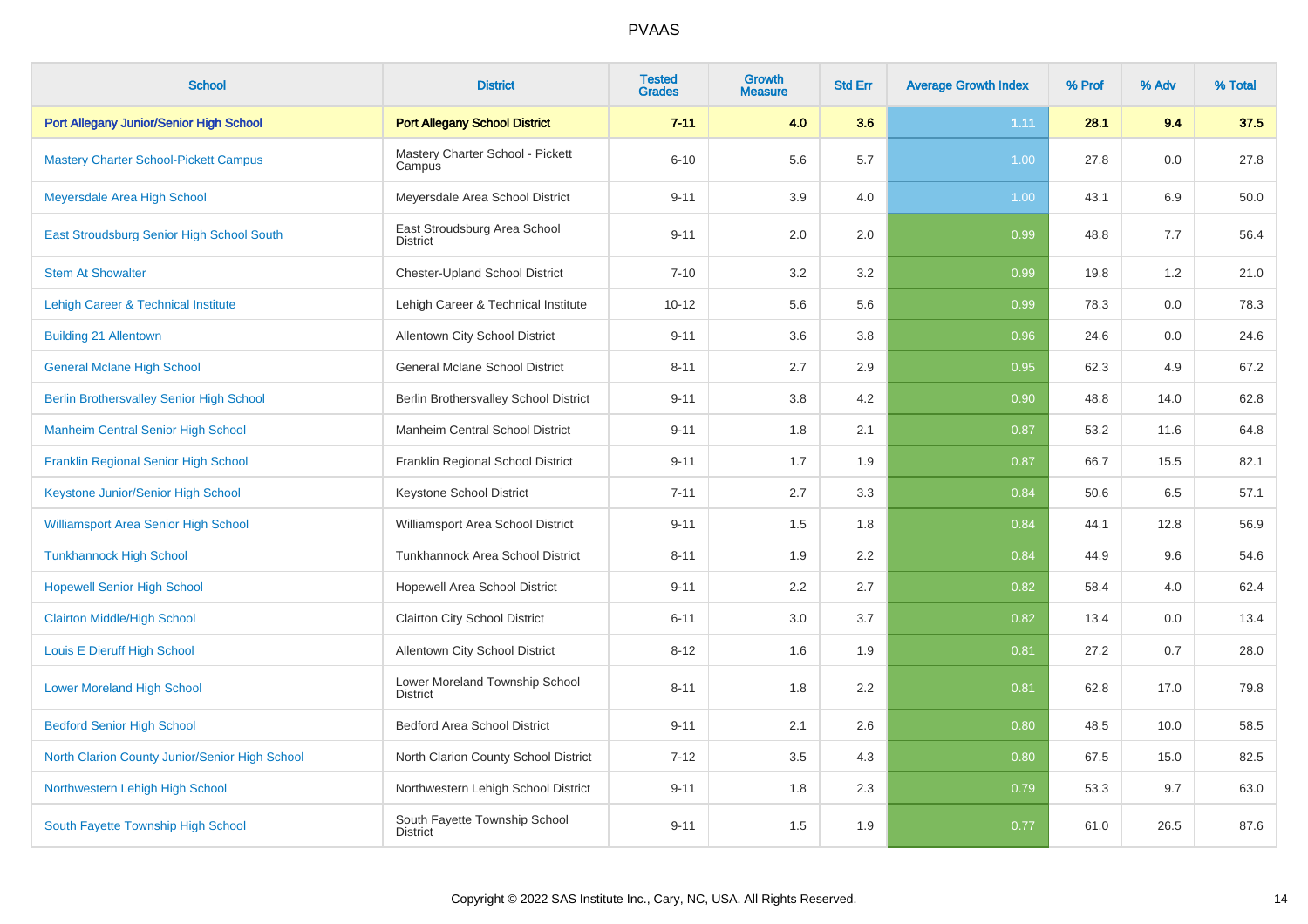| School | District | Tested Grades | Growth Measure | Std Err | Average Growth Index | % Prof | % Adv | % Total |
|---|---|---|---|---|---|---|---|---|
| **Port Allegany Junior/Senior High School** | **Port Allegany School District** | **7-11** | **4.0** | **3.6** | **1.11** | **28.1** | **9.4** | **37.5** |
| Mastery Charter School-Pickett Campus | Mastery Charter School - Pickett Campus | 6-10 | 5.6 | 5.7 | 1.00 | 27.8 | 0.0 | 27.8 |
| Meyersdale Area High School | Meyersdale Area School District | 9-11 | 3.9 | 4.0 | 1.00 | 43.1 | 6.9 | 50.0 |
| East Stroudsburg Senior High School South | East Stroudsburg Area School District | 9-11 | 2.0 | 2.0 | 0.99 | 48.8 | 7.7 | 56.4 |
| Stem At Showalter | Chester-Upland School District | 7-10 | 3.2 | 3.2 | 0.99 | 19.8 | 1.2 | 21.0 |
| Lehigh Career & Technical Institute | Lehigh Career & Technical Institute | 10-12 | 5.6 | 5.6 | 0.99 | 78.3 | 0.0 | 78.3 |
| Building 21 Allentown | Allentown City School District | 9-11 | 3.6 | 3.8 | 0.96 | 24.6 | 0.0 | 24.6 |
| General Mclane High School | General Mclane School District | 8-11 | 2.7 | 2.9 | 0.95 | 62.3 | 4.9 | 67.2 |
| Berlin Brothersvalley Senior High School | Berlin Brothersvalley School District | 9-11 | 3.8 | 4.2 | 0.90 | 48.8 | 14.0 | 62.8 |
| Manheim Central Senior High School | Manheim Central School District | 9-11 | 1.8 | 2.1 | 0.87 | 53.2 | 11.6 | 64.8 |
| Franklin Regional Senior High School | Franklin Regional School District | 9-11 | 1.7 | 1.9 | 0.87 | 66.7 | 15.5 | 82.1 |
| Keystone Junior/Senior High School | Keystone School District | 7-11 | 2.7 | 3.3 | 0.84 | 50.6 | 6.5 | 57.1 |
| Williamsport Area Senior High School | Williamsport Area School District | 9-11 | 1.5 | 1.8 | 0.84 | 44.1 | 12.8 | 56.9 |
| Tunkhannock High School | Tunkhannock Area School District | 8-11 | 1.9 | 2.2 | 0.84 | 44.9 | 9.6 | 54.6 |
| Hopewell Senior High School | Hopewell Area School District | 9-11 | 2.2 | 2.7 | 0.82 | 58.4 | 4.0 | 62.4 |
| Clairton Middle/High School | Clairton City School District | 6-11 | 3.0 | 3.7 | 0.82 | 13.4 | 0.0 | 13.4 |
| Louis E Dieruff High School | Allentown City School District | 8-12 | 1.6 | 1.9 | 0.81 | 27.2 | 0.7 | 28.0 |
| Lower Moreland High School | Lower Moreland Township School District | 8-11 | 1.8 | 2.2 | 0.81 | 62.8 | 17.0 | 79.8 |
| Bedford Senior High School | Bedford Area School District | 9-11 | 2.1 | 2.6 | 0.80 | 48.5 | 10.0 | 58.5 |
| North Clarion County Junior/Senior High School | North Clarion County School District | 7-12 | 3.5 | 4.3 | 0.80 | 67.5 | 15.0 | 82.5 |
| Northwestern Lehigh High School | Northwestern Lehigh School District | 9-11 | 1.8 | 2.3 | 0.79 | 53.3 | 9.7 | 63.0 |
| South Fayette Township High School | South Fayette Township School District | 9-11 | 1.5 | 1.9 | 0.77 | 61.0 | 26.5 | 87.6 |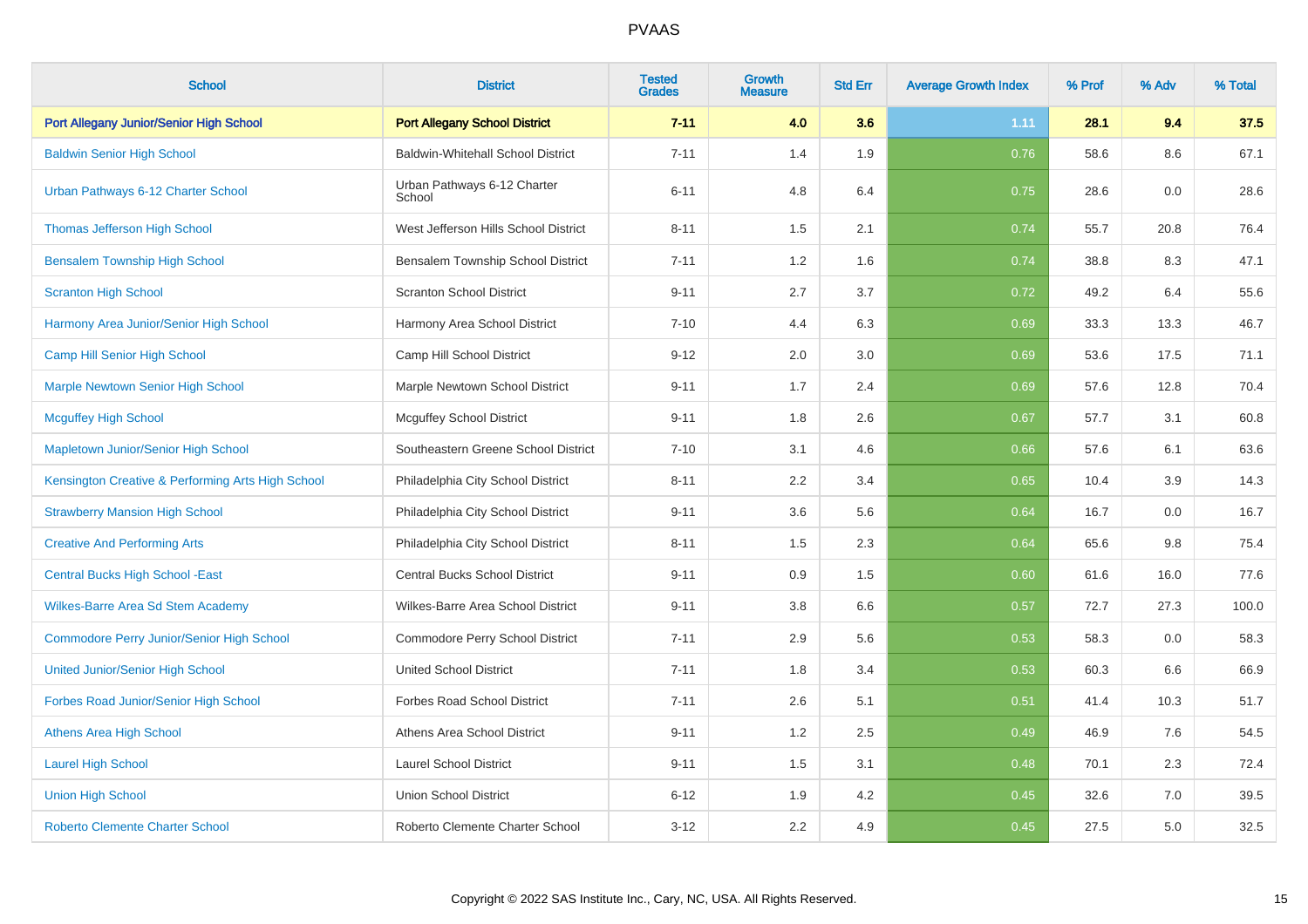# PVAAS

| School | District | Tested Grades | Growth Measure | Std Err | Average Growth Index | % Prof | % Adv | % Total |
|---|---|---|---|---|---|---|---|---|
| **Port Allegany Junior/Senior High School** | **Port Allegany School District** | **7-11** | **4.0** | **3.6** | **1.11** | **28.1** | **9.4** | **37.5** |
| Baldwin Senior High School | Baldwin-Whitehall School District | 7-11 | 1.4 | 1.9 | 0.76 | 58.6 | 8.6 | 67.1 |
| Urban Pathways 6-12 Charter School | Urban Pathways 6-12 Charter School | 6-11 | 4.8 | 6.4 | 0.75 | 28.6 | 0.0 | 28.6 |
| Thomas Jefferson High School | West Jefferson Hills School District | 8-11 | 1.5 | 2.1 | 0.74 | 55.7 | 20.8 | 76.4 |
| Bensalem Township High School | Bensalem Township School District | 7-11 | 1.2 | 1.6 | 0.74 | 38.8 | 8.3 | 47.1 |
| Scranton High School | Scranton School District | 9-11 | 2.7 | 3.7 | 0.72 | 49.2 | 6.4 | 55.6 |
| Harmony Area Junior/Senior High School | Harmony Area School District | 7-10 | 4.4 | 6.3 | 0.69 | 33.3 | 13.3 | 46.7 |
| Camp Hill Senior High School | Camp Hill School District | 9-12 | 2.0 | 3.0 | 0.69 | 53.6 | 17.5 | 71.1 |
| Marple Newtown Senior High School | Marple Newtown School District | 9-11 | 1.7 | 2.4 | 0.69 | 57.6 | 12.8 | 70.4 |
| Mcguffey High School | Mcguffey School District | 9-11 | 1.8 | 2.6 | 0.67 | 57.7 | 3.1 | 60.8 |
| Mapletown Junior/Senior High School | Southeastern Greene School District | 7-10 | 3.1 | 4.6 | 0.66 | 57.6 | 6.1 | 63.6 |
| Kensington Creative & Performing Arts High School | Philadelphia City School District | 8-11 | 2.2 | 3.4 | 0.65 | 10.4 | 3.9 | 14.3 |
| Strawberry Mansion High School | Philadelphia City School District | 9-11 | 3.6 | 5.6 | 0.64 | 16.7 | 0.0 | 16.7 |
| Creative And Performing Arts | Philadelphia City School District | 8-11 | 1.5 | 2.3 | 0.64 | 65.6 | 9.8 | 75.4 |
| Central Bucks High School -East | Central Bucks School District | 9-11 | 0.9 | 1.5 | 0.60 | 61.6 | 16.0 | 77.6 |
| Wilkes-Barre Area Sd Stem Academy | Wilkes-Barre Area School District | 9-11 | 3.8 | 6.6 | 0.57 | 72.7 | 27.3 | 100.0 |
| Commodore Perry Junior/Senior High School | Commodore Perry School District | 7-11 | 2.9 | 5.6 | 0.53 | 58.3 | 0.0 | 58.3 |
| United Junior/Senior High School | United School District | 7-11 | 1.8 | 3.4 | 0.53 | 60.3 | 6.6 | 66.9 |
| Forbes Road Junior/Senior High School | Forbes Road School District | 7-11 | 2.6 | 5.1 | 0.51 | 41.4 | 10.3 | 51.7 |
| Athens Area High School | Athens Area School District | 9-11 | 1.2 | 2.5 | 0.49 | 46.9 | 7.6 | 54.5 |
| Laurel High School | Laurel School District | 9-11 | 1.5 | 3.1 | 0.48 | 70.1 | 2.3 | 72.4 |
| Union High School | Union School District | 6-12 | 1.9 | 4.2 | 0.45 | 32.6 | 7.0 | 39.5 |
| Roberto Clemente Charter School | Roberto Clemente Charter School | 3-12 | 2.2 | 4.9 | 0.45 | 27.5 | 5.0 | 32.5 |

Copyright © 2022 SAS Institute Inc., Cary, NC, USA. All Rights Reserved.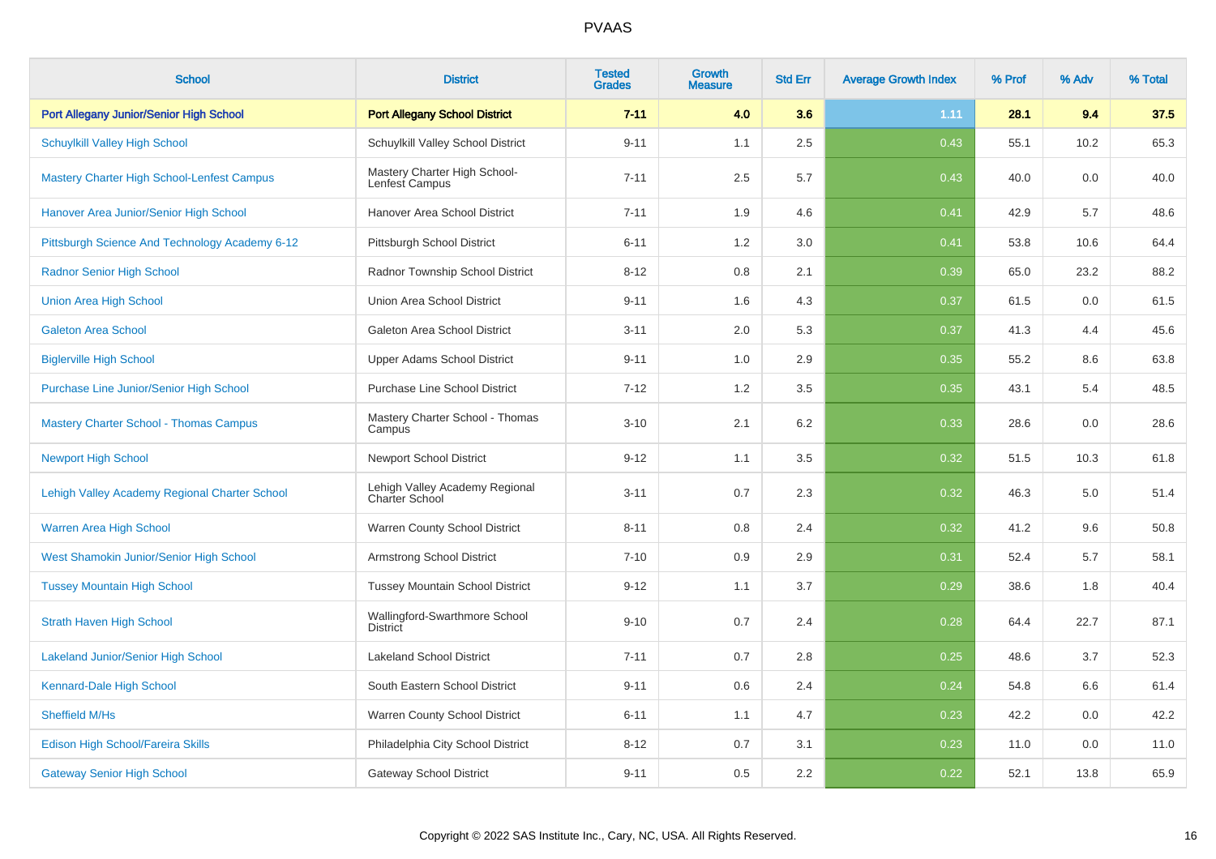# PVAAS

| School | District | Tested Grades | Growth Measure | Std Err | Average Growth Index | % Prof | % Adv | % Total |
|---|---|---|---|---|---|---|---|---|
| **Port Allegany Junior/Senior High School** | **Port Allegany School District** | **7-11** | **4.0** | **3.6** | **1.11** | **28.1** | **9.4** | **37.5** |
| Schuylkill Valley High School | Schuylkill Valley School District | 9-11 | 1.1 | 2.5 | 0.43 | 55.1 | 10.2 | 65.3 |
| Mastery Charter High School-Lenfest Campus | Mastery Charter High School-Lenfest Campus | 7-11 | 2.5 | 5.7 | 0.43 | 40.0 | 0.0 | 40.0 |
| Hanover Area Junior/Senior High School | Hanover Area School District | 7-11 | 1.9 | 4.6 | 0.41 | 42.9 | 5.7 | 48.6 |
| Pittsburgh Science And Technology Academy 6-12 | Pittsburgh School District | 6-11 | 1.2 | 3.0 | 0.41 | 53.8 | 10.6 | 64.4 |
| Radnor Senior High School | Radnor Township School District | 8-12 | 0.8 | 2.1 | 0.39 | 65.0 | 23.2 | 88.2 |
| Union Area High School | Union Area School District | 9-11 | 1.6 | 4.3 | 0.37 | 61.5 | 0.0 | 61.5 |
| Galeton Area School | Galeton Area School District | 3-11 | 2.0 | 5.3 | 0.37 | 41.3 | 4.4 | 45.6 |
| Biglerville High School | Upper Adams School District | 9-11 | 1.0 | 2.9 | 0.35 | 55.2 | 8.6 | 63.8 |
| Purchase Line Junior/Senior High School | Purchase Line School District | 7-12 | 1.2 | 3.5 | 0.35 | 43.1 | 5.4 | 48.5 |
| Mastery Charter School - Thomas Campus | Mastery Charter School - Thomas Campus | 3-10 | 2.1 | 6.2 | 0.33 | 28.6 | 0.0 | 28.6 |
| Newport High School | Newport School District | 9-12 | 1.1 | 3.5 | 0.32 | 51.5 | 10.3 | 61.8 |
| Lehigh Valley Academy Regional Charter School | Lehigh Valley Academy Regional Charter School | 3-11 | 0.7 | 2.3 | 0.32 | 46.3 | 5.0 | 51.4 |
| Warren Area High School | Warren County School District | 8-11 | 0.8 | 2.4 | 0.32 | 41.2 | 9.6 | 50.8 |
| West Shamokin Junior/Senior High School | Armstrong School District | 7-10 | 0.9 | 2.9 | 0.31 | 52.4 | 5.7 | 58.1 |
| Tussey Mountain High School | Tussey Mountain School District | 9-12 | 1.1 | 3.7 | 0.29 | 38.6 | 1.8 | 40.4 |
| Strath Haven High School | Wallingford-Swarthmore School District | 9-10 | 0.7 | 2.4 | 0.28 | 64.4 | 22.7 | 87.1 |
| Lakeland Junior/Senior High School | Lakeland School District | 7-11 | 0.7 | 2.8 | 0.25 | 48.6 | 3.7 | 52.3 |
| Kennard-Dale High School | South Eastern School District | 9-11 | 0.6 | 2.4 | 0.24 | 54.8 | 6.6 | 61.4 |
| Sheffield M/Hs | Warren County School District | 6-11 | 1.1 | 4.7 | 0.23 | 42.2 | 0.0 | 42.2 |
| Edison High School/Fareira Skills | Philadelphia City School District | 8-12 | 0.7 | 3.1 | 0.23 | 11.0 | 0.0 | 11.0 |
| Gateway Senior High School | Gateway School District | 9-11 | 0.5 | 2.2 | 0.22 | 52.1 | 13.8 | 65.9 |

Copyright © 2022 SAS Institute Inc., Cary, NC, USA. All Rights Reserved.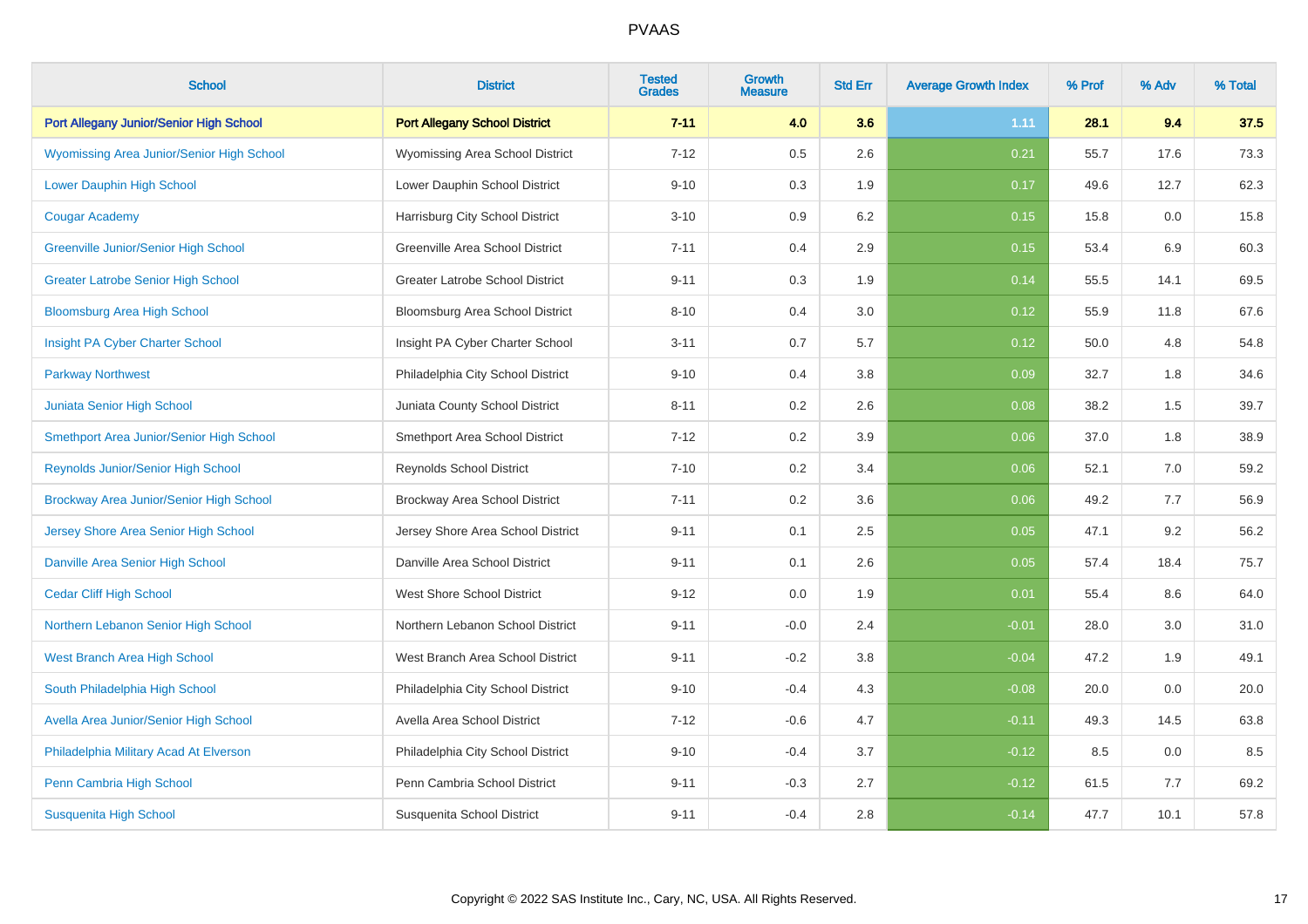# PVAAS

| School | District | Tested Grades | Growth Measure | Std Err | Average Growth Index | % Prof | % Adv | % Total |
|---|---|---|---|---|---|---|---|---|
| **Port Allegany Junior/Senior High School** | **Port Allegany School District** | **7-11** | **4.0** | **3.6** | **1.11** | **28.1** | **9.4** | **37.5** |
| Wyomissing Area Junior/Senior High School | Wyomissing Area School District | 7-12 | 0.5 | 2.6 | 0.21 | 55.7 | 17.6 | 73.3 |
| Lower Dauphin High School | Lower Dauphin School District | 9-10 | 0.3 | 1.9 | 0.17 | 49.6 | 12.7 | 62.3 |
| Cougar Academy | Harrisburg City School District | 3-10 | 0.9 | 6.2 | 0.15 | 15.8 | 0.0 | 15.8 |
| Greenville Junior/Senior High School | Greenville Area School District | 7-11 | 0.4 | 2.9 | 0.15 | 53.4 | 6.9 | 60.3 |
| Greater Latrobe Senior High School | Greater Latrobe School District | 9-11 | 0.3 | 1.9 | 0.14 | 55.5 | 14.1 | 69.5 |
| Bloomsburg Area High School | Bloomsburg Area School District | 8-10 | 0.4 | 3.0 | 0.12 | 55.9 | 11.8 | 67.6 |
| Insight PA Cyber Charter School | Insight PA Cyber Charter School | 3-11 | 0.7 | 5.7 | 0.12 | 50.0 | 4.8 | 54.8 |
| Parkway Northwest | Philadelphia City School District | 9-10 | 0.4 | 3.8 | 0.09 | 32.7 | 1.8 | 34.6 |
| Juniata Senior High School | Juniata County School District | 8-11 | 0.2 | 2.6 | 0.08 | 38.2 | 1.5 | 39.7 |
| Smethport Area Junior/Senior High School | Smethport Area School District | 7-12 | 0.2 | 3.9 | 0.06 | 37.0 | 1.8 | 38.9 |
| Reynolds Junior/Senior High School | Reynolds School District | 7-10 | 0.2 | 3.4 | 0.06 | 52.1 | 7.0 | 59.2 |
| Brockway Area Junior/Senior High School | Brockway Area School District | 7-11 | 0.2 | 3.6 | 0.06 | 49.2 | 7.7 | 56.9 |
| Jersey Shore Area Senior High School | Jersey Shore Area School District | 9-11 | 0.1 | 2.5 | 0.05 | 47.1 | 9.2 | 56.2 |
| Danville Area Senior High School | Danville Area School District | 9-11 | 0.1 | 2.6 | 0.05 | 57.4 | 18.4 | 75.7 |
| Cedar Cliff High School | West Shore School District | 9-12 | 0.0 | 1.9 | 0.01 | 55.4 | 8.6 | 64.0 |
| Northern Lebanon Senior High School | Northern Lebanon School District | 9-11 | -0.0 | 2.4 | -0.01 | 28.0 | 3.0 | 31.0 |
| West Branch Area High School | West Branch Area School District | 9-11 | -0.2 | 3.8 | -0.04 | 47.2 | 1.9 | 49.1 |
| South Philadelphia High School | Philadelphia City School District | 9-10 | -0.4 | 4.3 | -0.08 | 20.0 | 0.0 | 20.0 |
| Avella Area Junior/Senior High School | Avella Area School District | 7-12 | -0.6 | 4.7 | -0.11 | 49.3 | 14.5 | 63.8 |
| Philadelphia Military Acad At Elverson | Philadelphia City School District | 9-10 | -0.4 | 3.7 | -0.12 | 8.5 | 0.0 | 8.5 |
| Penn Cambria High School | Penn Cambria School District | 9-11 | -0.3 | 2.7 | -0.12 | 61.5 | 7.7 | 69.2 |
| Susquenita High School | Susquenita School District | 9-11 | -0.4 | 2.8 | -0.14 | 47.7 | 10.1 | 57.8 |

Copyright © 2022 SAS Institute Inc., Cary, NC, USA. All Rights Reserved.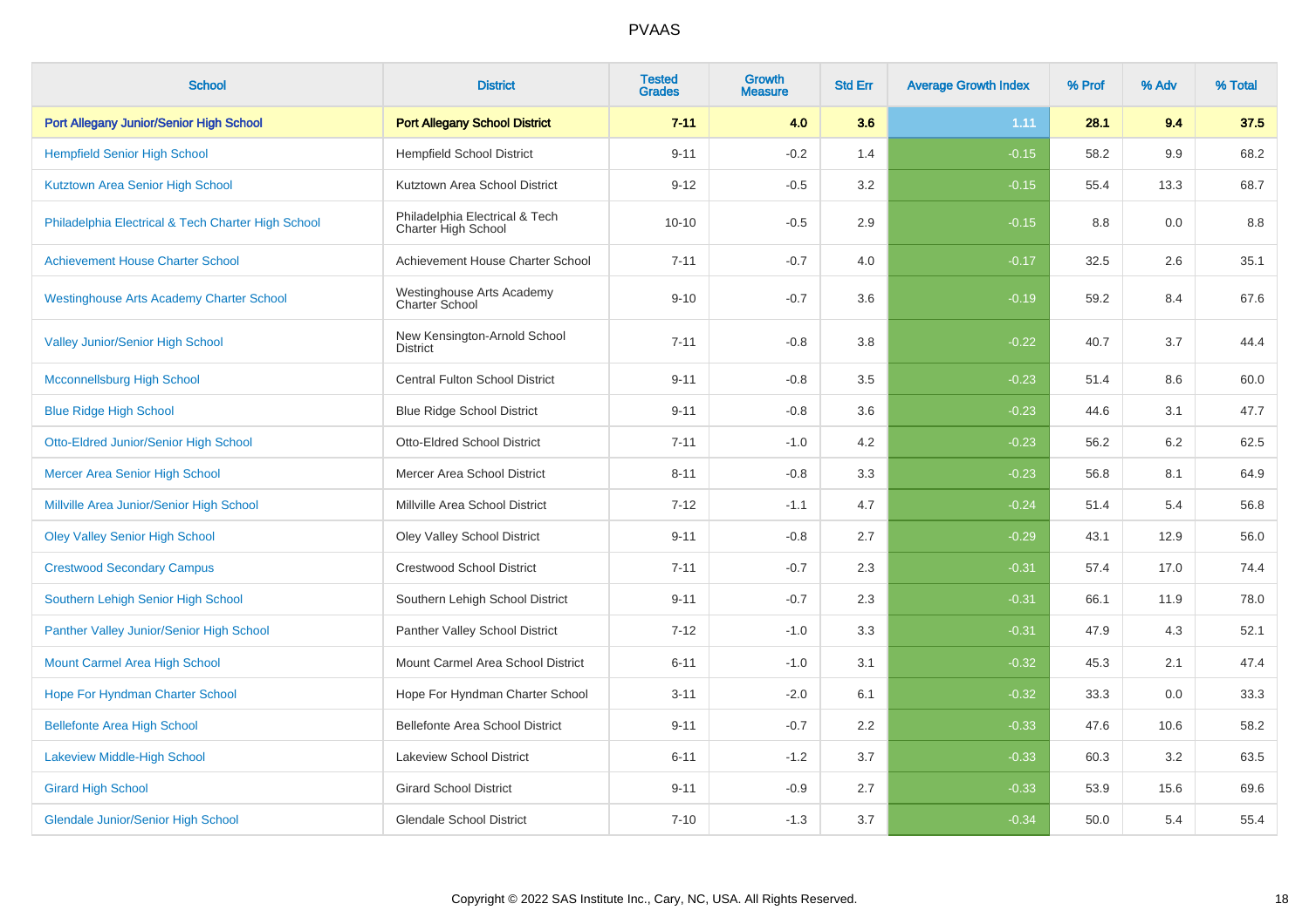# PVAAS

| School | District | Tested Grades | Growth Measure | Std Err | Average Growth Index | % Prof | % Adv | % Total |
|---|---|---|---|---|---|---|---|---|
| **Port Allegany Junior/Senior High School** | **Port Allegany School District** | **7-11** | **4.0** | **3.6** | **1.11** | **28.1** | **9.4** | **37.5** |
| Hempfield Senior High School | Hempfield School District | 9-11 | -0.2 | 1.4 | -0.15 | 58.2 | 9.9 | 68.2 |
| Kutztown Area Senior High School | Kutztown Area School District | 9-12 | -0.5 | 3.2 | -0.15 | 55.4 | 13.3 | 68.7 |
| Philadelphia Electrical & Tech Charter High School | Philadelphia Electrical & Tech Charter High School | 10-10 | -0.5 | 2.9 | -0.15 | 8.8 | 0.0 | 8.8 |
| Achievement House Charter School | Achievement House Charter School | 7-11 | -0.7 | 4.0 | -0.17 | 32.5 | 2.6 | 35.1 |
| Westinghouse Arts Academy Charter School | Westinghouse Arts Academy Charter School | 9-10 | -0.7 | 3.6 | -0.19 | 59.2 | 8.4 | 67.6 |
| Valley Junior/Senior High School | New Kensington-Arnold School District | 7-11 | -0.8 | 3.8 | -0.22 | 40.7 | 3.7 | 44.4 |
| Mcconnellsburg High School | Central Fulton School District | 9-11 | -0.8 | 3.5 | -0.23 | 51.4 | 8.6 | 60.0 |
| Blue Ridge High School | Blue Ridge School District | 9-11 | -0.8 | 3.6 | -0.23 | 44.6 | 3.1 | 47.7 |
| Otto-Eldred Junior/Senior High School | Otto-Eldred School District | 7-11 | -1.0 | 4.2 | -0.23 | 56.2 | 6.2 | 62.5 |
| Mercer Area Senior High School | Mercer Area School District | 8-11 | -0.8 | 3.3 | -0.23 | 56.8 | 8.1 | 64.9 |
| Millville Area Junior/Senior High School | Millville Area School District | 7-12 | -1.1 | 4.7 | -0.24 | 51.4 | 5.4 | 56.8 |
| Oley Valley Senior High School | Oley Valley School District | 9-11 | -0.8 | 2.7 | -0.29 | 43.1 | 12.9 | 56.0 |
| Crestwood Secondary Campus | Crestwood School District | 7-11 | -0.7 | 2.3 | -0.31 | 57.4 | 17.0 | 74.4 |
| Southern Lehigh Senior High School | Southern Lehigh School District | 9-11 | -0.7 | 2.3 | -0.31 | 66.1 | 11.9 | 78.0 |
| Panther Valley Junior/Senior High School | Panther Valley School District | 7-12 | -1.0 | 3.3 | -0.31 | 47.9 | 4.3 | 52.1 |
| Mount Carmel Area High School | Mount Carmel Area School District | 6-11 | -1.0 | 3.1 | -0.32 | 45.3 | 2.1 | 47.4 |
| Hope For Hyndman Charter School | Hope For Hyndman Charter School | 3-11 | -2.0 | 6.1 | -0.32 | 33.3 | 0.0 | 33.3 |
| Bellefonte Area High School | Bellefonte Area School District | 9-11 | -0.7 | 2.2 | -0.33 | 47.6 | 10.6 | 58.2 |
| Lakeview Middle-High School | Lakeview School District | 6-11 | -1.2 | 3.7 | -0.33 | 60.3 | 3.2 | 63.5 |
| Girard High School | Girard School District | 9-11 | -0.9 | 2.7 | -0.33 | 53.9 | 15.6 | 69.6 |
| Glendale Junior/Senior High School | Glendale School District | 7-10 | -1.3 | 3.7 | -0.34 | 50.0 | 5.4 | 55.4 |

Copyright © 2022 SAS Institute Inc., Cary, NC, USA. All Rights Reserved.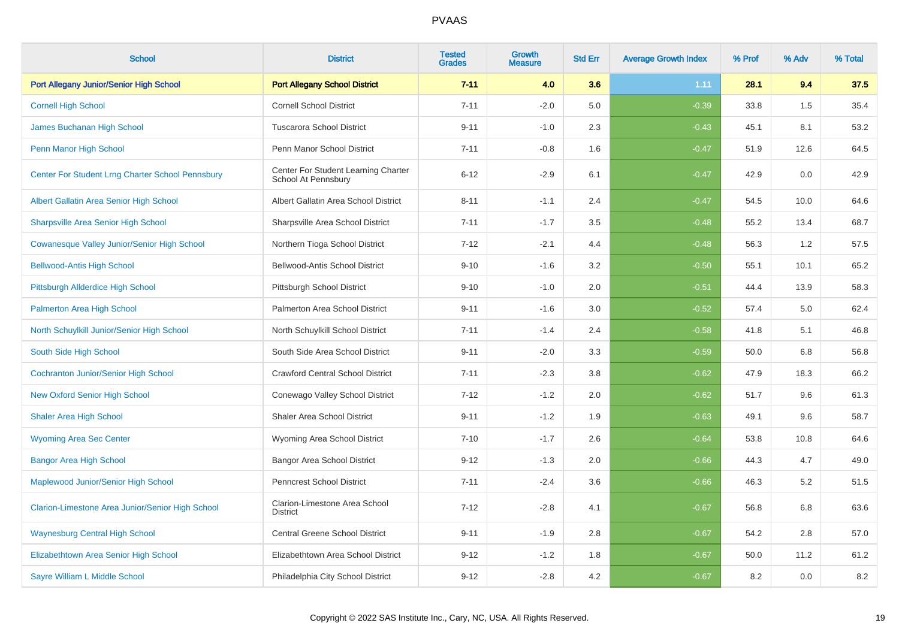| School | District | Tested Grades | Growth Measure | Std Err | Average Growth Index | % Prof | % Adv | % Total |
|---|---|---|---|---|---|---|---|---|
| **Port Allegany Junior/Senior High School** | **Port Allegany School District** | **7-11** | **4.0** | **3.6** | **1.11** | **28.1** | **9.4** | **37.5** |
| Cornell High School | Cornell School District | 7-11 | -2.0 | 5.0 | -0.39 | 33.8 | 1.5 | 35.4 |
| James Buchanan High School | Tuscarora School District | 9-11 | -1.0 | 2.3 | -0.43 | 45.1 | 8.1 | 53.2 |
| Penn Manor High School | Penn Manor School District | 7-11 | -0.8 | 1.6 | -0.47 | 51.9 | 12.6 | 64.5 |
| Center For Student Lrng Charter School Pennsbury | Center For Student Learning Charter School At Pennsbury | 6-12 | -2.9 | 6.1 | -0.47 | 42.9 | 0.0 | 42.9 |
| Albert Gallatin Area Senior High School | Albert Gallatin Area School District | 8-11 | -1.1 | 2.4 | -0.47 | 54.5 | 10.0 | 64.6 |
| Sharpsville Area Senior High School | Sharpsville Area School District | 7-11 | -1.7 | 3.5 | -0.48 | 55.2 | 13.4 | 68.7 |
| Cowanesque Valley Junior/Senior High School | Northern Tioga School District | 7-12 | -2.1 | 4.4 | -0.48 | 56.3 | 1.2 | 57.5 |
| Bellwood-Antis High School | Bellwood-Antis School District | 9-10 | -1.6 | 3.2 | -0.50 | 55.1 | 10.1 | 65.2 |
| Pittsburgh Allderdice High School | Pittsburgh School District | 9-10 | -1.0 | 2.0 | -0.51 | 44.4 | 13.9 | 58.3 |
| Palmerton Area High School | Palmerton Area School District | 9-11 | -1.6 | 3.0 | -0.52 | 57.4 | 5.0 | 62.4 |
| North Schuylkill Junior/Senior High School | North Schuylkill School District | 7-11 | -1.4 | 2.4 | -0.58 | 41.8 | 5.1 | 46.8 |
| South Side High School | South Side Area School District | 9-11 | -2.0 | 3.3 | -0.59 | 50.0 | 6.8 | 56.8 |
| Cochranton Junior/Senior High School | Crawford Central School District | 7-11 | -2.3 | 3.8 | -0.62 | 47.9 | 18.3 | 66.2 |
| New Oxford Senior High School | Conewago Valley School District | 7-12 | -1.2 | 2.0 | -0.62 | 51.7 | 9.6 | 61.3 |
| Shaler Area High School | Shaler Area School District | 9-11 | -1.2 | 1.9 | -0.63 | 49.1 | 9.6 | 58.7 |
| Wyoming Area Sec Center | Wyoming Area School District | 7-10 | -1.7 | 2.6 | -0.64 | 53.8 | 10.8 | 64.6 |
| Bangor Area High School | Bangor Area School District | 9-12 | -1.3 | 2.0 | -0.66 | 44.3 | 4.7 | 49.0 |
| Maplewood Junior/Senior High School | Penncrest School District | 7-11 | -2.4 | 3.6 | -0.66 | 46.3 | 5.2 | 51.5 |
| Clarion-Limestone Area Junior/Senior High School | Clarion-Limestone Area School District | 7-12 | -2.8 | 4.1 | -0.67 | 56.8 | 6.8 | 63.6 |
| Waynesburg Central High School | Central Greene School District | 9-11 | -1.9 | 2.8 | -0.67 | 54.2 | 2.8 | 57.0 |
| Elizabethtown Area Senior High School | Elizabethtown Area School District | 9-12 | -1.2 | 1.8 | -0.67 | 50.0 | 11.2 | 61.2 |
| Sayre William L Middle School | Philadelphia City School District | 9-12 | -2.8 | 4.2 | -0.67 | 8.2 | 0.0 | 8.2 |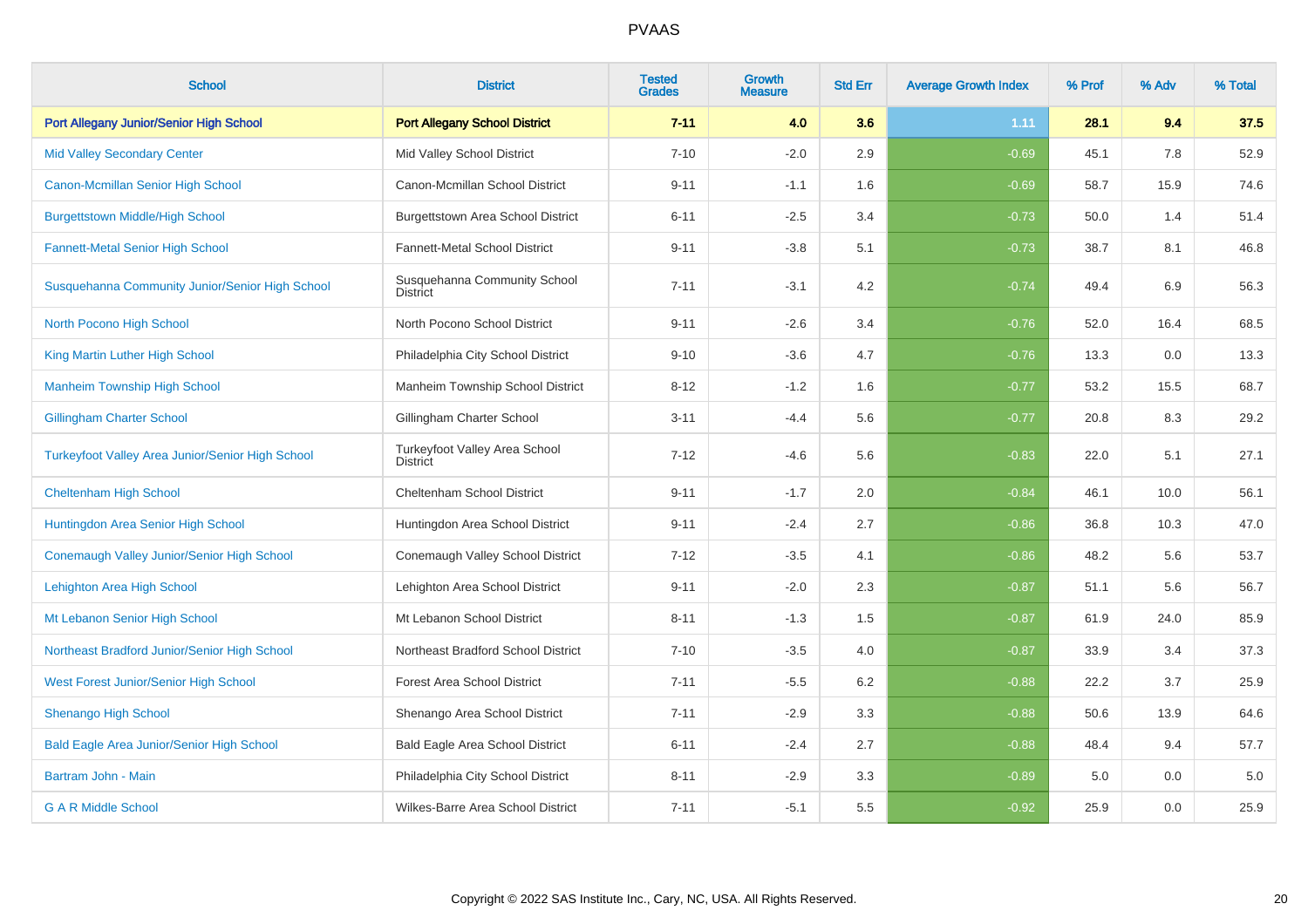PVAAS

| School | District | Tested Grades | Growth Measure | Std Err | Average Growth Index | % Prof | % Adv | % Total |
|---|---|---|---|---|---|---|---|---|
| **Port Allegany Junior/Senior High School** | **Port Allegany School District** | **7-11** | **4.0** | **3.6** | **1.11** | **28.1** | **9.4** | **37.5** |
| Mid Valley Secondary Center | Mid Valley School District | 7-10 | -2.0 | 2.9 | -0.69 | 45.1 | 7.8 | 52.9 |
| Canon-Mcmillan Senior High School | Canon-Mcmillan School District | 9-11 | -1.1 | 1.6 | -0.69 | 58.7 | 15.9 | 74.6 |
| Burgettstown Middle/High School | Burgettstown Area School District | 6-11 | -2.5 | 3.4 | -0.73 | 50.0 | 1.4 | 51.4 |
| Fannett-Metal Senior High School | Fannett-Metal School District | 9-11 | -3.8 | 5.1 | -0.73 | 38.7 | 8.1 | 46.8 |
| Susquehanna Community Junior/Senior High School | Susquehanna Community School District | 7-11 | -3.1 | 4.2 | -0.74 | 49.4 | 6.9 | 56.3 |
| North Pocono High School | North Pocono School District | 9-11 | -2.6 | 3.4 | -0.76 | 52.0 | 16.4 | 68.5 |
| King Martin Luther High School | Philadelphia City School District | 9-10 | -3.6 | 4.7 | -0.76 | 13.3 | 0.0 | 13.3 |
| Manheim Township High School | Manheim Township School District | 8-12 | -1.2 | 1.6 | -0.77 | 53.2 | 15.5 | 68.7 |
| Gillingham Charter School | Gillingham Charter School | 3-11 | -4.4 | 5.6 | -0.77 | 20.8 | 8.3 | 29.2 |
| Turkeyfoot Valley Area Junior/Senior High School | Turkeyfoot Valley Area School District | 7-12 | -4.6 | 5.6 | -0.83 | 22.0 | 5.1 | 27.1 |
| Cheltenham High School | Cheltenham School District | 9-11 | -1.7 | 2.0 | -0.84 | 46.1 | 10.0 | 56.1 |
| Huntingdon Area Senior High School | Huntingdon Area School District | 9-11 | -2.4 | 2.7 | -0.86 | 36.8 | 10.3 | 47.0 |
| Conemaugh Valley Junior/Senior High School | Conemaugh Valley School District | 7-12 | -3.5 | 4.1 | -0.86 | 48.2 | 5.6 | 53.7 |
| Lehighton Area High School | Lehighton Area School District | 9-11 | -2.0 | 2.3 | -0.87 | 51.1 | 5.6 | 56.7 |
| Mt Lebanon Senior High School | Mt Lebanon School District | 8-11 | -1.3 | 1.5 | -0.87 | 61.9 | 24.0 | 85.9 |
| Northeast Bradford Junior/Senior High School | Northeast Bradford School District | 7-10 | -3.5 | 4.0 | -0.87 | 33.9 | 3.4 | 37.3 |
| West Forest Junior/Senior High School | Forest Area School District | 7-11 | -5.5 | 6.2 | -0.88 | 22.2 | 3.7 | 25.9 |
| Shenango High School | Shenango Area School District | 7-11 | -2.9 | 3.3 | -0.88 | 50.6 | 13.9 | 64.6 |
| Bald Eagle Area Junior/Senior High School | Bald Eagle Area School District | 6-11 | -2.4 | 2.7 | -0.88 | 48.4 | 9.4 | 57.7 |
| Bartram John - Main | Philadelphia City School District | 8-11 | -2.9 | 3.3 | -0.89 | 5.0 | 0.0 | 5.0 |
| G A R Middle School | Wilkes-Barre Area School District | 7-11 | -5.1 | 5.5 | -0.92 | 25.9 | 0.0 | 25.9 |

Copyright © 2022 SAS Institute Inc., Cary, NC, USA. All Rights Reserved.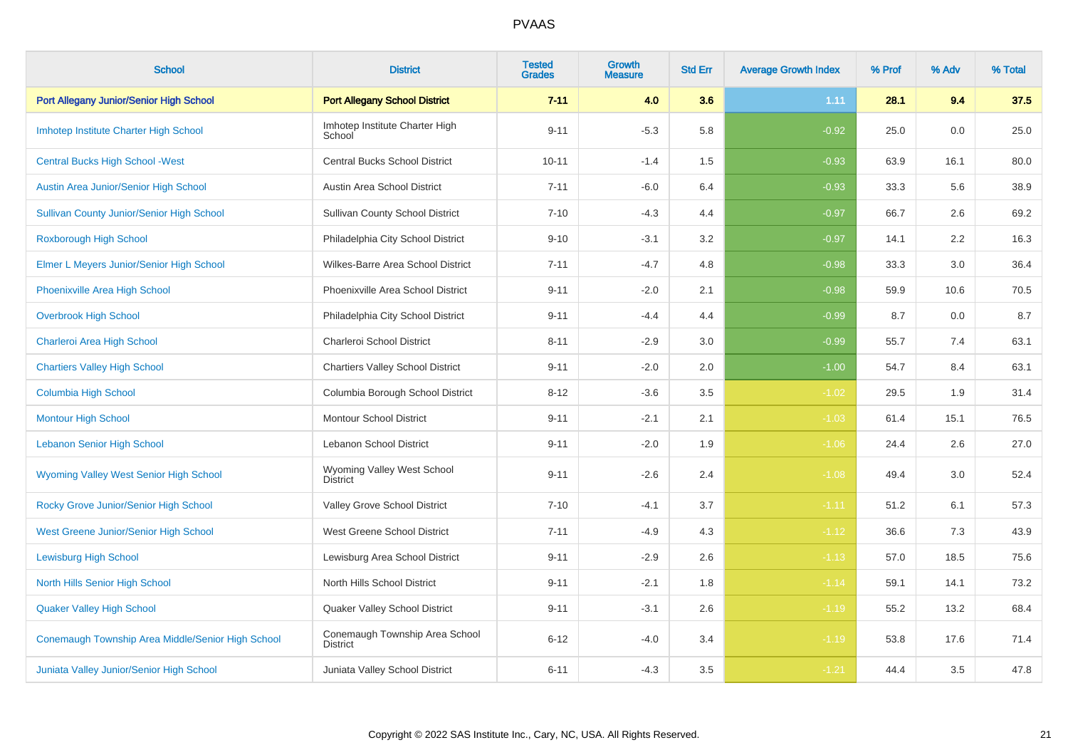# PVAAS

| School | District | Tested Grades | Growth Measure | Std Err | Average Growth Index | % Prof | % Adv | % Total |
|---|---|---|---|---|---|---|---|---|
| **Port Allegany Junior/Senior High School** | **Port Allegany School District** | **7-11** | **4.0** | **3.6** | **1.11** | **28.1** | **9.4** | **37.5** |
| Imhotep Institute Charter High School | Imhotep Institute Charter High School | 9-11 | -5.3 | 5.8 | -0.92 | 25.0 | 0.0 | 25.0 |
| Central Bucks High School -West | Central Bucks School District | 10-11 | -1.4 | 1.5 | -0.93 | 63.9 | 16.1 | 80.0 |
| Austin Area Junior/Senior High School | Austin Area School District | 7-11 | -6.0 | 6.4 | -0.93 | 33.3 | 5.6 | 38.9 |
| Sullivan County Junior/Senior High School | Sullivan County School District | 7-10 | -4.3 | 4.4 | -0.97 | 66.7 | 2.6 | 69.2 |
| Roxborough High School | Philadelphia City School District | 9-10 | -3.1 | 3.2 | -0.97 | 14.1 | 2.2 | 16.3 |
| Elmer L Meyers Junior/Senior High School | Wilkes-Barre Area School District | 7-11 | -4.7 | 4.8 | -0.98 | 33.3 | 3.0 | 36.4 |
| Phoenixville Area High School | Phoenixville Area School District | 9-11 | -2.0 | 2.1 | -0.98 | 59.9 | 10.6 | 70.5 |
| Overbrook High School | Philadelphia City School District | 9-11 | -4.4 | 4.4 | -0.99 | 8.7 | 0.0 | 8.7 |
| Charleroi Area High School | Charleroi School District | 8-11 | -2.9 | 3.0 | -0.99 | 55.7 | 7.4 | 63.1 |
| Chartiers Valley High School | Chartiers Valley School District | 9-11 | -2.0 | 2.0 | -1.00 | 54.7 | 8.4 | 63.1 |
| Columbia High School | Columbia Borough School District | 8-12 | -3.6 | 3.5 | -1.02 | 29.5 | 1.9 | 31.4 |
| Montour High School | Montour School District | 9-11 | -2.1 | 2.1 | -1.03 | 61.4 | 15.1 | 76.5 |
| Lebanon Senior High School | Lebanon School District | 9-11 | -2.0 | 1.9 | -1.06 | 24.4 | 2.6 | 27.0 |
| Wyoming Valley West Senior High School | Wyoming Valley West School District | 9-11 | -2.6 | 2.4 | -1.08 | 49.4 | 3.0 | 52.4 |
| Rocky Grove Junior/Senior High School | Valley Grove School District | 7-10 | -4.1 | 3.7 | -1.11 | 51.2 | 6.1 | 57.3 |
| West Greene Junior/Senior High School | West Greene School District | 7-11 | -4.9 | 4.3 | -1.12 | 36.6 | 7.3 | 43.9 |
| Lewisburg High School | Lewisburg Area School District | 9-11 | -2.9 | 2.6 | -1.13 | 57.0 | 18.5 | 75.6 |
| North Hills Senior High School | North Hills School District | 9-11 | -2.1 | 1.8 | -1.14 | 59.1 | 14.1 | 73.2 |
| Quaker Valley High School | Quaker Valley School District | 9-11 | -3.1 | 2.6 | -1.19 | 55.2 | 13.2 | 68.4 |
| Conemaugh Township Area Middle/Senior High School | Conemaugh Township Area School District | 6-12 | -4.0 | 3.4 | -1.19 | 53.8 | 17.6 | 71.4 |
| Juniata Valley Junior/Senior High School | Juniata Valley School District | 6-11 | -4.3 | 3.5 | -1.21 | 44.4 | 3.5 | 47.8 |

Copyright © 2022 SAS Institute Inc., Cary, NC, USA. All Rights Reserved.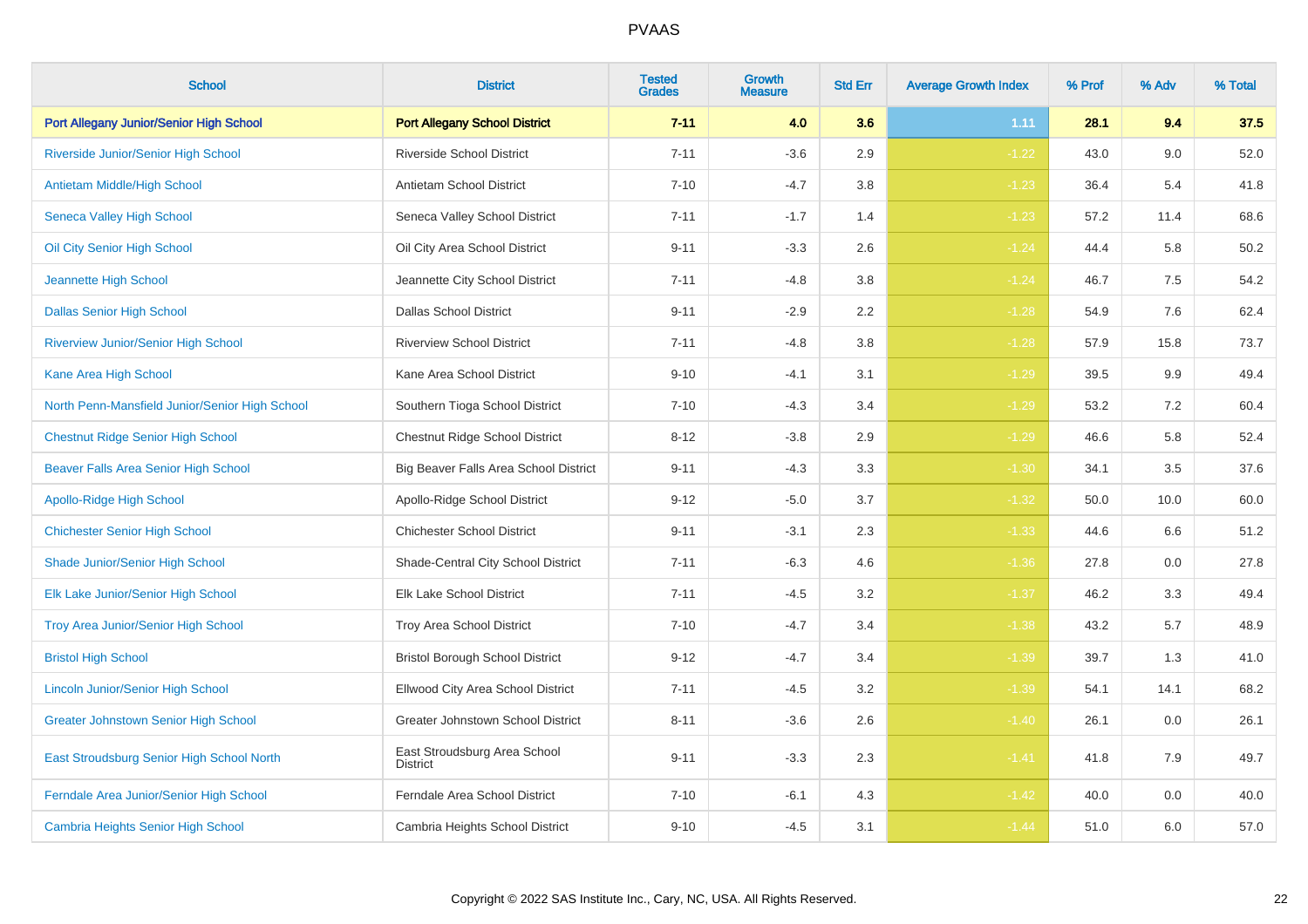# PVAAS

| School | District | Tested Grades | Growth Measure | Std Err | Average Growth Index | % Prof | % Adv | % Total |
|---|---|---|---|---|---|---|---|---|
| **Port Allegany Junior/Senior High School** | **Port Allegany School District** | **7-11** | **4.0** | **3.6** | **1.11** | **28.1** | **9.4** | **37.5** |
| Riverside Junior/Senior High School | Riverside School District | 7-11 | -3.6 | 2.9 | -1.22 | 43.0 | 9.0 | 52.0 |
| Antietam Middle/High School | Antietam School District | 7-10 | -4.7 | 3.8 | -1.23 | 36.4 | 5.4 | 41.8 |
| Seneca Valley High School | Seneca Valley School District | 7-11 | -1.7 | 1.4 | -1.23 | 57.2 | 11.4 | 68.6 |
| Oil City Senior High School | Oil City Area School District | 9-11 | -3.3 | 2.6 | -1.24 | 44.4 | 5.8 | 50.2 |
| Jeannette High School | Jeannette City School District | 7-11 | -4.8 | 3.8 | -1.24 | 46.7 | 7.5 | 54.2 |
| Dallas Senior High School | Dallas School District | 9-11 | -2.9 | 2.2 | -1.28 | 54.9 | 7.6 | 62.4 |
| Riverview Junior/Senior High School | Riverview School District | 7-11 | -4.8 | 3.8 | -1.28 | 57.9 | 15.8 | 73.7 |
| Kane Area High School | Kane Area School District | 9-10 | -4.1 | 3.1 | -1.29 | 39.5 | 9.9 | 49.4 |
| North Penn-Mansfield Junior/Senior High School | Southern Tioga School District | 7-10 | -4.3 | 3.4 | -1.29 | 53.2 | 7.2 | 60.4 |
| Chestnut Ridge Senior High School | Chestnut Ridge School District | 8-12 | -3.8 | 2.9 | -1.29 | 46.6 | 5.8 | 52.4 |
| Beaver Falls Area Senior High School | Big Beaver Falls Area School District | 9-11 | -4.3 | 3.3 | -1.30 | 34.1 | 3.5 | 37.6 |
| Apollo-Ridge High School | Apollo-Ridge School District | 9-12 | -5.0 | 3.7 | -1.32 | 50.0 | 10.0 | 60.0 |
| Chichester Senior High School | Chichester School District | 9-11 | -3.1 | 2.3 | -1.33 | 44.6 | 6.6 | 51.2 |
| Shade Junior/Senior High School | Shade-Central City School District | 7-11 | -6.3 | 4.6 | -1.36 | 27.8 | 0.0 | 27.8 |
| Elk Lake Junior/Senior High School | Elk Lake School District | 7-11 | -4.5 | 3.2 | -1.37 | 46.2 | 3.3 | 49.4 |
| Troy Area Junior/Senior High School | Troy Area School District | 7-10 | -4.7 | 3.4 | -1.38 | 43.2 | 5.7 | 48.9 |
| Bristol High School | Bristol Borough School District | 9-12 | -4.7 | 3.4 | -1.39 | 39.7 | 1.3 | 41.0 |
| Lincoln Junior/Senior High School | Ellwood City Area School District | 7-11 | -4.5 | 3.2 | -1.39 | 54.1 | 14.1 | 68.2 |
| Greater Johnstown Senior High School | Greater Johnstown School District | 8-11 | -3.6 | 2.6 | -1.40 | 26.1 | 0.0 | 26.1 |
| East Stroudsburg Senior High School North | East Stroudsburg Area School District | 9-11 | -3.3 | 2.3 | -1.41 | 41.8 | 7.9 | 49.7 |
| Ferndale Area Junior/Senior High School | Ferndale Area School District | 7-10 | -6.1 | 4.3 | -1.42 | 40.0 | 0.0 | 40.0 |
| Cambria Heights Senior High School | Cambria Heights School District | 9-10 | -4.5 | 3.1 | -1.44 | 51.0 | 6.0 | 57.0 |

Copyright © 2022 SAS Institute Inc., Cary, NC, USA. All Rights Reserved.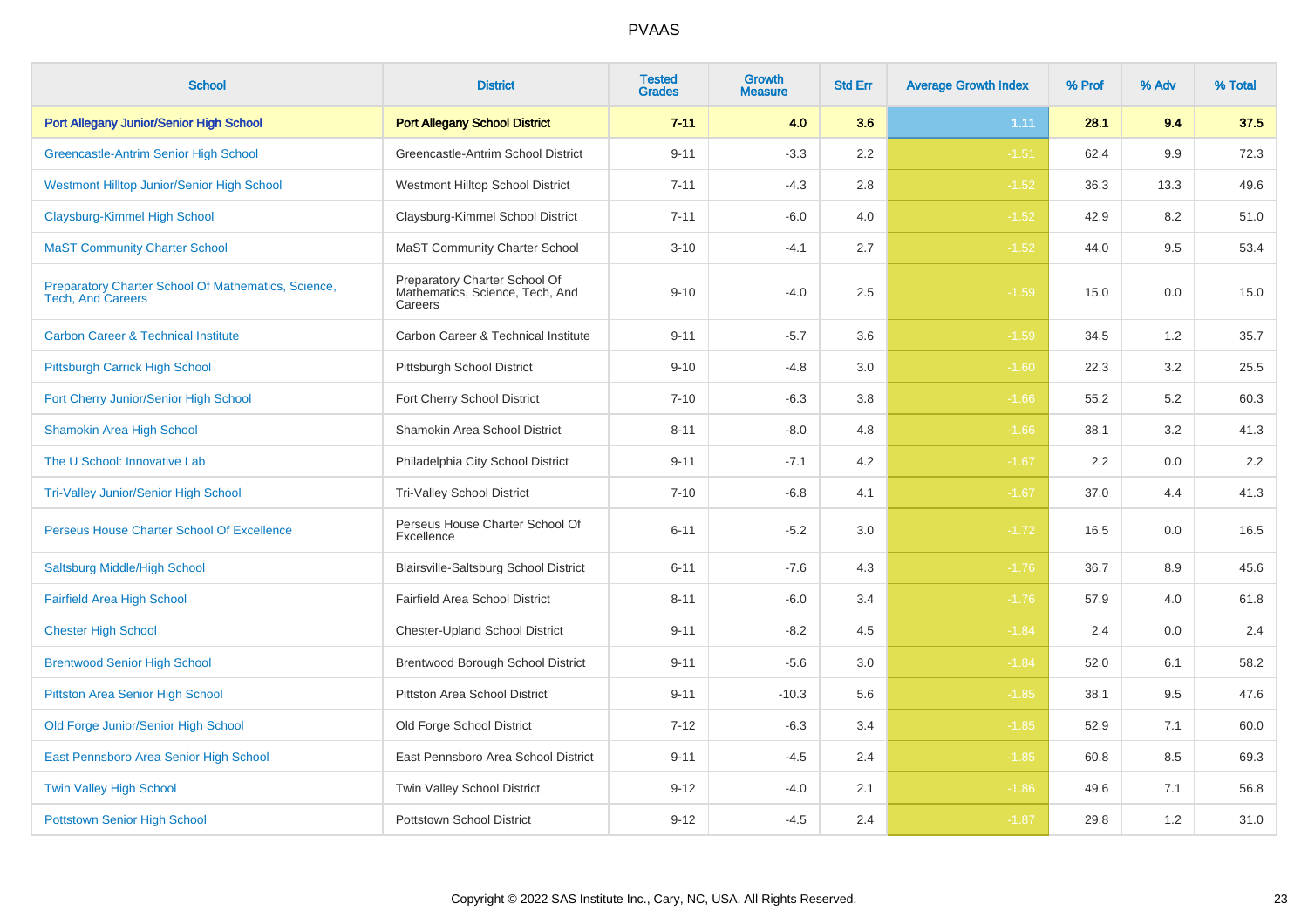# PVAAS

| School | District | Tested Grades | Growth Measure | Std Err | Average Growth Index | % Prof | % Adv | % Total |
|---|---|---|---|---|---|---|---|---|
| **Port Allegany Junior/Senior High School** | **Port Allegany School District** | **7-11** | **4.0** | **3.6** | **1.11** | **28.1** | **9.4** | **37.5** |
| Greencastle-Antrim Senior High School | Greencastle-Antrim School District | 9-11 | -3.3 | 2.2 | -1.51 | 62.4 | 9.9 | 72.3 |
| Westmont Hilltop Junior/Senior High School | Westmont Hilltop School District | 7-11 | -4.3 | 2.8 | -1.52 | 36.3 | 13.3 | 49.6 |
| Claysburg-Kimmel High School | Claysburg-Kimmel School District | 7-11 | -6.0 | 4.0 | -1.52 | 42.9 | 8.2 | 51.0 |
| MaST Community Charter School | MaST Community Charter School | 3-10 | -4.1 | 2.7 | -1.52 | 44.0 | 9.5 | 53.4 |
| Preparatory Charter School Of Mathematics, Science, Tech, And Careers | Preparatory Charter School Of Mathematics, Science, Tech, And Careers | 9-10 | -4.0 | 2.5 | -1.59 | 15.0 | 0.0 | 15.0 |
| Carbon Career & Technical Institute | Carbon Career & Technical Institute | 9-11 | -5.7 | 3.6 | -1.59 | 34.5 | 1.2 | 35.7 |
| Pittsburgh Carrick High School | Pittsburgh School District | 9-10 | -4.8 | 3.0 | -1.60 | 22.3 | 3.2 | 25.5 |
| Fort Cherry Junior/Senior High School | Fort Cherry School District | 7-10 | -6.3 | 3.8 | -1.66 | 55.2 | 5.2 | 60.3 |
| Shamokin Area High School | Shamokin Area School District | 8-11 | -8.0 | 4.8 | -1.66 | 38.1 | 3.2 | 41.3 |
| The U School: Innovative Lab | Philadelphia City School District | 9-11 | -7.1 | 4.2 | -1.67 | 2.2 | 0.0 | 2.2 |
| Tri-Valley Junior/Senior High School | Tri-Valley School District | 7-10 | -6.8 | 4.1 | -1.67 | 37.0 | 4.4 | 41.3 |
| Perseus House Charter School Of Excellence | Perseus House Charter School Of Excellence | 6-11 | -5.2 | 3.0 | -1.72 | 16.5 | 0.0 | 16.5 |
| Saltsburg Middle/High School | Blairsville-Saltsburg School District | 6-11 | -7.6 | 4.3 | -1.76 | 36.7 | 8.9 | 45.6 |
| Fairfield Area High School | Fairfield Area School District | 8-11 | -6.0 | 3.4 | -1.76 | 57.9 | 4.0 | 61.8 |
| Chester High School | Chester-Upland School District | 9-11 | -8.2 | 4.5 | -1.84 | 2.4 | 0.0 | 2.4 |
| Brentwood Senior High School | Brentwood Borough School District | 9-11 | -5.6 | 3.0 | -1.84 | 52.0 | 6.1 | 58.2 |
| Pittston Area Senior High School | Pittston Area School District | 9-11 | -10.3 | 5.6 | -1.85 | 38.1 | 9.5 | 47.6 |
| Old Forge Junior/Senior High School | Old Forge School District | 7-12 | -6.3 | 3.4 | -1.85 | 52.9 | 7.1 | 60.0 |
| East Pennsboro Area Senior High School | East Pennsboro Area School District | 9-11 | -4.5 | 2.4 | -1.85 | 60.8 | 8.5 | 69.3 |
| Twin Valley High School | Twin Valley School District | 9-12 | -4.0 | 2.1 | -1.86 | 49.6 | 7.1 | 56.8 |
| Pottstown Senior High School | Pottstown School District | 9-12 | -4.5 | 2.4 | -1.87 | 29.8 | 1.2 | 31.0 |

Copyright © 2022 SAS Institute Inc., Cary, NC, USA. All Rights Reserved.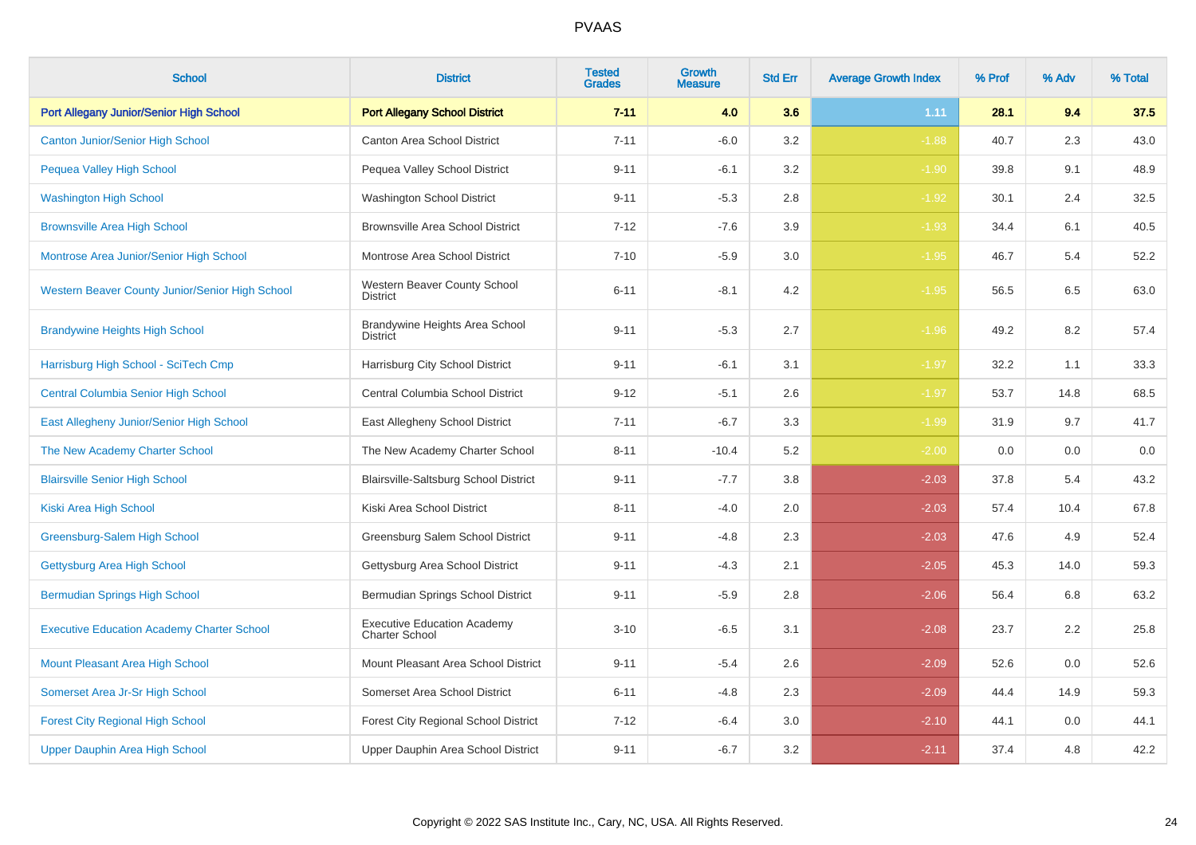# PVAAS

| School | District | Tested Grades | Growth Measure | Std Err | Average Growth Index | % Prof | % Adv | % Total |
|---|---|---|---|---|---|---|---|---|
| **Port Allegany Junior/Senior High School** | **Port Allegany School District** | **7-11** | **4.0** | **3.6** | **1.11** | **28.1** | **9.4** | **37.5** |
| Canton Junior/Senior High School | Canton Area School District | 7-11 | -6.0 | 3.2 | -1.88 | 40.7 | 2.3 | 43.0 |
| Pequea Valley High School | Pequea Valley School District | 9-11 | -6.1 | 3.2 | -1.90 | 39.8 | 9.1 | 48.9 |
| Washington High School | Washington School District | 9-11 | -5.3 | 2.8 | -1.92 | 30.1 | 2.4 | 32.5 |
| Brownsville Area High School | Brownsville Area School District | 7-12 | -7.6 | 3.9 | -1.93 | 34.4 | 6.1 | 40.5 |
| Montrose Area Junior/Senior High School | Montrose Area School District | 7-10 | -5.9 | 3.0 | -1.95 | 46.7 | 5.4 | 52.2 |
| Western Beaver County Junior/Senior High School | Western Beaver County School District | 6-11 | -8.1 | 4.2 | -1.95 | 56.5 | 6.5 | 63.0 |
| Brandywine Heights High School | Brandywine Heights Area School District | 9-11 | -5.3 | 2.7 | -1.96 | 49.2 | 8.2 | 57.4 |
| Harrisburg High School - SciTech Cmp | Harrisburg City School District | 9-11 | -6.1 | 3.1 | -1.97 | 32.2 | 1.1 | 33.3 |
| Central Columbia Senior High School | Central Columbia School District | 9-12 | -5.1 | 2.6 | -1.97 | 53.7 | 14.8 | 68.5 |
| East Allegheny Junior/Senior High School | East Allegheny School District | 7-11 | -6.7 | 3.3 | -1.99 | 31.9 | 9.7 | 41.7 |
| The New Academy Charter School | The New Academy Charter School | 8-11 | -10.4 | 5.2 | -2.00 | 0.0 | 0.0 | 0.0 |
| Blairsville Senior High School | Blairsville-Saltsburg School District | 9-11 | -7.7 | 3.8 | -2.03 | 37.8 | 5.4 | 43.2 |
| Kiski Area High School | Kiski Area School District | 8-11 | -4.0 | 2.0 | -2.03 | 57.4 | 10.4 | 67.8 |
| Greensburg-Salem High School | Greensburg Salem School District | 9-11 | -4.8 | 2.3 | -2.03 | 47.6 | 4.9 | 52.4 |
| Gettysburg Area High School | Gettysburg Area School District | 9-11 | -4.3 | 2.1 | -2.05 | 45.3 | 14.0 | 59.3 |
| Bermudian Springs High School | Bermudian Springs School District | 9-11 | -5.9 | 2.8 | -2.06 | 56.4 | 6.8 | 63.2 |
| Executive Education Academy Charter School | Executive Education Academy Charter School | 3-10 | -6.5 | 3.1 | -2.08 | 23.7 | 2.2 | 25.8 |
| Mount Pleasant Area High School | Mount Pleasant Area School District | 9-11 | -5.4 | 2.6 | -2.09 | 52.6 | 0.0 | 52.6 |
| Somerset Area Jr-Sr High School | Somerset Area School District | 6-11 | -4.8 | 2.3 | -2.09 | 44.4 | 14.9 | 59.3 |
| Forest City Regional High School | Forest City Regional School District | 7-12 | -6.4 | 3.0 | -2.10 | 44.1 | 0.0 | 44.1 |
| Upper Dauphin Area High School | Upper Dauphin Area School District | 9-11 | -6.7 | 3.2 | -2.11 | 37.4 | 4.8 | 42.2 |

Copyright © 2022 SAS Institute Inc., Cary, NC, USA. All Rights Reserved.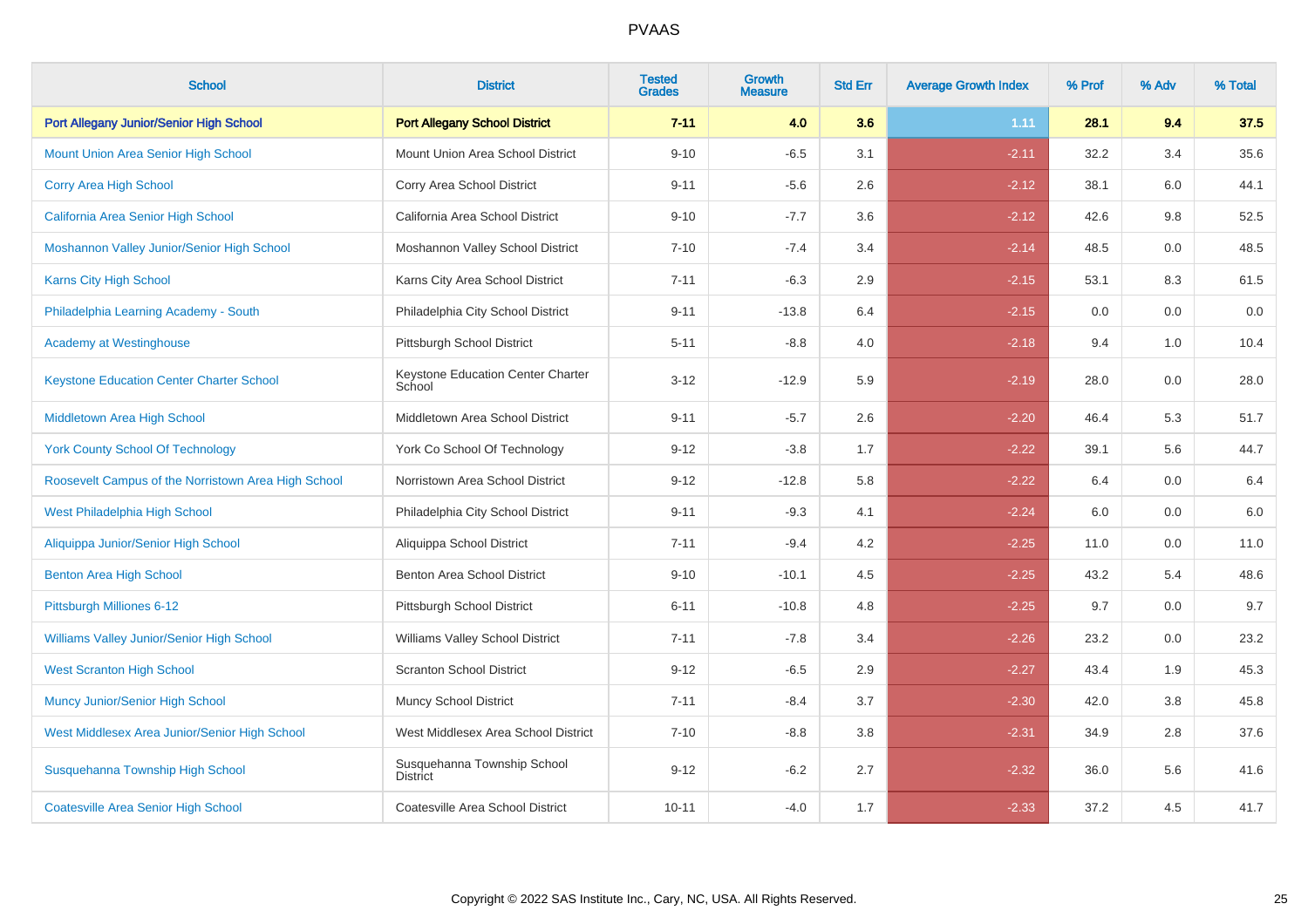# PVAAS

| School | District | Tested Grades | Growth Measure | Std Err | Average Growth Index | % Prof | % Adv | % Total |
|---|---|---|---|---|---|---|---|---|
| **Port Allegany Junior/Senior High School** | **Port Allegany School District** | **7-11** | **4.0** | **3.6** | **1.11** | **28.1** | **9.4** | **37.5** |
| Mount Union Area Senior High School | Mount Union Area School District | 9-10 | -6.5 | 3.1 | -2.11 | 32.2 | 3.4 | 35.6 |
| Corry Area High School | Corry Area School District | 9-11 | -5.6 | 2.6 | -2.12 | 38.1 | 6.0 | 44.1 |
| California Area Senior High School | California Area School District | 9-10 | -7.7 | 3.6 | -2.12 | 42.6 | 9.8 | 52.5 |
| Moshannon Valley Junior/Senior High School | Moshannon Valley School District | 7-10 | -7.4 | 3.4 | -2.14 | 48.5 | 0.0 | 48.5 |
| Karns City High School | Karns City Area School District | 7-11 | -6.3 | 2.9 | -2.15 | 53.1 | 8.3 | 61.5 |
| Philadelphia Learning Academy - South | Philadelphia City School District | 9-11 | -13.8 | 6.4 | -2.15 | 0.0 | 0.0 | 0.0 |
| Academy at Westinghouse | Pittsburgh School District | 5-11 | -8.8 | 4.0 | -2.18 | 9.4 | 1.0 | 10.4 |
| Keystone Education Center Charter School | Keystone Education Center Charter School | 3-12 | -12.9 | 5.9 | -2.19 | 28.0 | 0.0 | 28.0 |
| Middletown Area High School | Middletown Area School District | 9-11 | -5.7 | 2.6 | -2.20 | 46.4 | 5.3 | 51.7 |
| York County School Of Technology | York Co School Of Technology | 9-12 | -3.8 | 1.7 | -2.22 | 39.1 | 5.6 | 44.7 |
| Roosevelt Campus of the Norristown Area High School | Norristown Area School District | 9-12 | -12.8 | 5.8 | -2.22 | 6.4 | 0.0 | 6.4 |
| West Philadelphia High School | Philadelphia City School District | 9-11 | -9.3 | 4.1 | -2.24 | 6.0 | 0.0 | 6.0 |
| Aliquippa Junior/Senior High School | Aliquippa School District | 7-11 | -9.4 | 4.2 | -2.25 | 11.0 | 0.0 | 11.0 |
| Benton Area High School | Benton Area School District | 9-10 | -10.1 | 4.5 | -2.25 | 43.2 | 5.4 | 48.6 |
| Pittsburgh Milliones 6-12 | Pittsburgh School District | 6-11 | -10.8 | 4.8 | -2.25 | 9.7 | 0.0 | 9.7 |
| Williams Valley Junior/Senior High School | Williams Valley School District | 7-11 | -7.8 | 3.4 | -2.26 | 23.2 | 0.0 | 23.2 |
| West Scranton High School | Scranton School District | 9-12 | -6.5 | 2.9 | -2.27 | 43.4 | 1.9 | 45.3 |
| Muncy Junior/Senior High School | Muncy School District | 7-11 | -8.4 | 3.7 | -2.30 | 42.0 | 3.8 | 45.8 |
| West Middlesex Area Junior/Senior High School | West Middlesex Area School District | 7-10 | -8.8 | 3.8 | -2.31 | 34.9 | 2.8 | 37.6 |
| Susquehanna Township High School | Susquehanna Township School District | 9-12 | -6.2 | 2.7 | -2.32 | 36.0 | 5.6 | 41.6 |
| Coatesville Area Senior High School | Coatesville Area School District | 10-11 | -4.0 | 1.7 | -2.33 | 37.2 | 4.5 | 41.7 |

Copyright © 2022 SAS Institute Inc., Cary, NC, USA. All Rights Reserved.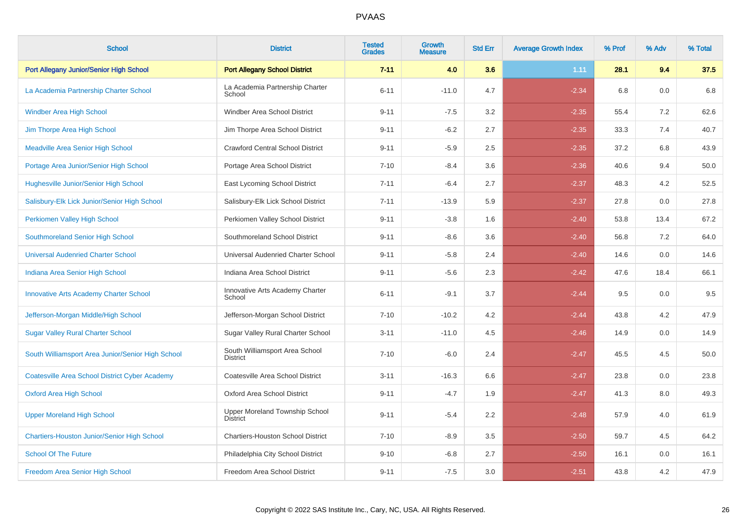# PVAAS

| School | District | Tested Grades | Growth Measure | Std Err | Average Growth Index | % Prof | % Adv | % Total |
|---|---|---|---|---|---|---|---|---|
| **Port Allegany Junior/Senior High School** | **Port Allegany School District** | **7-11** | **4.0** | **3.6** | **1.11** | **28.1** | **9.4** | **37.5** |
| La Academia Partnership Charter School | La Academia Partnership Charter School | 6-11 | -11.0 | 4.7 | -2.34 | 6.8 | 0.0 | 6.8 |
| Windber Area High School | Windber Area School District | 9-11 | -7.5 | 3.2 | -2.35 | 55.4 | 7.2 | 62.6 |
| Jim Thorpe Area High School | Jim Thorpe Area School District | 9-11 | -6.2 | 2.7 | -2.35 | 33.3 | 7.4 | 40.7 |
| Meadville Area Senior High School | Crawford Central School District | 9-11 | -5.9 | 2.5 | -2.35 | 37.2 | 6.8 | 43.9 |
| Portage Area Junior/Senior High School | Portage Area School District | 7-10 | -8.4 | 3.6 | -2.36 | 40.6 | 9.4 | 50.0 |
| Hughesville Junior/Senior High School | East Lycoming School District | 7-11 | -6.4 | 2.7 | -2.37 | 48.3 | 4.2 | 52.5 |
| Salisbury-Elk Lick Junior/Senior High School | Salisbury-Elk Lick School District | 7-11 | -13.9 | 5.9 | -2.37 | 27.8 | 0.0 | 27.8 |
| Perkiomen Valley High School | Perkiomen Valley School District | 9-11 | -3.8 | 1.6 | -2.40 | 53.8 | 13.4 | 67.2 |
| Southmoreland Senior High School | Southmoreland School District | 9-11 | -8.6 | 3.6 | -2.40 | 56.8 | 7.2 | 64.0 |
| Universal Audenried Charter School | Universal Audenried Charter School | 9-11 | -5.8 | 2.4 | -2.40 | 14.6 | 0.0 | 14.6 |
| Indiana Area Senior High School | Indiana Area School District | 9-11 | -5.6 | 2.3 | -2.42 | 47.6 | 18.4 | 66.1 |
| Innovative Arts Academy Charter School | Innovative Arts Academy Charter School | 6-11 | -9.1 | 3.7 | -2.44 | 9.5 | 0.0 | 9.5 |
| Jefferson-Morgan Middle/High School | Jefferson-Morgan School District | 7-10 | -10.2 | 4.2 | -2.44 | 43.8 | 4.2 | 47.9 |
| Sugar Valley Rural Charter School | Sugar Valley Rural Charter School | 3-11 | -11.0 | 4.5 | -2.46 | 14.9 | 0.0 | 14.9 |
| South Williamsport Area Junior/Senior High School | South Williamsport Area School District | 7-10 | -6.0 | 2.4 | -2.47 | 45.5 | 4.5 | 50.0 |
| Coatesville Area School District Cyber Academy | Coatesville Area School District | 3-11 | -16.3 | 6.6 | -2.47 | 23.8 | 0.0 | 23.8 |
| Oxford Area High School | Oxford Area School District | 9-11 | -4.7 | 1.9 | -2.47 | 41.3 | 8.0 | 49.3 |
| Upper Moreland High School | Upper Moreland Township School District | 9-11 | -5.4 | 2.2 | -2.48 | 57.9 | 4.0 | 61.9 |
| Chartiers-Houston Junior/Senior High School | Chartiers-Houston School District | 7-10 | -8.9 | 3.5 | -2.50 | 59.7 | 4.5 | 64.2 |
| School Of The Future | Philadelphia City School District | 9-10 | -6.8 | 2.7 | -2.50 | 16.1 | 0.0 | 16.1 |
| Freedom Area Senior High School | Freedom Area School District | 9-11 | -7.5 | 3.0 | -2.51 | 43.8 | 4.2 | 47.9 |

Copyright © 2022 SAS Institute Inc., Cary, NC, USA. All Rights Reserved.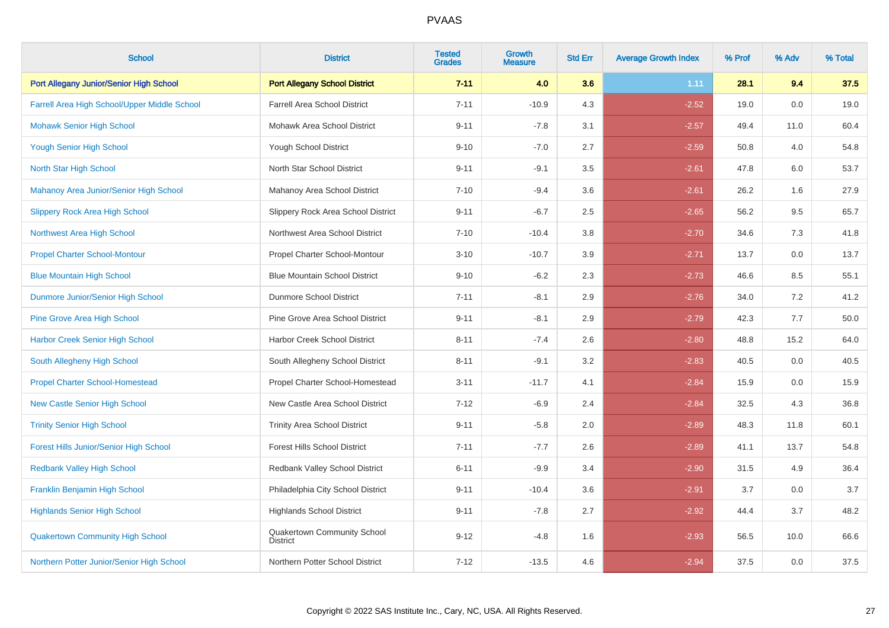# PVAAS

| School | District | Tested Grades | Growth Measure | Std Err | Average Growth Index | % Prof | % Adv | % Total |
|---|---|---|---|---|---|---|---|---|
| **Port Allegany Junior/Senior High School** | **Port Allegany School District** | **7-11** | **4.0** | **3.6** | **1.11** | **28.1** | **9.4** | **37.5** |
| Farrell Area High School/Upper Middle School | Farrell Area School District | 7-11 | -10.9 | 4.3 | -2.52 | 19.0 | 0.0 | 19.0 |
| Mohawk Senior High School | Mohawk Area School District | 9-11 | -7.8 | 3.1 | -2.57 | 49.4 | 11.0 | 60.4 |
| Yough Senior High School | Yough School District | 9-10 | -7.0 | 2.7 | -2.59 | 50.8 | 4.0 | 54.8 |
| North Star High School | North Star School District | 9-11 | -9.1 | 3.5 | -2.61 | 47.8 | 6.0 | 53.7 |
| Mahanoy Area Junior/Senior High School | Mahanoy Area School District | 7-10 | -9.4 | 3.6 | -2.61 | 26.2 | 1.6 | 27.9 |
| Slippery Rock Area High School | Slippery Rock Area School District | 9-11 | -6.7 | 2.5 | -2.65 | 56.2 | 9.5 | 65.7 |
| Northwest Area High School | Northwest Area School District | 7-10 | -10.4 | 3.8 | -2.70 | 34.6 | 7.3 | 41.8 |
| Propel Charter School-Montour | Propel Charter School-Montour | 3-10 | -10.7 | 3.9 | -2.71 | 13.7 | 0.0 | 13.7 |
| Blue Mountain High School | Blue Mountain School District | 9-10 | -6.2 | 2.3 | -2.73 | 46.6 | 8.5 | 55.1 |
| Dunmore Junior/Senior High School | Dunmore School District | 7-11 | -8.1 | 2.9 | -2.76 | 34.0 | 7.2 | 41.2 |
| Pine Grove Area High School | Pine Grove Area School District | 9-11 | -8.1 | 2.9 | -2.79 | 42.3 | 7.7 | 50.0 |
| Harbor Creek Senior High School | Harbor Creek School District | 8-11 | -7.4 | 2.6 | -2.80 | 48.8 | 15.2 | 64.0 |
| South Allegheny High School | South Allegheny School District | 8-11 | -9.1 | 3.2 | -2.83 | 40.5 | 0.0 | 40.5 |
| Propel Charter School-Homestead | Propel Charter School-Homestead | 3-11 | -11.7 | 4.1 | -2.84 | 15.9 | 0.0 | 15.9 |
| New Castle Senior High School | New Castle Area School District | 7-12 | -6.9 | 2.4 | -2.84 | 32.5 | 4.3 | 36.8 |
| Trinity Senior High School | Trinity Area School District | 9-11 | -5.8 | 2.0 | -2.89 | 48.3 | 11.8 | 60.1 |
| Forest Hills Junior/Senior High School | Forest Hills School District | 7-11 | -7.7 | 2.6 | -2.89 | 41.1 | 13.7 | 54.8 |
| Redbank Valley High School | Redbank Valley School District | 6-11 | -9.9 | 3.4 | -2.90 | 31.5 | 4.9 | 36.4 |
| Franklin Benjamin High School | Philadelphia City School District | 9-11 | -10.4 | 3.6 | -2.91 | 3.7 | 0.0 | 3.7 |
| Highlands Senior High School | Highlands School District | 9-11 | -7.8 | 2.7 | -2.92 | 44.4 | 3.7 | 48.2 |
| Quakertown Community High School | Quakertown Community School District | 9-12 | -4.8 | 1.6 | -2.93 | 56.5 | 10.0 | 66.6 |
| Northern Potter Junior/Senior High School | Northern Potter School District | 7-12 | -13.5 | 4.6 | -2.94 | 37.5 | 0.0 | 37.5 |

Copyright © 2022 SAS Institute Inc., Cary, NC, USA. All Rights Reserved.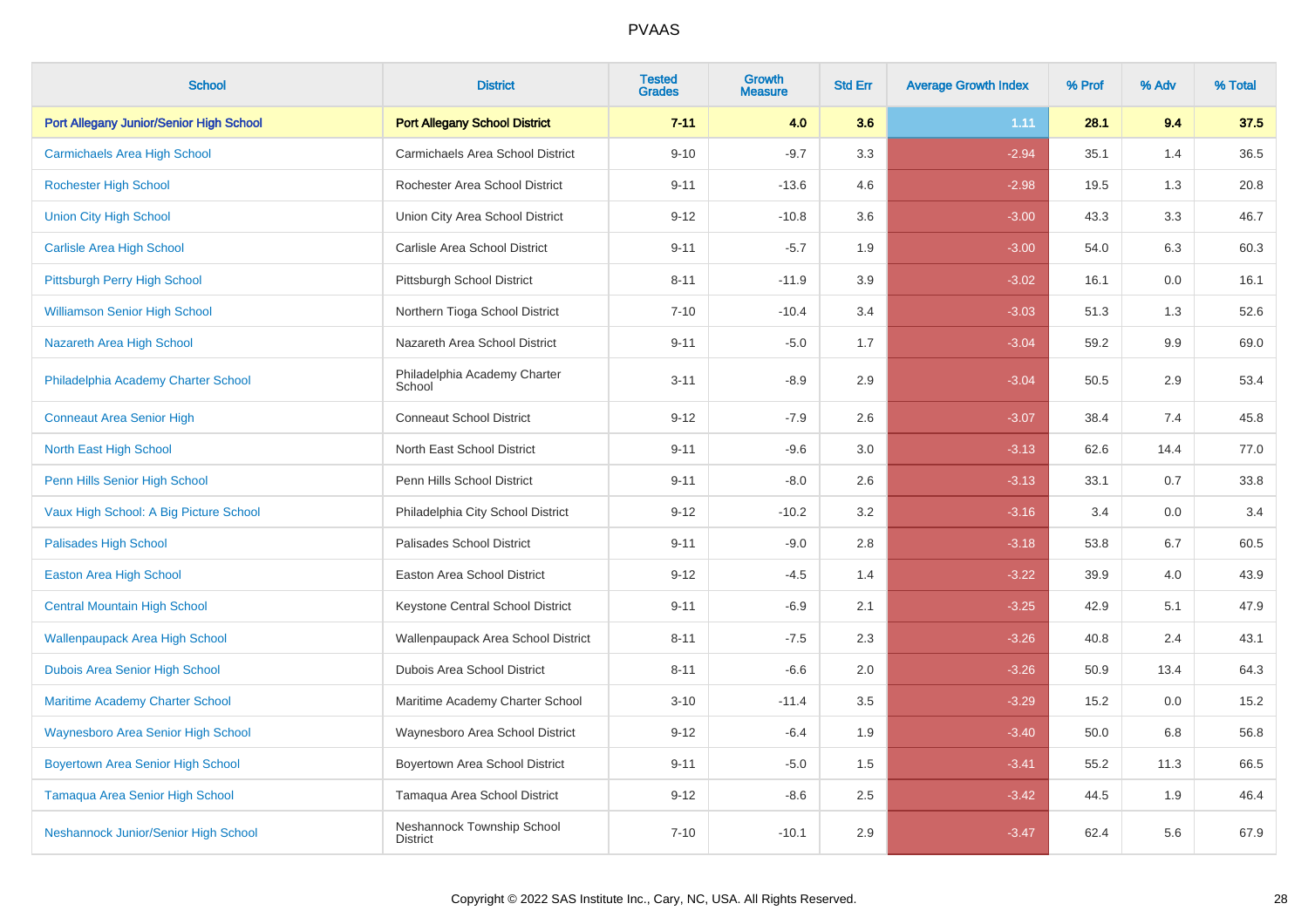| School | District | Tested Grades | Growth Measure | Std Err | Average Growth Index | % Prof | % Adv | % Total |
|---|---|---|---|---|---|---|---|---|
| **Port Allegany Junior/Senior High School** | **Port Allegany School District** | **7-11** | **4.0** | **3.6** | **1.11** | **28.1** | **9.4** | **37.5** |
| Carmichaels Area High School | Carmichaels Area School District | 9-10 | -9.7 | 3.3 | -2.94 | 35.1 | 1.4 | 36.5 |
| Rochester High School | Rochester Area School District | 9-11 | -13.6 | 4.6 | -2.98 | 19.5 | 1.3 | 20.8 |
| Union City High School | Union City Area School District | 9-12 | -10.8 | 3.6 | -3.00 | 43.3 | 3.3 | 46.7 |
| Carlisle Area High School | Carlisle Area School District | 9-11 | -5.7 | 1.9 | -3.00 | 54.0 | 6.3 | 60.3 |
| Pittsburgh Perry High School | Pittsburgh School District | 8-11 | -11.9 | 3.9 | -3.02 | 16.1 | 0.0 | 16.1 |
| Williamson Senior High School | Northern Tioga School District | 7-10 | -10.4 | 3.4 | -3.03 | 51.3 | 1.3 | 52.6 |
| Nazareth Area High School | Nazareth Area School District | 9-11 | -5.0 | 1.7 | -3.04 | 59.2 | 9.9 | 69.0 |
| Philadelphia Academy Charter School | Philadelphia Academy Charter School | 3-11 | -8.9 | 2.9 | -3.04 | 50.5 | 2.9 | 53.4 |
| Conneaut Area Senior High | Conneaut School District | 9-12 | -7.9 | 2.6 | -3.07 | 38.4 | 7.4 | 45.8 |
| North East High School | North East School District | 9-11 | -9.6 | 3.0 | -3.13 | 62.6 | 14.4 | 77.0 |
| Penn Hills Senior High School | Penn Hills School District | 9-11 | -8.0 | 2.6 | -3.13 | 33.1 | 0.7 | 33.8 |
| Vaux High School: A Big Picture School | Philadelphia City School District | 9-12 | -10.2 | 3.2 | -3.16 | 3.4 | 0.0 | 3.4 |
| Palisades High School | Palisades School District | 9-11 | -9.0 | 2.8 | -3.18 | 53.8 | 6.7 | 60.5 |
| Easton Area High School | Easton Area School District | 9-12 | -4.5 | 1.4 | -3.22 | 39.9 | 4.0 | 43.9 |
| Central Mountain High School | Keystone Central School District | 9-11 | -6.9 | 2.1 | -3.25 | 42.9 | 5.1 | 47.9 |
| Wallenpaupack Area High School | Wallenpaupack Area School District | 8-11 | -7.5 | 2.3 | -3.26 | 40.8 | 2.4 | 43.1 |
| Dubois Area Senior High School | Dubois Area School District | 8-11 | -6.6 | 2.0 | -3.26 | 50.9 | 13.4 | 64.3 |
| Maritime Academy Charter School | Maritime Academy Charter School | 3-10 | -11.4 | 3.5 | -3.29 | 15.2 | 0.0 | 15.2 |
| Waynesboro Area Senior High School | Waynesboro Area School District | 9-12 | -6.4 | 1.9 | -3.40 | 50.0 | 6.8 | 56.8 |
| Boyertown Area Senior High School | Boyertown Area School District | 9-11 | -5.0 | 1.5 | -3.41 | 55.2 | 11.3 | 66.5 |
| Tamaqua Area Senior High School | Tamaqua Area School District | 9-12 | -8.6 | 2.5 | -3.42 | 44.5 | 1.9 | 46.4 |
| Neshannock Junior/Senior High School | Neshannock Township School District | 7-10 | -10.1 | 2.9 | -3.47 | 62.4 | 5.6 | 67.9 |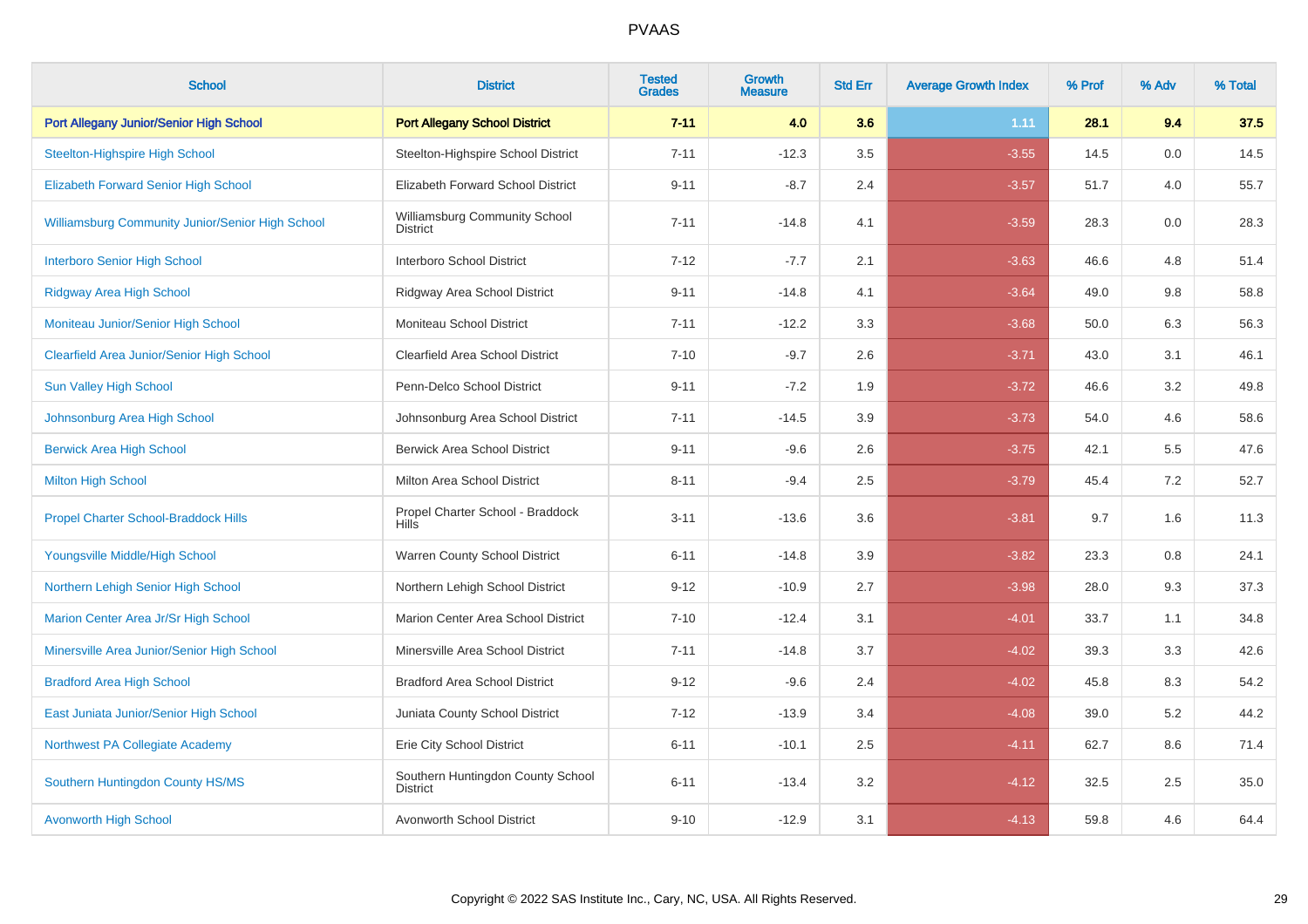| School | District | Tested Grades | Growth Measure | Std Err | Average Growth Index | % Prof | % Adv | % Total |
|---|---|---|---|---|---|---|---|---|
| **Port Allegany Junior/Senior High School** | **Port Allegany School District** | **7-11** | **4.0** | **3.6** | **1.11** | **28.1** | **9.4** | **37.5** |
| Steelton-Highspire High School | Steelton-Highspire School District | 7-11 | -12.3 | 3.5 | -3.55 | 14.5 | 0.0 | 14.5 |
| Elizabeth Forward Senior High School | Elizabeth Forward School District | 9-11 | -8.7 | 2.4 | -3.57 | 51.7 | 4.0 | 55.7 |
| Williamsburg Community Junior/Senior High School | Williamsburg Community School District | 7-11 | -14.8 | 4.1 | -3.59 | 28.3 | 0.0 | 28.3 |
| Interboro Senior High School | Interboro School District | 7-12 | -7.7 | 2.1 | -3.63 | 46.6 | 4.8 | 51.4 |
| Ridgway Area High School | Ridgway Area School District | 9-11 | -14.8 | 4.1 | -3.64 | 49.0 | 9.8 | 58.8 |
| Moniteau Junior/Senior High School | Moniteau School District | 7-11 | -12.2 | 3.3 | -3.68 | 50.0 | 6.3 | 56.3 |
| Clearfield Area Junior/Senior High School | Clearfield Area School District | 7-10 | -9.7 | 2.6 | -3.71 | 43.0 | 3.1 | 46.1 |
| Sun Valley High School | Penn-Delco School District | 9-11 | -7.2 | 1.9 | -3.72 | 46.6 | 3.2 | 49.8 |
| Johnsonburg Area High School | Johnsonburg Area School District | 7-11 | -14.5 | 3.9 | -3.73 | 54.0 | 4.6 | 58.6 |
| Berwick Area High School | Berwick Area School District | 9-11 | -9.6 | 2.6 | -3.75 | 42.1 | 5.5 | 47.6 |
| Milton High School | Milton Area School District | 8-11 | -9.4 | 2.5 | -3.79 | 45.4 | 7.2 | 52.7 |
| Propel Charter School-Braddock Hills | Propel Charter School - Braddock Hills | 3-11 | -13.6 | 3.6 | -3.81 | 9.7 | 1.6 | 11.3 |
| Youngsville Middle/High School | Warren County School District | 6-11 | -14.8 | 3.9 | -3.82 | 23.3 | 0.8 | 24.1 |
| Northern Lehigh Senior High School | Northern Lehigh School District | 9-12 | -10.9 | 2.7 | -3.98 | 28.0 | 9.3 | 37.3 |
| Marion Center Area Jr/Sr High School | Marion Center Area School District | 7-10 | -12.4 | 3.1 | -4.01 | 33.7 | 1.1 | 34.8 |
| Minersville Area Junior/Senior High School | Minersville Area School District | 7-11 | -14.8 | 3.7 | -4.02 | 39.3 | 3.3 | 42.6 |
| Bradford Area High School | Bradford Area School District | 9-12 | -9.6 | 2.4 | -4.02 | 45.8 | 8.3 | 54.2 |
| East Juniata Junior/Senior High School | Juniata County School District | 7-12 | -13.9 | 3.4 | -4.08 | 39.0 | 5.2 | 44.2 |
| Northwest PA Collegiate Academy | Erie City School District | 6-11 | -10.1 | 2.5 | -4.11 | 62.7 | 8.6 | 71.4 |
| Southern Huntingdon County HS/MS | Southern Huntingdon County School District | 6-11 | -13.4 | 3.2 | -4.12 | 32.5 | 2.5 | 35.0 |
| Avonworth High School | Avonworth School District | 9-10 | -12.9 | 3.1 | -4.13 | 59.8 | 4.6 | 64.4 |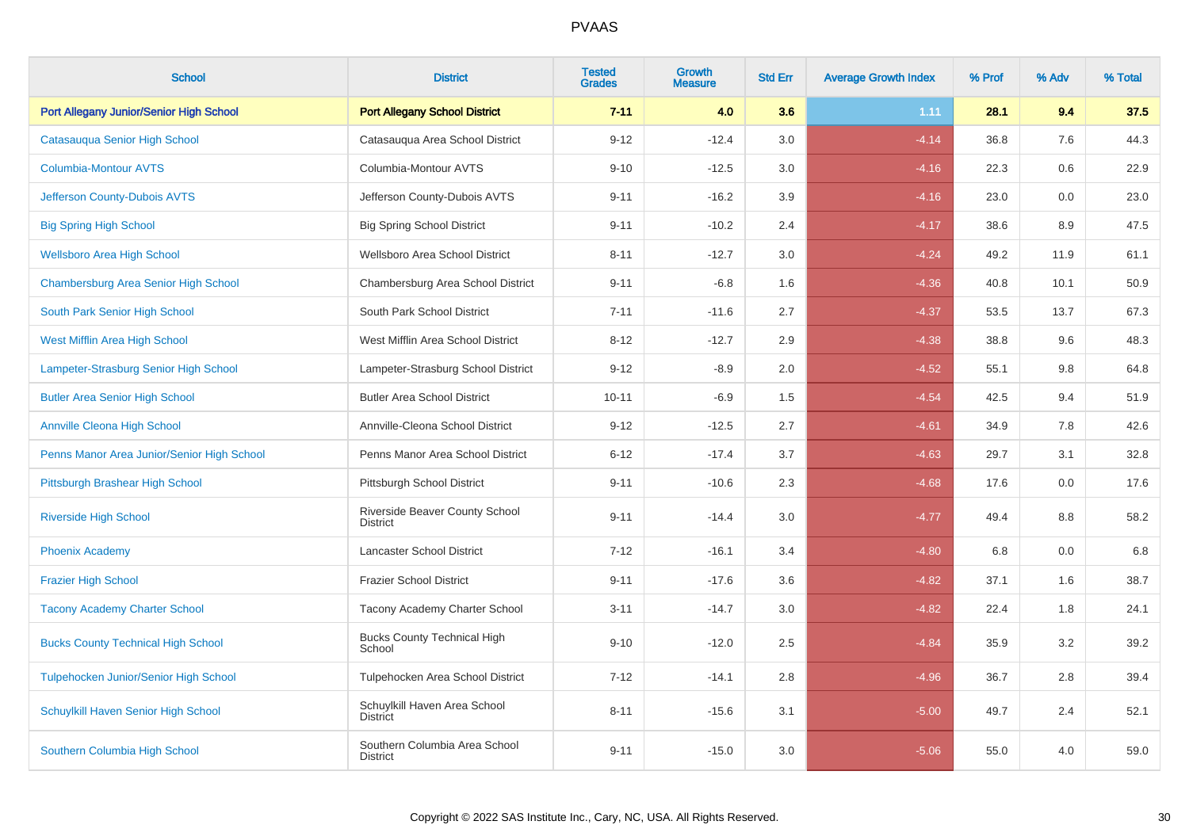PVAAS

| School | District | Tested Grades | Growth Measure | Std Err | Average Growth Index | % Prof | % Adv | % Total |
|---|---|---|---|---|---|---|---|---|
| **Port Allegany Junior/Senior High School** | **Port Allegany School District** | **7-11** | **4.0** | **3.6** | **1.11** | **28.1** | **9.4** | **37.5** |
| Catasauqua Senior High School | Catasauqua Area School District | 9-12 | -12.4 | 3.0 | -4.14 | 36.8 | 7.6 | 44.3 |
| Columbia-Montour AVTS | Columbia-Montour AVTS | 9-10 | -12.5 | 3.0 | -4.16 | 22.3 | 0.6 | 22.9 |
| Jefferson County-Dubois AVTS | Jefferson County-Dubois AVTS | 9-11 | -16.2 | 3.9 | -4.16 | 23.0 | 0.0 | 23.0 |
| Big Spring High School | Big Spring School District | 9-11 | -10.2 | 2.4 | -4.17 | 38.6 | 8.9 | 47.5 |
| Wellsboro Area High School | Wellsboro Area School District | 8-11 | -12.7 | 3.0 | -4.24 | 49.2 | 11.9 | 61.1 |
| Chambersburg Area Senior High School | Chambersburg Area School District | 9-11 | -6.8 | 1.6 | -4.36 | 40.8 | 10.1 | 50.9 |
| South Park Senior High School | South Park School District | 7-11 | -11.6 | 2.7 | -4.37 | 53.5 | 13.7 | 67.3 |
| West Mifflin Area High School | West Mifflin Area School District | 8-12 | -12.7 | 2.9 | -4.38 | 38.8 | 9.6 | 48.3 |
| Lampeter-Strasburg Senior High School | Lampeter-Strasburg School District | 9-12 | -8.9 | 2.0 | -4.52 | 55.1 | 9.8 | 64.8 |
| Butler Area Senior High School | Butler Area School District | 10-11 | -6.9 | 1.5 | -4.54 | 42.5 | 9.4 | 51.9 |
| Annville Cleona High School | Annville-Cleona School District | 9-12 | -12.5 | 2.7 | -4.61 | 34.9 | 7.8 | 42.6 |
| Penns Manor Area Junior/Senior High School | Penns Manor Area School District | 6-12 | -17.4 | 3.7 | -4.63 | 29.7 | 3.1 | 32.8 |
| Pittsburgh Brashear High School | Pittsburgh School District | 9-11 | -10.6 | 2.3 | -4.68 | 17.6 | 0.0 | 17.6 |
| Riverside High School | Riverside Beaver County School District | 9-11 | -14.4 | 3.0 | -4.77 | 49.4 | 8.8 | 58.2 |
| Phoenix Academy | Lancaster School District | 7-12 | -16.1 | 3.4 | -4.80 | 6.8 | 0.0 | 6.8 |
| Frazier High School | Frazier School District | 9-11 | -17.6 | 3.6 | -4.82 | 37.1 | 1.6 | 38.7 |
| Tacony Academy Charter School | Tacony Academy Charter School | 3-11 | -14.7 | 3.0 | -4.82 | 22.4 | 1.8 | 24.1 |
| Bucks County Technical High School | Bucks County Technical High School | 9-10 | -12.0 | 2.5 | -4.84 | 35.9 | 3.2 | 39.2 |
| Tulpehocken Junior/Senior High School | Tulpehocken Area School District | 7-12 | -14.1 | 2.8 | -4.96 | 36.7 | 2.8 | 39.4 |
| Schuylkill Haven Senior High School | Schuylkill Haven Area School District | 8-11 | -15.6 | 3.1 | -5.00 | 49.7 | 2.4 | 52.1 |
| Southern Columbia High School | Southern Columbia Area School District | 9-11 | -15.0 | 3.0 | -5.06 | 55.0 | 4.0 | 59.0 |

Copyright © 2022 SAS Institute Inc., Cary, NC, USA. All Rights Reserved.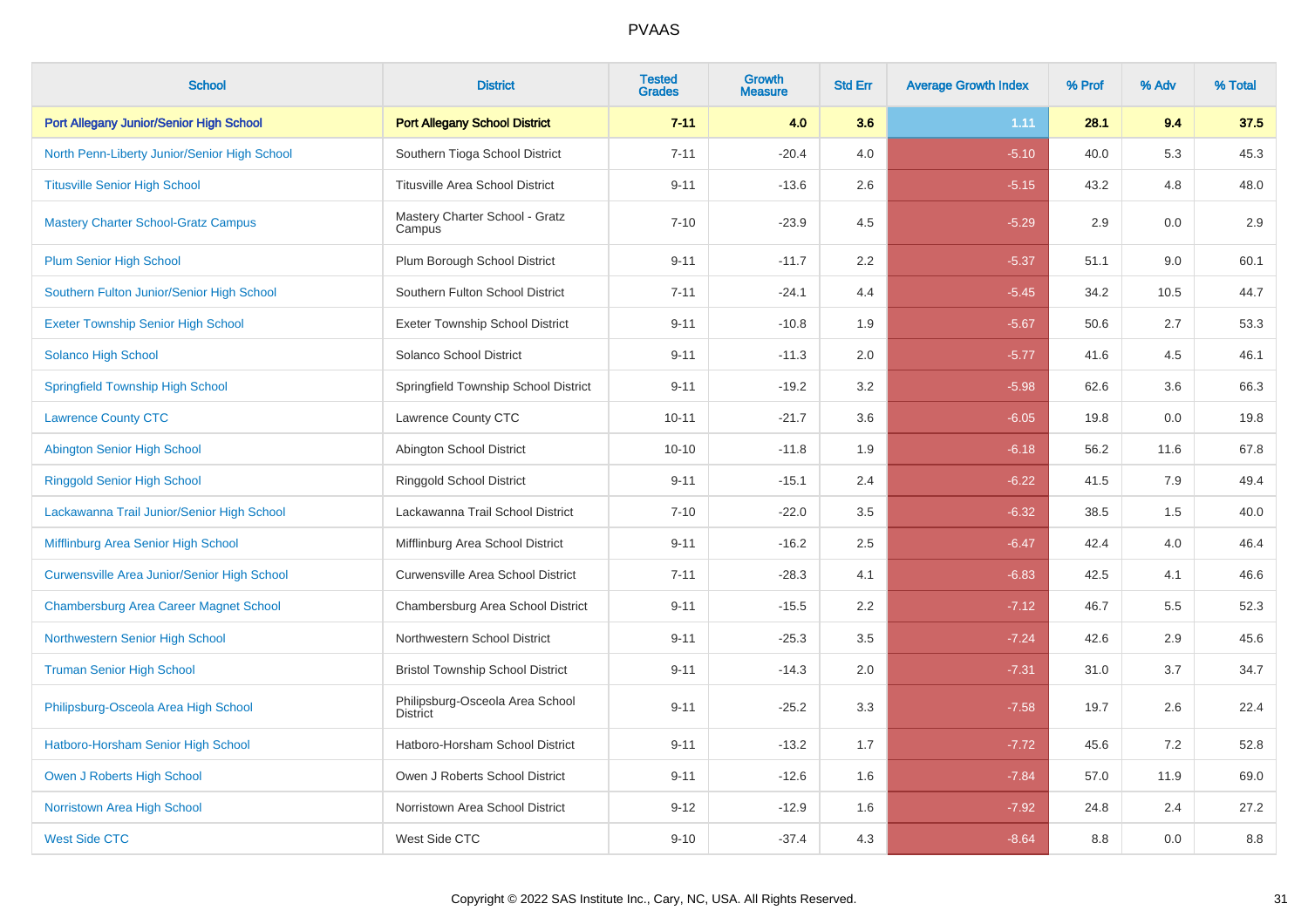| School | District | Tested Grades | Growth Measure | Std Err | Average Growth Index | % Prof | % Adv | % Total |
|---|---|---|---|---|---|---|---|---|
| **Port Allegany Junior/Senior High School** | **Port Allegany School District** | **7-11** | **4.0** | **3.6** | **1.11** | **28.1** | **9.4** | **37.5** |
| North Penn-Liberty Junior/Senior High School | Southern Tioga School District | 7-11 | -20.4 | 4.0 | -5.10 | 40.0 | 5.3 | 45.3 |
| Titusville Senior High School | Titusville Area School District | 9-11 | -13.6 | 2.6 | -5.15 | 43.2 | 4.8 | 48.0 |
| Mastery Charter School-Gratz Campus | Mastery Charter School - Gratz Campus | 7-10 | -23.9 | 4.5 | -5.29 | 2.9 | 0.0 | 2.9 |
| Plum Senior High School | Plum Borough School District | 9-11 | -11.7 | 2.2 | -5.37 | 51.1 | 9.0 | 60.1 |
| Southern Fulton Junior/Senior High School | Southern Fulton School District | 7-11 | -24.1 | 4.4 | -5.45 | 34.2 | 10.5 | 44.7 |
| Exeter Township Senior High School | Exeter Township School District | 9-11 | -10.8 | 1.9 | -5.67 | 50.6 | 2.7 | 53.3 |
| Solanco High School | Solanco School District | 9-11 | -11.3 | 2.0 | -5.77 | 41.6 | 4.5 | 46.1 |
| Springfield Township High School | Springfield Township School District | 9-11 | -19.2 | 3.2 | -5.98 | 62.6 | 3.6 | 66.3 |
| Lawrence County CTC | Lawrence County CTC | 10-11 | -21.7 | 3.6 | -6.05 | 19.8 | 0.0 | 19.8 |
| Abington Senior High School | Abington School District | 10-10 | -11.8 | 1.9 | -6.18 | 56.2 | 11.6 | 67.8 |
| Ringgold Senior High School | Ringgold School District | 9-11 | -15.1 | 2.4 | -6.22 | 41.5 | 7.9 | 49.4 |
| Lackawanna Trail Junior/Senior High School | Lackawanna Trail School District | 7-10 | -22.0 | 3.5 | -6.32 | 38.5 | 1.5 | 40.0 |
| Mifflinburg Area Senior High School | Mifflinburg Area School District | 9-11 | -16.2 | 2.5 | -6.47 | 42.4 | 4.0 | 46.4 |
| Curwensville Area Junior/Senior High School | Curwensville Area School District | 7-11 | -28.3 | 4.1 | -6.83 | 42.5 | 4.1 | 46.6 |
| Chambersburg Area Career Magnet School | Chambersburg Area School District | 9-11 | -15.5 | 2.2 | -7.12 | 46.7 | 5.5 | 52.3 |
| Northwestern Senior High School | Northwestern School District | 9-11 | -25.3 | 3.5 | -7.24 | 42.6 | 2.9 | 45.6 |
| Truman Senior High School | Bristol Township School District | 9-11 | -14.3 | 2.0 | -7.31 | 31.0 | 3.7 | 34.7 |
| Philipsburg-Osceola Area High School | Philipsburg-Osceola Area School District | 9-11 | -25.2 | 3.3 | -7.58 | 19.7 | 2.6 | 22.4 |
| Hatboro-Horsham Senior High School | Hatboro-Horsham School District | 9-11 | -13.2 | 1.7 | -7.72 | 45.6 | 7.2 | 52.8 |
| Owen J Roberts High School | Owen J Roberts School District | 9-11 | -12.6 | 1.6 | -7.84 | 57.0 | 11.9 | 69.0 |
| Norristown Area High School | Norristown Area School District | 9-12 | -12.9 | 1.6 | -7.92 | 24.8 | 2.4 | 27.2 |
| West Side CTC | West Side CTC | 9-10 | -37.4 | 4.3 | -8.64 | 8.8 | 0.0 | 8.8 |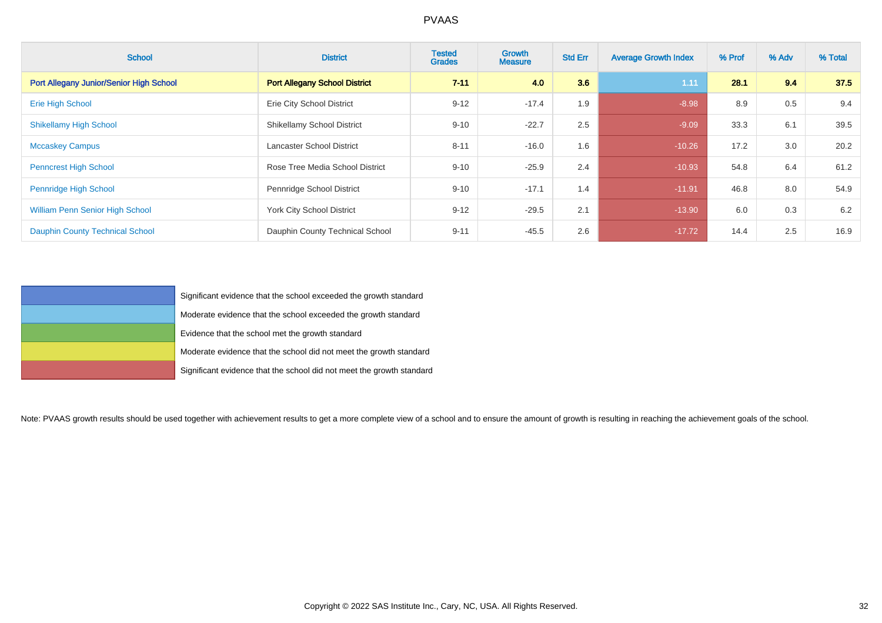# PVAAS

| School | District | Tested Grades | Growth Measure | Std Err | Average Growth Index | % Prof | % Adv | % Total |
|---|---|---|---|---|---|---|---|---|
| **Port Allegany Junior/Senior High School** | **Port Allegany School District** | **7-11** | **4.0** | **3.6** | **1.11** | **28.1** | **9.4** | **37.5** |
| Erie High School | Erie City School District | 9-12 | -17.4 | 1.9 | -8.98 | 8.9 | 0.5 | 9.4 |
| Shikellamy High School | Shikellamy School District | 9-10 | -22.7 | 2.5 | -9.09 | 33.3 | 6.1 | 39.5 |
| Mccaskey Campus | Lancaster School District | 8-11 | -16.0 | 1.6 | -10.26 | 17.2 | 3.0 | 20.2 |
| Penncrest High School | Rose Tree Media School District | 9-10 | -25.9 | 2.4 | -10.93 | 54.8 | 6.4 | 61.2 |
| Pennridge High School | Pennridge School District | 9-10 | -17.1 | 1.4 | -11.91 | 46.8 | 8.0 | 54.9 |
| William Penn Senior High School | York City School District | 9-12 | -29.5 | 2.1 | -13.90 | 6.0 | 0.3 | 6.2 |
| Dauphin County Technical School | Dauphin County Technical School | 9-11 | -45.5 | 2.6 | -17.72 | 14.4 | 2.5 | 16.9 |

- Significant evidence that the school exceeded the growth standard
- Moderate evidence that the school exceeded the growth standard
- Evidence that the school met the growth standard
- Moderate evidence that the school did not meet the growth standard
- Significant evidence that the school did not meet the growth standard

Note: PVAAS growth results should be used together with achievement results to get a more complete view of a school and to ensure the amount of growth is resulting in reaching the achievement goals of the school.

Copyright © 2022 SAS Institute Inc., Cary, NC, USA. All Rights Reserved.